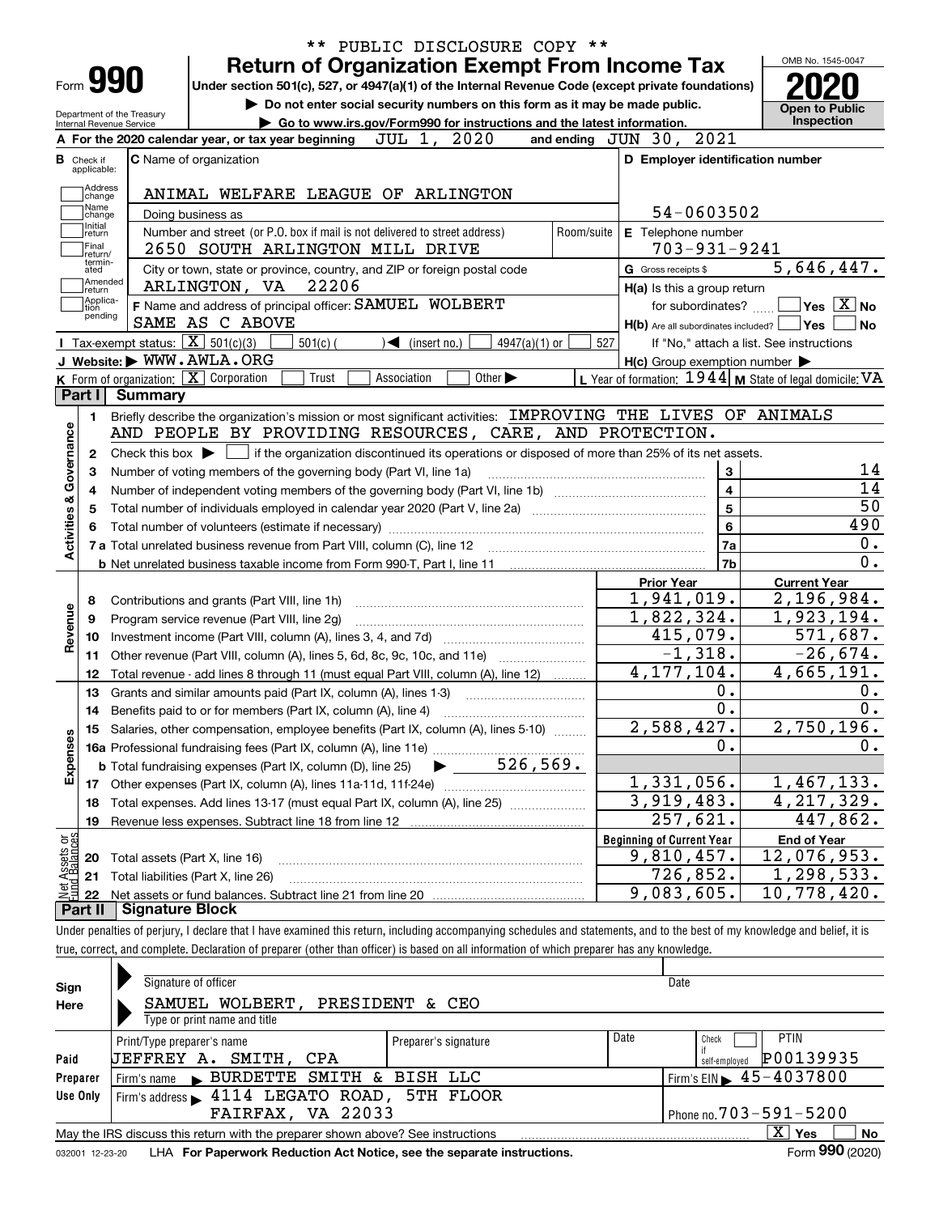** PUBLIC DISCLOSURE COPY **

# Form 990 — Return of Organization Exempt From Income Tax (2020)

Under section 501(c), 527, or 4947(a)(1) of the Internal Revenue Code (except private foundations)

▶ Do not enter social security numbers on this form as it may be made public.

▶ Go to www.irs.gov/Form990 for instructions and the latest information.

OMB No. 1545-0047 — Open to Public Inspection

Department of the Treasury, Internal Revenue Service

**A** For the 2020 calendar year, or tax year beginning JUL 1, 2020 and ending JUN 30, 2021

**B** Check if applicable: Address change, Name change, Initial return, Final return/terminated, Amended return, Application pending

**C** Name of organization: ANIMAL WELFARE LEAGUE OF ARLINGTON

Doing business as

Number and street (or P.O. box if mail is not delivered to street address): 2650 SOUTH ARLINGTON MILL DRIVE — Room/suite

City or town, state or province, country, and ZIP or foreign postal code: ARLINGTON, VA 22206

**D** Employer identification number: 54-0603502

**E** Telephone number: 703-931-9241

**G** Gross receipts $ 5,646,447.

**F** Name and address of principal officer: SAMUEL WOLBERT, SAME AS C ABOVE

**H(a)** Is this a group return for subordinates? ☐ Yes ☒ No

**H(b)** Are all subordinates included? ☐ Yes ☐ No — If "No," attach a list. See instructions

**H(c)** Group exemption number ▶

**I** Tax-exempt status: ☒ 501(c)(3) ☐ 501(c)( ) ◀ (insert no.) ☐ 4947(a)(1) or ☐ 527

**J** Website: ▶ WWW.AWLA.ORG

**K** Form of organization: ☒ Corporation ☐ Trust ☐ Association ☐ Other ▶

**L** Year of formation: 1944 **M** State of legal domicile: VA

## Part I Summary

**Activities & Governance**

1 Briefly describe the organization's mission or most significant activities: IMPROVING THE LIVES OF ANIMALS AND PEOPLE BY PROVIDING RESOURCES, CARE, AND PROTECTION.

2 Check this box ▶ ☐ if the organization discontinued its operations or disposed of more than 25% of its net assets.

| Line | Description | No. | Value |
|---|---|---|---|
| 3 | Number of voting members of the governing body (Part VI, line 1a) | 3 | 14 |
| 4 | Number of independent voting members of the governing body (Part VI, line 1b) | 4 | 14 |
| 5 | Total number of individuals employed in calendar year 2020 (Part V, line 2a) | 5 | 50 |
| 6 | Total number of volunteers (estimate if necessary) | 6 | 490 |
| 7a | Total unrelated business revenue from Part VIII, column (C), line 12 | 7a | 0. |
| 7b | Net unrelated business taxable income from Form 990-T, Part I, line 11 | 7b | 0. |

| Section | Line | Description | Prior Year | Current Year |
|---|---|---|---|---|
| Revenue | 8 | Contributions and grants (Part VIII, line 1h) | 1,941,019. | 2,196,984. |
| | 9 | Program service revenue (Part VIII, line 2g) | 1,822,324. | 1,923,194. |
| | 10 | Investment income (Part VIII, column (A), lines 3, 4, and 7d) | 415,079. | 571,687. |
| | 11 | Other revenue (Part VIII, column (A), lines 5, 6d, 8c, 9c, 10c, and 11e) | -1,318. | -26,674. |
| | 12 | Total revenue - add lines 8 through 11 (must equal Part VIII, column (A), line 12) | 4,177,104. | 4,665,191. |
| Expenses | 13 | Grants and similar amounts paid (Part IX, column (A), lines 1-3) | 0. | 0. |
| | 14 | Benefits paid to or for members (Part IX, column (A), line 4) | 0. | 0. |
| | 15 | Salaries, other compensation, employee benefits (Part IX, column (A), lines 5-10) | 2,588,427. | 2,750,196. |
| | 16a | Professional fundraising fees (Part IX, column (A), line 11e) | 0. | 0. |
| | b | Total fundraising expenses (Part IX, column (D), line 25) ▶ 526,569. | | |
| | 17 | Other expenses (Part IX, column (A), lines 11a-11d, 11f-24e) | 1,331,056. | 1,467,133. |
| | 18 | Total expenses. Add lines 13-17 (must equal Part IX, column (A), line 25) | 3,919,483. | 4,217,329. |
| | 19 | Revenue less expenses. Subtract line 18 from line 12 | 257,621. | 447,862. |

| Section | Line | Description | Beginning of Current Year | End of Year |
|---|---|---|---|---|
| Net Assets or Fund Balances | 20 | Total assets (Part X, line 16) | 9,810,457. | 12,076,953. |
| | 21 | Total liabilities (Part X, line 26) | 726,852. | 1,298,533. |
| | 22 | Net assets or fund balances. Subtract line 21 from line 20 | 9,083,605. | 10,778,420. |

## Part II Signature Block

Under penalties of perjury, I declare that I have examined this return, including accompanying schedules and statements, and to the best of my knowledge and belief, it is true, correct, and complete. Declaration of preparer (other than officer) is based on all information of which preparer has any knowledge.

**Sign Here**

Signature of officer — Date

SAMUEL WOLBERT, PRESIDENT & CEO

Type or print name and title

**Paid Preparer Use Only**

| Print/Type preparer's name | Preparer's signature | Date | Check if self-employed | PTIN |
|---|---|---|---|---|
| JEFFREY A. SMITH, CPA | | | ☐ | P00139935 |

Firm's name ▶ BURDETTE SMITH & BISH LLC — Firm's EIN ▶ 45-4037800

Firm's address ▶ 4114 LEGATO ROAD, 5TH FLOOR, FAIRFAX, VA 22033 — Phone no. 703-591-5200

May the IRS discuss this return with the preparer shown above? See instructions ☒ Yes ☐ No

032001 12-23-20 LHA For Paperwork Reduction Act Notice, see the separate instructions. Form **990** (2020)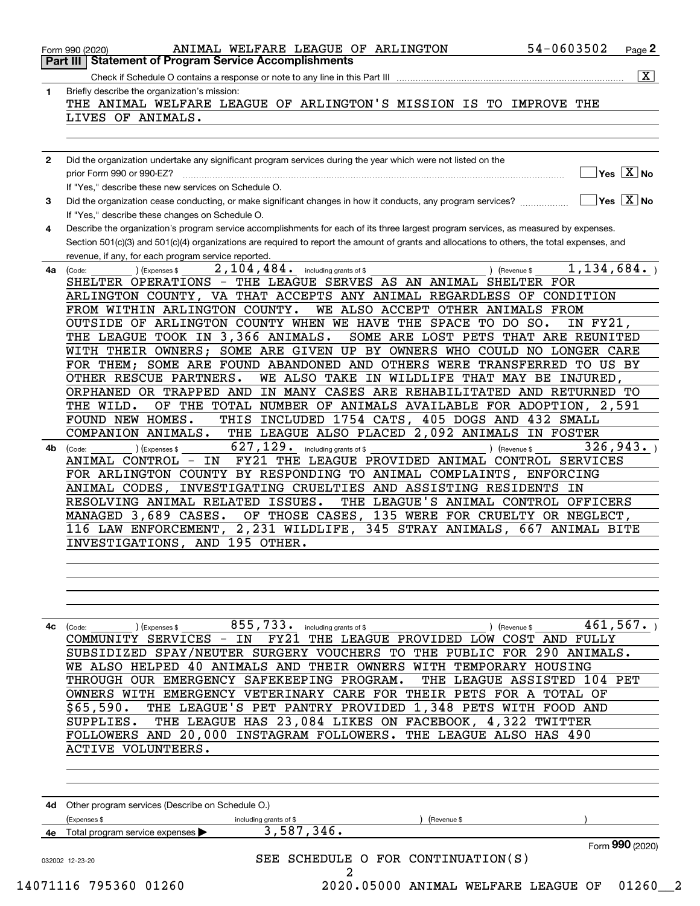Form 990 (2020) ANIMAL WELFARE LEAGUE OF ARLINGTON 54-0603502 Page **2**

## Part III Statement of Program Service Accomplishments

Check if Schedule O contains a response or note to any line in this Part III [X]

**1** Briefly describe the organization's mission:

THE ANIMAL WELFARE LEAGUE OF ARLINGTON'S MISSION IS TO IMPROVE THE LIVES OF ANIMALS.

**2** Did the organization undertake any significant program services during the year which were not listed on the prior Form 990 or 990-EZ? [ ] Yes [X] No

If "Yes," describe these new services on Schedule O.

**3** Did the organization cease conducting, or make significant changes in how it conducts, any program services? [ ] Yes [X] No

If "Yes," describe these changes on Schedule O.

**4** Describe the organization's program service accomplishments for each of its three largest program services, as measured by expenses. Section 501(c)(3) and 501(c)(4) organizations are required to report the amount of grants and allocations to others, the total expenses, and revenue, if any, for each program service reported.

**4a** (Code: ) (Expenses $ 2,104,484. including grants of $ ) (Revenue $ 1,134,684. )

SHELTER OPERATIONS - THE LEAGUE SERVES AS AN ANIMAL SHELTER FOR ARLINGTON COUNTY, VA THAT ACCEPTS ANY ANIMAL REGARDLESS OF CONDITION FROM WITHIN ARLINGTON COUNTY. WE ALSO ACCEPT OTHER ANIMALS FROM OUTSIDE OF ARLINGTON COUNTY WHEN WE HAVE THE SPACE TO DO SO. IN FY21, THE LEAGUE TOOK IN 3,366 ANIMALS. SOME ARE LOST PETS THAT ARE REUNITED WITH THEIR OWNERS; SOME ARE GIVEN UP BY OWNERS WHO COULD NO LONGER CARE FOR THEM; SOME ARE FOUND ABANDONED AND OTHERS WERE TRANSFERRED TO US BY OTHER RESCUE PARTNERS. WE ALSO TAKE IN WILDLIFE THAT MAY BE INJURED, ORPHANED OR TRAPPED AND IN MANY CASES ARE REHABILITATED AND RETURNED TO THE WILD. OF THE TOTAL NUMBER OF ANIMALS AVAILABLE FOR ADOPTION, 2,591 FOUND NEW HOMES. THIS INCLUDED 1754 CATS, 405 DOGS AND 432 SMALL COMPANION ANIMALS. THE LEAGUE ALSO PLACED 2,092 ANIMALS IN FOSTER

**4b** (Code: ) (Expenses $ 627,129. including grants of $ ) (Revenue $ 326,943. )

ANIMAL CONTROL - IN FY21 THE LEAGUE PROVIDED ANIMAL CONTROL SERVICES FOR ARLINGTON COUNTY BY RESPONDING TO ANIMAL COMPLAINTS, ENFORCING ANIMAL CODES, INVESTIGATING CRUELTIES AND ASSISTING RESIDENTS IN RESOLVING ANIMAL RELATED ISSUES. THE LEAGUE'S ANIMAL CONTROL OFFICERS MANAGED 3,689 CASES. OF THOSE CASES, 135 WERE FOR CRUELTY OR NEGLECT, 116 LAW ENFORCEMENT, 2,231 WILDLIFE, 345 STRAY ANIMALS, 667 ANIMAL BITE INVESTIGATIONS, AND 195 OTHER.

**4c** (Code: ) (Expenses $ 855,733. including grants of $ ) (Revenue $ 461,567. )

COMMUNITY SERVICES - IN FY21 THE LEAGUE PROVIDED LOW COST AND FULLY SUBSIDIZED SPAY/NEUTER SURGERY VOUCHERS TO THE PUBLIC FOR 290 ANIMALS. WE ALSO HELPED 40 ANIMALS AND THEIR OWNERS WITH TEMPORARY HOUSING THROUGH OUR EMERGENCY SAFEKEEPING PROGRAM. THE LEAGUE ASSISTED 104 PET OWNERS WITH EMERGENCY VETERINARY CARE FOR THEIR PETS FOR A TOTAL OF $65,590. THE LEAGUE'S PET PANTRY PROVIDED 1,348 PETS WITH FOOD AND SUPPLIES. THE LEAGUE HAS 23,084 LIKES ON FACEBOOK, 4,322 TWITTER FOLLOWERS AND 20,000 INSTAGRAM FOLLOWERS. THE LEAGUE ALSO HAS 490 ACTIVE VOLUNTEERS.

**4d** Other program services (Describe on Schedule O.)

(Expenses $ including grants of $ ) (Revenue $ )

**4e** Total program service expenses ▶ 3,587,346.

SEE SCHEDULE O FOR CONTINUATION(S)

Form **990** (2020)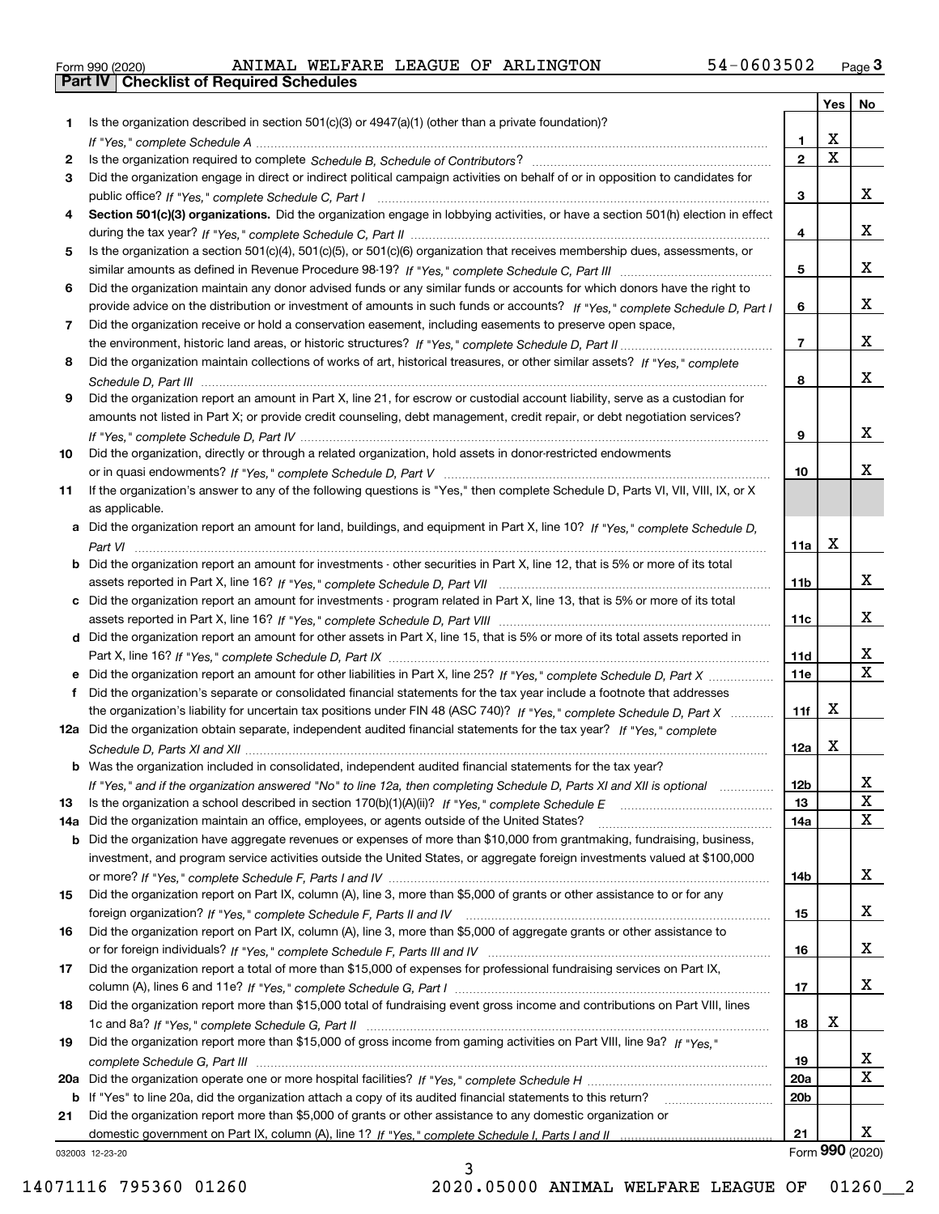Form 990 (2020) ANIMAL WELFARE LEAGUE OF ARLINGTON 54-0603502

## Part IV Checklist of Required Schedules

| | | | Yes | No |
|---|---|---|---|---|
| 1 | Is the organization described in section 501(c)(3) or 4947(a)(1) (other than a private foundation)? *If "Yes," complete Schedule A* | 1 | X | |
| 2 | Is the organization required to complete *Schedule B, Schedule of Contributors*? | 2 | X | |
| 3 | Did the organization engage in direct or indirect political campaign activities on behalf of or in opposition to candidates for public office? *If "Yes," complete Schedule C, Part I* | 3 | | X |
| 4 | **Section 501(c)(3) organizations.** Did the organization engage in lobbying activities, or have a section 501(h) election in effect during the tax year? *If "Yes," complete Schedule C, Part II* | 4 | | X |
| 5 | Is the organization a section 501(c)(4), 501(c)(5), or 501(c)(6) organization that receives membership dues, assessments, or similar amounts as defined in Revenue Procedure 98-19? *If "Yes," complete Schedule C, Part III* | 5 | | X |
| 6 | Did the organization maintain any donor advised funds or any similar funds or accounts for which donors have the right to provide advice on the distribution or investment of amounts in such funds or accounts? *If "Yes," complete Schedule D, Part I* | 6 | | X |
| 7 | Did the organization receive or hold a conservation easement, including easements to preserve open space, the environment, historic land areas, or historic structures? *If "Yes," complete Schedule D, Part II* | 7 | | X |
| 8 | Did the organization maintain collections of works of art, historical treasures, or other similar assets? *If "Yes," complete Schedule D, Part III* | 8 | | X |
| 9 | Did the organization report an amount in Part X, line 21, for escrow or custodial account liability, serve as a custodian for amounts not listed in Part X; or provide credit counseling, debt management, credit repair, or debt negotiation services? *If "Yes," complete Schedule D, Part IV* | 9 | | X |
| 10 | Did the organization, directly or through a related organization, hold assets in donor-restricted endowments or in quasi endowments? *If "Yes," complete Schedule D, Part V* | 10 | | X |
| 11 | If the organization's answer to any of the following questions is "Yes," then complete Schedule D, Parts VI, VII, VIII, IX, or X as applicable. | | | |
| a | Did the organization report an amount for land, buildings, and equipment in Part X, line 10? *If "Yes," complete Schedule D, Part VI* | 11a | X | |
| b | Did the organization report an amount for investments - other securities in Part X, line 12, that is 5% or more of its total assets reported in Part X, line 16? *If "Yes," complete Schedule D, Part VII* | 11b | | X |
| c | Did the organization report an amount for investments - program related in Part X, line 13, that is 5% or more of its total assets reported in Part X, line 16? *If "Yes," complete Schedule D, Part VIII* | 11c | | X |
| d | Did the organization report an amount for other assets in Part X, line 15, that is 5% or more of its total assets reported in Part X, line 16? *If "Yes," complete Schedule D, Part IX* | 11d | | X |
| e | Did the organization report an amount for other liabilities in Part X, line 25? *If "Yes," complete Schedule D, Part X* | 11e | | X |
| f | Did the organization's separate or consolidated financial statements for the tax year include a footnote that addresses the organization's liability for uncertain tax positions under FIN 48 (ASC 740)? *If "Yes," complete Schedule D, Part X* | 11f | X | |
| 12a | Did the organization obtain separate, independent audited financial statements for the tax year? *If "Yes," complete Schedule D, Parts XI and XII* | 12a | X | |
| b | Was the organization included in consolidated, independent audited financial statements for the tax year? *If "Yes," and if the organization answered "No" to line 12a, then completing Schedule D, Parts XI and XII is optional* | 12b | | X |
| 13 | Is the organization a school described in section 170(b)(1)(A)(ii)? *If "Yes," complete Schedule E* | 13 | | X |
| 14a | Did the organization maintain an office, employees, or agents outside of the United States? | 14a | | X |
| b | Did the organization have aggregate revenues or expenses of more than $10,000 from grantmaking, fundraising, business, investment, and program service activities outside the United States, or aggregate foreign investments valued at $100,000 or more? *If "Yes," complete Schedule F, Parts I and IV* | 14b | | X |
| 15 | Did the organization report on Part IX, column (A), line 3, more than $5,000 of grants or other assistance to or for any foreign organization? *If "Yes," complete Schedule F, Parts II and IV* | 15 | | X |
| 16 | Did the organization report on Part IX, column (A), line 3, more than $5,000 of aggregate grants or other assistance to or for foreign individuals? *If "Yes," complete Schedule F, Parts III and IV* | 16 | | X |
| 17 | Did the organization report a total of more than $15,000 of expenses for professional fundraising services on Part IX, column (A), lines 6 and 11e? *If "Yes," complete Schedule G, Part I* | 17 | | X |
| 18 | Did the organization report more than $15,000 total of fundraising event gross income and contributions on Part VIII, lines 1c and 8a? *If "Yes," complete Schedule G, Part II* | 18 | X | |
| 19 | Did the organization report more than $15,000 of gross income from gaming activities on Part VIII, line 9a? *If "Yes," complete Schedule G, Part III* | 19 | | X |
| 20a | Did the organization operate one or more hospital facilities? *If "Yes," complete Schedule H* | 20a | | X |
| b | If "Yes" to line 20a, did the organization attach a copy of its audited financial statements to this return? | 20b | | |
| 21 | Did the organization report more than $5,000 of grants or other assistance to any domestic organization or domestic government on Part IX, column (A), line 1? *If "Yes," complete Schedule I, Parts I and II* | 21 | | X |

032003 12-23-20 Form **990** (2020)

14071116 795360 01260 2020.05000 ANIMAL WELFARE LEAGUE OF 01260__2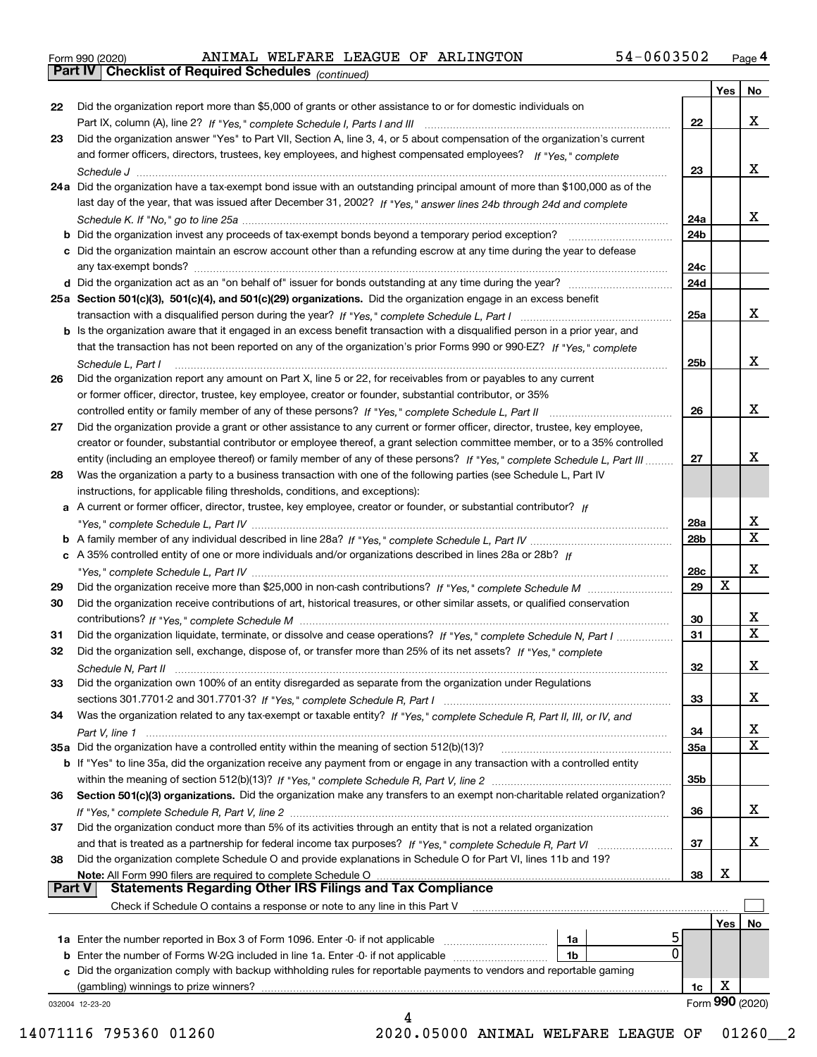Form 990 (2020) ANIMAL WELFARE LEAGUE OF ARLINGTON 54-0603502 Page 4

**Part IV Checklist of Required Schedules** *(continued)*

| | | | Yes | No |
|---|---|---|---|---|
| 22 | Did the organization report more than $5,000 of grants or other assistance to or for domestic individuals on Part IX, column (A), line 2? *If "Yes," complete Schedule I, Parts I and III* | 22 | | X |
| 23 | Did the organization answer "Yes" to Part VII, Section A, line 3, 4, or 5 about compensation of the organization's current and former officers, directors, trustees, key employees, and highest compensated employees? *If "Yes," complete Schedule J* | 23 | | X |
| 24a | Did the organization have a tax-exempt bond issue with an outstanding principal amount of more than $100,000 as of the last day of the year, that was issued after December 31, 2002? *If "Yes," answer lines 24b through 24d and complete Schedule K. If "No," go to line 25a* | 24a | | X |
| b | Did the organization invest any proceeds of tax-exempt bonds beyond a temporary period exception? | 24b | | |
| c | Did the organization maintain an escrow account other than a refunding escrow at any time during the year to defease any tax-exempt bonds? | 24c | | |
| d | Did the organization act as an "on behalf of" issuer for bonds outstanding at any time during the year? | 24d | | |
| 25a | **Section 501(c)(3), 501(c)(4), and 501(c)(29) organizations.** Did the organization engage in an excess benefit transaction with a disqualified person during the year? *If "Yes," complete Schedule L, Part I* | 25a | | X |
| b | Is the organization aware that it engaged in an excess benefit transaction with a disqualified person in a prior year, and that the transaction has not been reported on any of the organization's prior Forms 990 or 990-EZ? *If "Yes," complete Schedule L, Part I* | 25b | | X |
| 26 | Did the organization report any amount on Part X, line 5 or 22, for receivables from or payables to any current or former officer, director, trustee, key employee, creator or founder, substantial contributor, or 35% controlled entity or family member of any of these persons? *If "Yes," complete Schedule L, Part II* | 26 | | X |
| 27 | Did the organization provide a grant or other assistance to any current or former officer, director, trustee, key employee, creator or founder, substantial contributor or employee thereof, a grant selection committee member, or to a 35% controlled entity (including an employee thereof) or family member of any of these persons? *If "Yes," complete Schedule L, Part III* | 27 | | X |
| 28 | Was the organization a party to a business transaction with one of the following parties (see Schedule L, Part IV instructions, for applicable filing thresholds, conditions, and exceptions): | | | |
| a | A current or former officer, director, trustee, key employee, creator or founder, or substantial contributor? *If "Yes," complete Schedule L, Part IV* | 28a | | X |
| b | A family member of any individual described in line 28a? *If "Yes," complete Schedule L, Part IV* | 28b | | X |
| c | A 35% controlled entity of one or more individuals and/or organizations described in lines 28a or 28b? *If "Yes," complete Schedule L, Part IV* | 28c | | X |
| 29 | Did the organization receive more than $25,000 in non-cash contributions? *If "Yes," complete Schedule M* | 29 | X | |
| 30 | Did the organization receive contributions of art, historical treasures, or other similar assets, or qualified conservation contributions? *If "Yes," complete Schedule M* | 30 | | X |
| 31 | Did the organization liquidate, terminate, or dissolve and cease operations? *If "Yes," complete Schedule N, Part I* | 31 | | X |
| 32 | Did the organization sell, exchange, dispose of, or transfer more than 25% of its net assets? *If "Yes," complete Schedule N, Part II* | 32 | | X |
| 33 | Did the organization own 100% of an entity disregarded as separate from the organization under Regulations sections 301.7701-2 and 301.7701-3? *If "Yes," complete Schedule R, Part I* | 33 | | X |
| 34 | Was the organization related to any tax-exempt or taxable entity? *If "Yes," complete Schedule R, Part II, III, or IV, and Part V, line 1* | 34 | | X |
| 35a | Did the organization have a controlled entity within the meaning of section 512(b)(13)? | 35a | | X |
| b | If "Yes" to line 35a, did the organization receive any payment from or engage in any transaction with a controlled entity within the meaning of section 512(b)(13)? *If "Yes," complete Schedule R, Part V, line 2* | 35b | | |
| 36 | **Section 501(c)(3) organizations.** Did the organization make any transfers to an exempt non-charitable related organization? *If "Yes," complete Schedule R, Part V, line 2* | 36 | | X |
| 37 | Did the organization conduct more than 5% of its activities through an entity that is not a related organization and that is treated as a partnership for federal income tax purposes? *If "Yes," complete Schedule R, Part VI* | 37 | | X |
| 38 | Did the organization complete Schedule O and provide explanations in Schedule O for Part VI, lines 11b and 19? **Note:** All Form 990 filers are required to complete Schedule O | 38 | X | |

**Part V Statements Regarding Other IRS Filings and Tax Compliance**

Check if Schedule O contains a response or note to any line in this Part V ☐

| | | | | | Yes | No |
|---|---|---|---|---|---|---|
| 1a | Enter the number reported in Box 3 of Form 1096. Enter -0- if not applicable | 1a | 5 | | | |
| b | Enter the number of Forms W-2G included in line 1a. Enter -0- if not applicable | 1b | 0 | | | |
| c | Did the organization comply with backup withholding rules for reportable payments to vendors and reportable gaming (gambling) winnings to prize winners? | | | 1c | X | |

Form **990** (2020)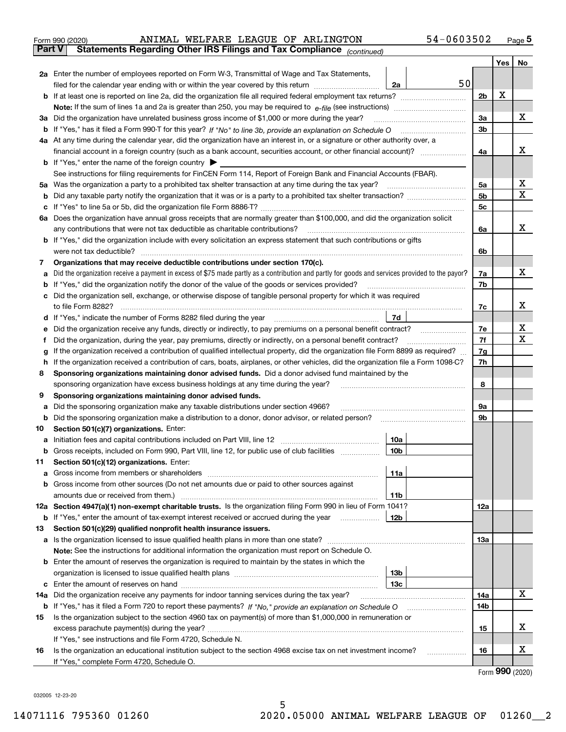Form 990 (2020) ANIMAL WELFARE LEAGUE OF ARLINGTON 54-0603502 Page 5

**Part V Statements Regarding Other IRS Filings and Tax Compliance** *(continued)*

| | | | | Yes | No |
|---|---|---|---|---|---|
| **2a** | Enter the number of employees reported on Form W-3, Transmittal of Wage and Tax Statements, filed for the calendar year ending with or within the year covered by this return | 2a | 50 | | |
| **b** | If at least one is reported on line 2a, did the organization file all required federal employment tax returns? | | 2b | X | |
| | **Note:** If the sum of lines 1a and 2a is greater than 250, you may be required to *e-file* (see instructions) | | | | |
| **3a** | Did the organization have unrelated business gross income of $1,000 or more during the year? | | 3a | | X |
| **b** | If "Yes," has it filed a Form 990-T for this year? *If "No" to line 3b, provide an explanation on Schedule O* | | 3b | | |
| **4a** | At any time during the calendar year, did the organization have an interest in, or a signature or other authority over, a financial account in a foreign country (such as a bank account, securities account, or other financial account)? | | 4a | | X |
| **b** | If "Yes," enter the name of the foreign country ▶ | | | | |
| | See instructions for filing requirements for FinCEN Form 114, Report of Foreign Bank and Financial Accounts (FBAR). | | | | |
| **5a** | Was the organization a party to a prohibited tax shelter transaction at any time during the tax year? | | 5a | | X |
| **b** | Did any taxable party notify the organization that it was or is a party to a prohibited tax shelter transaction? | | 5b | | X |
| **c** | If "Yes" to line 5a or 5b, did the organization file Form 8886-T? | | 5c | | |
| **6a** | Does the organization have annual gross receipts that are normally greater than $100,000, and did the organization solicit any contributions that were not tax deductible as charitable contributions? | | 6a | | X |
| **b** | If "Yes," did the organization include with every solicitation an express statement that such contributions or gifts were not tax deductible? | | 6b | | |
| **7** | **Organizations that may receive deductible contributions under section 170(c).** | | | | |
| **a** | Did the organization receive a payment in excess of $75 made partly as a contribution and partly for goods and services provided to the payor? | | 7a | | X |
| **b** | If "Yes," did the organization notify the donor of the value of the goods or services provided? | | 7b | | |
| **c** | Did the organization sell, exchange, or otherwise dispose of tangible personal property for which it was required to file Form 8282? | | 7c | | X |
| **d** | If "Yes," indicate the number of Forms 8282 filed during the year | 7d | | | |
| **e** | Did the organization receive any funds, directly or indirectly, to pay premiums on a personal benefit contract? | | 7e | | X |
| **f** | Did the organization, during the year, pay premiums, directly or indirectly, on a personal benefit contract? | | 7f | | X |
| **g** | If the organization received a contribution of qualified intellectual property, did the organization file Form 8899 as required? | | 7g | | |
| **h** | If the organization received a contribution of cars, boats, airplanes, or other vehicles, did the organization file a Form 1098-C? | | 7h | | |
| **8** | **Sponsoring organizations maintaining donor advised funds.** Did a donor advised fund maintained by the sponsoring organization have excess business holdings at any time during the year? | | 8 | | |
| **9** | **Sponsoring organizations maintaining donor advised funds.** | | | | |
| **a** | Did the sponsoring organization make any taxable distributions under section 4966? | | 9a | | |
| **b** | Did the sponsoring organization make a distribution to a donor, donor advisor, or related person? | | 9b | | |
| **10** | **Section 501(c)(7) organizations.** Enter: | | | | |
| **a** | Initiation fees and capital contributions included on Part VIII, line 12 | 10a | | | |
| **b** | Gross receipts, included on Form 990, Part VIII, line 12, for public use of club facilities | 10b | | | |
| **11** | **Section 501(c)(12) organizations.** Enter: | | | | |
| **a** | Gross income from members or shareholders | 11a | | | |
| **b** | Gross income from other sources (Do not net amounts due or paid to other sources against amounts due or received from them.) | 11b | | | |
| **12a** | **Section 4947(a)(1) non-exempt charitable trusts.** Is the organization filing Form 990 in lieu of Form 1041? | | 12a | | |
| **b** | If "Yes," enter the amount of tax-exempt interest received or accrued during the year | 12b | | | |
| **13** | **Section 501(c)(29) qualified nonprofit health insurance issuers.** | | | | |
| **a** | Is the organization licensed to issue qualified health plans in more than one state? | | 13a | | |
| | **Note:** See the instructions for additional information the organization must report on Schedule O. | | | | |
| **b** | Enter the amount of reserves the organization is required to maintain by the states in which the organization is licensed to issue qualified health plans | 13b | | | |
| **c** | Enter the amount of reserves on hand | 13c | | | |
| **14a** | Did the organization receive any payments for indoor tanning services during the tax year? | | 14a | | X |
| **b** | If "Yes," has it filed a Form 720 to report these payments? *If "No," provide an explanation on Schedule O* | | 14b | | |
| **15** | Is the organization subject to the section 4960 tax on payment(s) of more than $1,000,000 in remuneration or excess parachute payment(s) during the year? | | 15 | | X |
| | If "Yes," see instructions and file Form 4720, Schedule N. | | | | |
| **16** | Is the organization an educational institution subject to the section 4968 excise tax on net investment income? | | 16 | | X |
| | If "Yes," complete Form 4720, Schedule O. | | | | |

Form **990** (2020)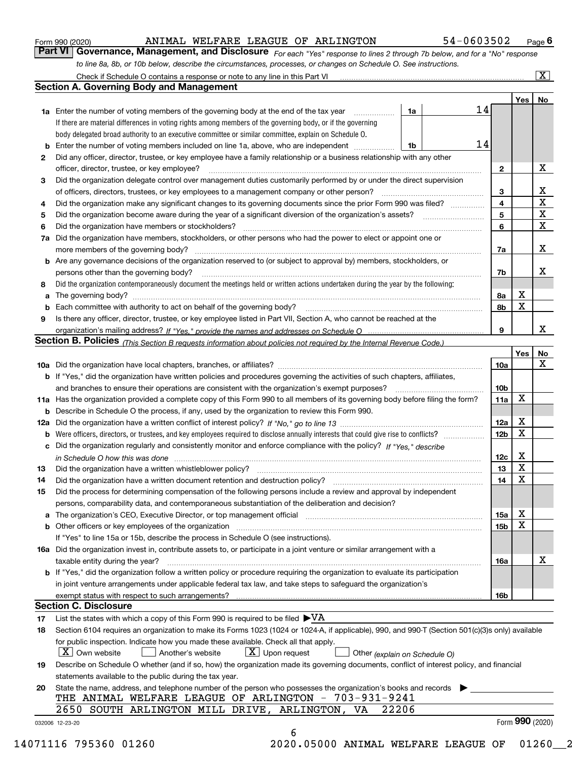Form 990 (2020) ANIMAL WELFARE LEAGUE OF ARLINGTON 54-0603502 Page 6

## Part VI Governance, Management, and Disclosure

*For each "Yes" response to lines 2 through 7b below, and for a "No" response to line 8a, 8b, or 10b below, describe the circumstances, processes, or changes on Schedule O. See instructions.*

Check if Schedule O contains a response or note to any line in this Part VI [X]

### Section A. Governing Body and Management

| | | | | Yes | No |
|---|---|---|---|---|---|
| **1a** | Enter the number of voting members of the governing body at the end of the tax year. If there are material differences in voting rights among members of the governing body, or if the governing body delegated broad authority to an executive committee or similar committee, explain on Schedule O. | 1a | 14 | | |
| **b** | Enter the number of voting members included on line 1a, above, who are independent | 1b | 14 | | |
| **2** | Did any officer, director, trustee, or key employee have a family relationship or a business relationship with any other officer, director, trustee, or key employee? | | 2 | | X |
| **3** | Did the organization delegate control over management duties customarily performed by or under the direct supervision of officers, directors, trustees, or key employees to a management company or other person? | | 3 | | X |
| **4** | Did the organization make any significant changes to its governing documents since the prior Form 990 was filed? | | 4 | | X |
| **5** | Did the organization become aware during the year of a significant diversion of the organization's assets? | | 5 | | X |
| **6** | Did the organization have members or stockholders? | | 6 | | X |
| **7a** | Did the organization have members, stockholders, or other persons who had the power to elect or appoint one or more members of the governing body? | | 7a | | X |
| **b** | Are any governance decisions of the organization reserved to (or subject to approval by) members, stockholders, or persons other than the governing body? | | 7b | | X |
| **8** | Did the organization contemporaneously document the meetings held or written actions undertaken during the year by the following: | | | | |
| **a** | The governing body? | | 8a | X | |
| **b** | Each committee with authority to act on behalf of the governing body? | | 8b | X | |
| **9** | Is there any officer, director, trustee, or key employee listed in Part VII, Section A, who cannot be reached at the organization's mailing address? *If "Yes," provide the names and addresses on Schedule O* | | 9 | | X |

### Section B. Policies *(This Section B requests information about policies not required by the Internal Revenue Code.)*

| | | | Yes | No |
|---|---|---|---|---|
| **10a** | Did the organization have local chapters, branches, or affiliates? | 10a | | X |
| **b** | If "Yes," did the organization have written policies and procedures governing the activities of such chapters, affiliates, and branches to ensure their operations are consistent with the organization's exempt purposes? | 10b | | |
| **11a** | Has the organization provided a complete copy of this Form 990 to all members of its governing body before filing the form? | 11a | X | |
| **b** | Describe in Schedule O the process, if any, used by the organization to review this Form 990. | | | |
| **12a** | Did the organization have a written conflict of interest policy? *If "No," go to line 13* | 12a | X | |
| **b** | Were officers, directors, or trustees, and key employees required to disclose annually interests that could give rise to conflicts? | 12b | X | |
| **c** | Did the organization regularly and consistently monitor and enforce compliance with the policy? *If "Yes," describe in Schedule O how this was done* | 12c | X | |
| **13** | Did the organization have a written whistleblower policy? | 13 | X | |
| **14** | Did the organization have a written document retention and destruction policy? | 14 | X | |
| **15** | Did the process for determining compensation of the following persons include a review and approval by independent persons, comparability data, and contemporaneous substantiation of the deliberation and decision? | | | |
| **a** | The organization's CEO, Executive Director, or top management official | 15a | X | |
| **b** | Other officers or key employees of the organization | 15b | X | |
| | If "Yes" to line 15a or 15b, describe the process in Schedule O (see instructions). | | | |
| **16a** | Did the organization invest in, contribute assets to, or participate in a joint venture or similar arrangement with a taxable entity during the year? | 16a | | X |
| **b** | If "Yes," did the organization follow a written policy or procedure requiring the organization to evaluate its participation in joint venture arrangements under applicable federal tax law, and take steps to safeguard the organization's exempt status with respect to such arrangements? | 16b | | |

### Section C. Disclosure

**17** List the states with which a copy of this Form 990 is required to be filed ▶VA

**18** Section 6104 requires an organization to make its Forms 1023 (1024 or 1024-A, if applicable), 990, and 990-T (Section 501(c)(3)s only) available for public inspection. Indicate how you made these available. Check all that apply.

[X] Own website [ ] Another's website [X] Upon request [ ] Other *(explain on Schedule O)*

**19** Describe on Schedule O whether (and if so, how) the organization made its governing documents, conflict of interest policy, and financial statements available to the public during the tax year.

**20** State the name, address, and telephone number of the person who possesses the organization's books and records ▶

THE ANIMAL WELFARE LEAGUE OF ARLINGTON - 703-931-9241
2650 SOUTH ARLINGTON MILL DRIVE, ARLINGTON, VA 22206

032006 12-23-20 Form **990** (2020)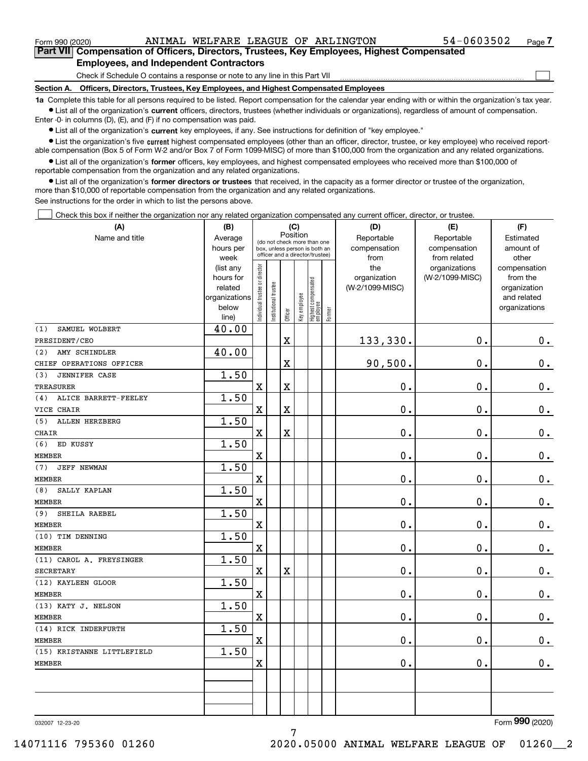Form 990 (2020) ANIMAL WELFARE LEAGUE OF ARLINGTON 54-0603502 Page 7

## Part VII Compensation of Officers, Directors, Trustees, Key Employees, Highest Compensated Employees, and Independent Contractors

Check if Schedule O contains a response or note to any line in this Part VII ☐

### Section A. Officers, Directors, Trustees, Key Employees, and Highest Compensated Employees

**1a** Complete this table for all persons required to be listed. Report compensation for the calendar year ending with or within the organization's tax year.

- List all of the organization's **current** officers, directors, trustees (whether individuals or organizations), regardless of amount of compensation. Enter -0- in columns (D), (E), and (F) if no compensation was paid.
- List all of the organization's **current** key employees, if any. See instructions for definition of "key employee."
- List the organization's five **current** highest compensated employees (other than an officer, director, trustee, or key employee) who received reportable compensation (Box 5 of Form W-2 and/or Box 7 of Form 1099-MISC) of more than $100,000 from the organization and any related organizations.
- List all of the organization's **former** officers, key employees, and highest compensated employees who received more than $100,000 of reportable compensation from the organization and any related organizations.
- List all of the organization's **former directors or trustees** that received, in the capacity as a former director or trustee of the organization, more than $10,000 of reportable compensation from the organization and any related organizations.

See instructions for the order in which to list the persons above.

☐ Check this box if neither the organization nor any related organization compensated any current officer, director, or trustee.

| (A) Name and title | (B) Average hours per week (list any hours for related organizations below line) | (C) Position: Individual trustee or director | Institutional trustee | Officer | Key employee | Highest compensated employee | Former | (D) Reportable compensation from the organization (W-2/1099-MISC) | (E) Reportable compensation from related organizations (W-2/1099-MISC) | (F) Estimated amount of other compensation from the organization and related organizations |
|---|---|---|---|---|---|---|---|---|---|---|
| (1) SAMUEL WOLBERT<br>PRESIDENT/CEO | 40.00 | | | X | | | | 133,330. | 0. | 0. |
| (2) AMY SCHINDLER<br>CHIEF OPERATIONS OFFICER | 40.00 | | | X | | | | 90,500. | 0. | 0. |
| (3) JENNIFER CASE<br>TREASURER | 1.50 | X | | X | | | | 0. | 0. | 0. |
| (4) ALICE BARRETT-FEELEY<br>VICE CHAIR | 1.50 | X | | X | | | | 0. | 0. | 0. |
| (5) ALLEN HERZBERG<br>CHAIR | 1.50 | X | | X | | | | 0. | 0. | 0. |
| (6) ED KUSSY<br>MEMBER | 1.50 | X | | | | | | 0. | 0. | 0. |
| (7) JEFF NEWMAN<br>MEMBER | 1.50 | X | | | | | | 0. | 0. | 0. |
| (8) SALLY KAPLAN<br>MEMBER | 1.50 | X | | | | | | 0. | 0. | 0. |
| (9) SHEILA RAEBEL<br>MEMBER | 1.50 | X | | | | | | 0. | 0. | 0. |
| (10) TIM DENNING<br>MEMBER | 1.50 | X | | | | | | 0. | 0. | 0. |
| (11) CAROL A. FREYSINGER<br>SECRETARY | 1.50 | X | | X | | | | 0. | 0. | 0. |
| (12) KAYLEEN GLOOR<br>MEMBER | 1.50 | X | | | | | | 0. | 0. | 0. |
| (13) KATY J. NELSON<br>MEMBER | 1.50 | X | | | | | | 0. | 0. | 0. |
| (14) RICK INDERFURTH<br>MEMBER | 1.50 | X | | | | | | 0. | 0. | 0. |
| (15) KRISTANNE LITTLEFIELD<br>MEMBER | 1.50 | X | | | | | | 0. | 0. | 0. |
| | | | | | | | | | | |

032007 12-23-20 Form 990 (2020)

14071116 795360 01260 2020.05000 ANIMAL WELFARE LEAGUE OF 01260__2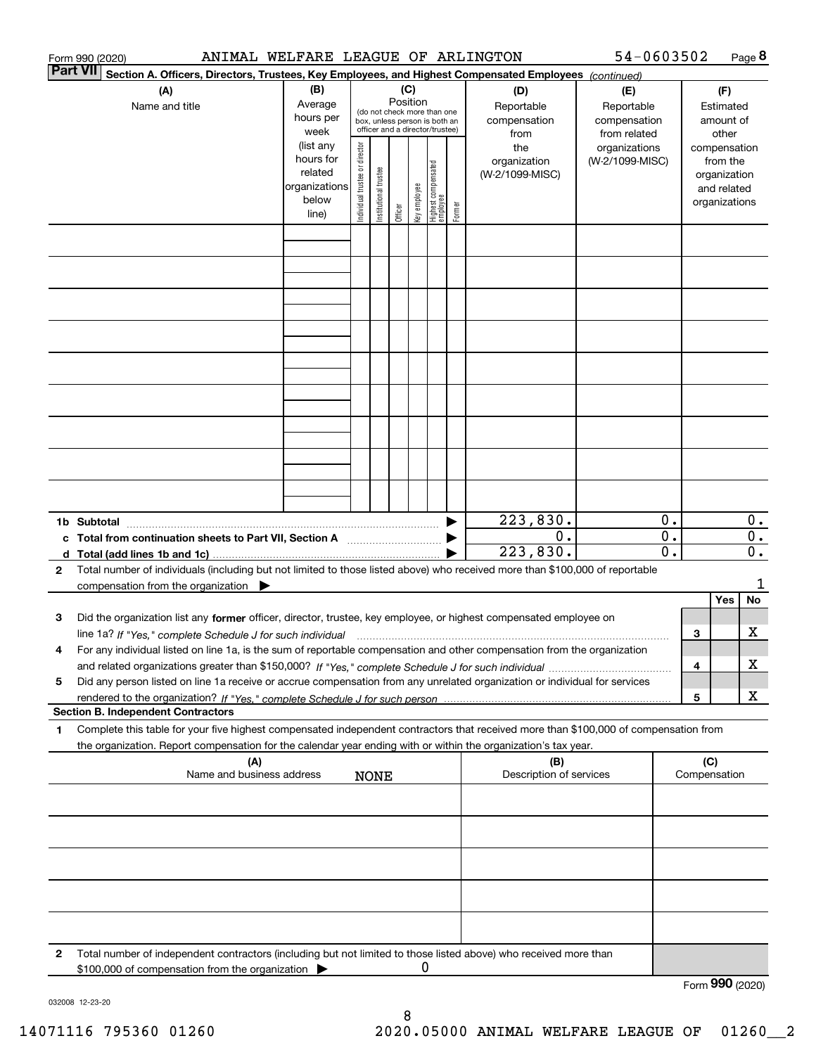Form 990 (2020) ANIMAL WELFARE LEAGUE OF ARLINGTON 54-0603502 Page 8

**Part VII** **Section A. Officers, Directors, Trustees, Key Employees, and Highest Compensated Employees** *(continued)*

| (A) Name and title | (B) Average hours per week (list any hours for related organizations below line) | (C) Position (do not check more than one box, unless person is both an officer and a director/trustee): Individual trustee or director | Institutional trustee | Officer | Key employee | Highest compensated employee | Former | (D) Reportable compensation from the organization (W-2/1099-MISC) | (E) Reportable compensation from related organizations (W-2/1099-MISC) | (F) Estimated amount of other compensation from the organization and related organizations |
|---|---|---|---|---|---|---|---|---|---|---|
| | | | | | | | | | | |
| | | | | | | | | | | |
| | | | | | | | | | | |
| | | | | | | | | | | |
| | | | | | | | | | | |
| | | | | | | | | | | |
| | | | | | | | | | | |
| | | | | | | | | | | |
| | | | | | | | | | | |
| **1b Subtotal** | | | | | | | | 223,830. | 0. | 0. |
| **c Total from continuation sheets to Part VII, Section A** | | | | | | | | 0. | 0. | 0. |
| **d Total (add lines 1b and 1c)** | | | | | | | | 223,830. | 0. | 0. |

**2** Total number of individuals (including but not limited to those listed above) who received more than $100,000 of reportable compensation from the organization ▶ 1

| | | Yes | No |
|---|---|---|---|
| **3** Did the organization list any **former** officer, director, trustee, key employee, or highest compensated employee on line 1a? *If "Yes," complete Schedule J for such individual* | 3 | | X |
| **4** For any individual listed on line 1a, is the sum of reportable compensation and other compensation from the organization and related organizations greater than $150,000? *If "Yes," complete Schedule J for such individual* | 4 | | X |
| **5** Did any person listed on line 1a receive or accrue compensation from any unrelated organization or individual for services rendered to the organization? *If "Yes," complete Schedule J for such person* | 5 | | X |

**Section B. Independent Contractors**

**1** Complete this table for your five highest compensated independent contractors that received more than $100,000 of compensation from the organization. Report compensation for the calendar year ending with or within the organization's tax year.

| (A) Name and business address NONE | (B) Description of services | (C) Compensation |
|---|---|---|
| | | |
| | | |
| | | |
| | | |
| | | |

**2** Total number of independent contractors (including but not limited to those listed above) who received more than $100,000 of compensation from the organization ▶ 0

Form **990** (2020)

032008 12-23-20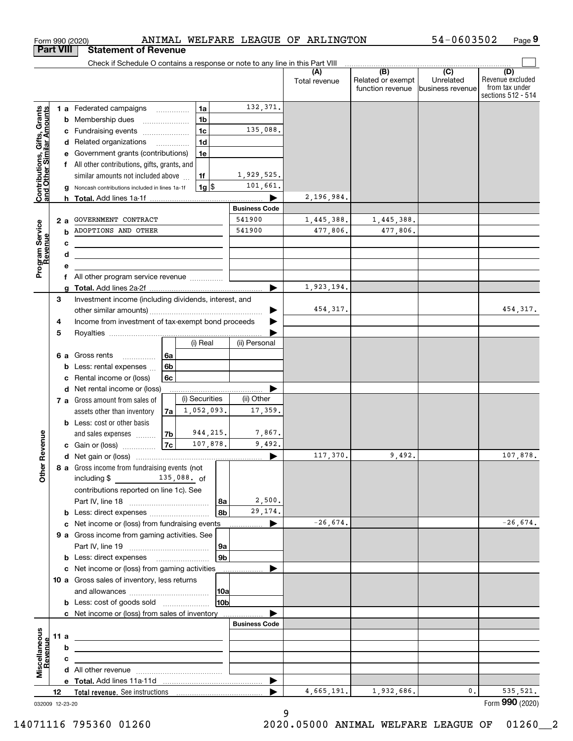Form 990 (2020) ANIMAL WELFARE LEAGUE OF ARLINGTON 54-0603502 Page 9

## Part VIII Statement of Revenue

Check if Schedule O contains a response or note to any line in this Part VIII

| | | | | (A) Total revenue | (B) Related or exempt function revenue | (C) Unrelated business revenue | (D) Revenue excluded from tax under sections 512 - 514 |
|---|---|---|---|---|---|---|---|
| **Contributions, Gifts, Grants and Other Similar Amounts** | 1a Federated campaigns | 1a | 132,371. | | | | |
| | b Membership dues | 1b | | | | | |
| | c Fundraising events | 1c | 135,088. | | | | |
| | d Related organizations | 1d | | | | | |
| | e Government grants (contributions) | 1e | | | | | |
| | f All other contributions, gifts, grants, and similar amounts not included above | 1f | 1,929,525. | | | | |
| | g Noncash contributions included in lines 1a-1f | 1g $ | 101,661. | | | | |
| | h **Total.** Add lines 1a-1f | | | 2,196,984. | | | |
| | | | **Business Code** | | | | |
| **Program Service Revenue** | 2a GOVERNMENT CONTRACT | | 541900 | 1,445,388. | 1,445,388. | | |
| | b ADOPTIONS AND OTHER | | 541900 | 477,806. | 477,806. | | |
| | c | | | | | | |
| | d | | | | | | |
| | e | | | | | | |
| | f All other program service revenue | | | | | | |
| | g **Total.** Add lines 2a-2f | | | 1,923,194. | | | |
| **Other Revenue** | 3 Investment income (including dividends, interest, and other similar amounts) | | | 454,317. | | | 454,317. |
| | 4 Income from investment of tax-exempt bond proceeds | | | | | | |
| | 5 Royalties | | | | | | |
| | | (i) Real | (ii) Personal | | | | |
| | 6a Gross rents (6a) | | | | | | |
| | b Less: rental expenses (6b) | | | | | | |
| | c Rental income or (loss) (6c) | | | | | | |
| | d Net rental income or (loss) | | | | | | |
| | | (i) Securities | (ii) Other | | | | |
| | 7a Gross amount from sales of assets other than inventory (7a) | 1,052,093. | 17,359. | | | | |
| | b Less: cost or other basis and sales expenses (7b) | 944,215. | 7,867. | | | | |
| | c Gain or (loss) (7c) | 107,878. | 9,492. | | | | |
| | d Net gain or (loss) | | | 117,370. | 9,492. | | 107,878. |
| | 8a Gross income from fundraising events (not including $ 135,088. of contributions reported on line 1c). See Part IV, line 18 | 8a | 2,500. | | | | |
| | b Less: direct expenses | 8b | 29,174. | | | | |
| | c Net income or (loss) from fundraising events | | | -26,674. | | | -26,674. |
| | 9a Gross income from gaming activities. See Part IV, line 19 | 9a | | | | | |
| | b Less: direct expenses | 9b | | | | | |
| | c Net income or (loss) from gaming activities | | | | | | |
| | 10a Gross sales of inventory, less returns and allowances | 10a | | | | | |
| | b Less: cost of goods sold | 10b | | | | | |
| | c Net income or (loss) from sales of inventory | | | | | | |
| | | | **Business Code** | | | | |
| **Miscellaneous Revenue** | 11a | | | | | | |
| | b | | | | | | |
| | c | | | | | | |
| | d All other revenue | | | | | | |
| | e **Total.** Add lines 11a-11d | | | | | | |
| | 12 **Total revenue.** See instructions | | | 4,665,191. | 1,932,686. | 0. | 535,521. |

032009 12-23-20 Form **990** (2020)

14071116 795360 01260 2020.05000 ANIMAL WELFARE LEAGUE OF 01260__2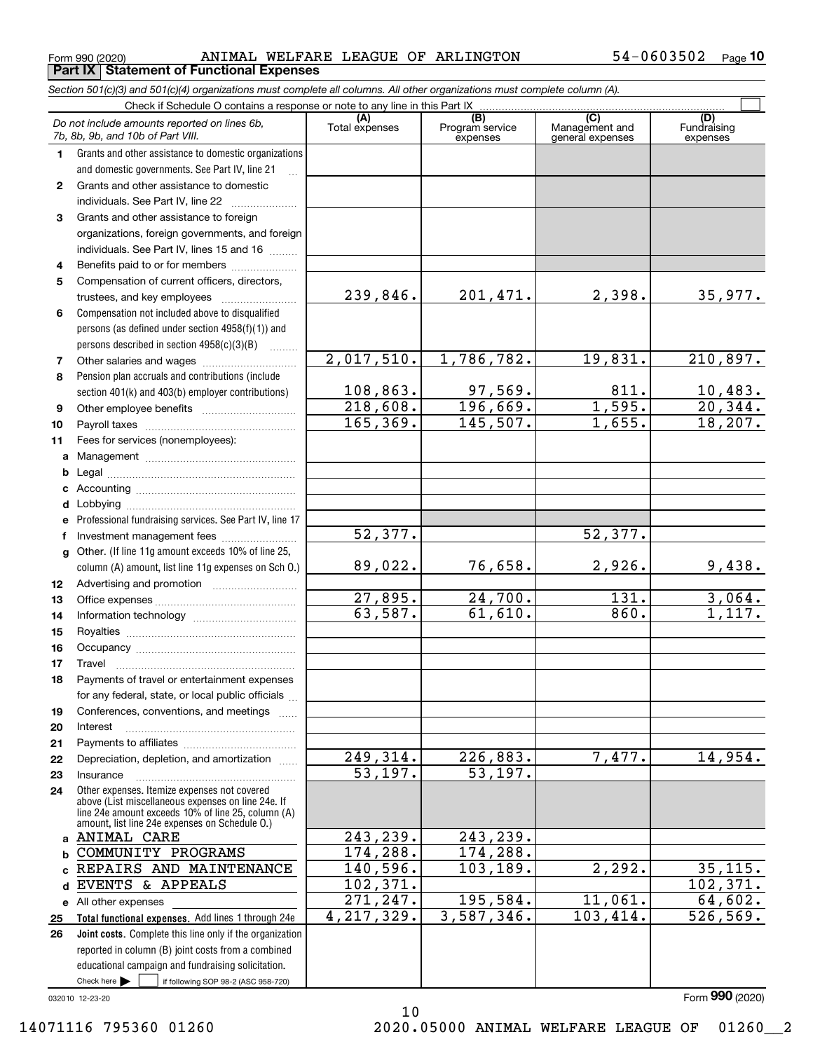Form 990 (2020) ANIMAL WELFARE LEAGUE OF ARLINGTON 54-0603502

**Part IX Statement of Functional Expenses**

*Section 501(c)(3) and 501(c)(4) organizations must complete all columns. All other organizations must complete column (A).*

Check if Schedule O contains a response or note to any line in this Part IX

| | *Do not include amounts reported on lines 6b, 7b, 8b, 9b, and 10b of Part VIII.* | (A) Total expenses | (B) Program service expenses | (C) Management and general expenses | (D) Fundraising expenses |
|---|---|---|---|---|---|
| 1 | Grants and other assistance to domestic organizations and domestic governments. See Part IV, line 21 | | | | |
| 2 | Grants and other assistance to domestic individuals. See Part IV, line 22 | | | | |
| 3 | Grants and other assistance to foreign organizations, foreign governments, and foreign individuals. See Part IV, lines 15 and 16 | | | | |
| 4 | Benefits paid to or for members | | | | |
| 5 | Compensation of current officers, directors, trustees, and key employees | 239,846. | 201,471. | 2,398. | 35,977. |
| 6 | Compensation not included above to disqualified persons (as defined under section 4958(f)(1)) and persons described in section 4958(c)(3)(B) | | | | |
| 7 | Other salaries and wages | 2,017,510. | 1,786,782. | 19,831. | 210,897. |
| 8 | Pension plan accruals and contributions (include section 401(k) and 403(b) employer contributions) | 108,863. | 97,569. | 811. | 10,483. |
| 9 | Other employee benefits | 218,608. | 196,669. | 1,595. | 20,344. |
| 10 | Payroll taxes | 165,369. | 145,507. | 1,655. | 18,207. |
| 11 | Fees for services (nonemployees): | | | | |
| a | Management | | | | |
| b | Legal | | | | |
| c | Accounting | | | | |
| d | Lobbying | | | | |
| e | Professional fundraising services. See Part IV, line 17 | | | | |
| f | Investment management fees | 52,377. | | 52,377. | |
| g | Other. (If line 11g amount exceeds 10% of line 25, column (A) amount, list line 11g expenses on Sch O.) | 89,022. | 76,658. | 2,926. | 9,438. |
| 12 | Advertising and promotion | | | | |
| 13 | Office expenses | 27,895. | 24,700. | 131. | 3,064. |
| 14 | Information technology | 63,587. | 61,610. | 860. | 1,117. |
| 15 | Royalties | | | | |
| 16 | Occupancy | | | | |
| 17 | Travel | | | | |
| 18 | Payments of travel or entertainment expenses for any federal, state, or local public officials | | | | |
| 19 | Conferences, conventions, and meetings | | | | |
| 20 | Interest | | | | |
| 21 | Payments to affiliates | | | | |
| 22 | Depreciation, depletion, and amortization | 249,314. | 226,883. | 7,477. | 14,954. |
| 23 | Insurance | 53,197. | 53,197. | | |
| 24 | Other expenses. Itemize expenses not covered above (List miscellaneous expenses on line 24e. If line 24e amount exceeds 10% of line 25, column (A) amount, list line 24e expenses on Schedule O.) | | | | |
| a | ANIMAL CARE | 243,239. | 243,239. | | |
| b | COMMUNITY PROGRAMS | 174,288. | 174,288. | | |
| c | REPAIRS AND MAINTENANCE | 140,596. | 103,189. | 2,292. | 35,115. |
| d | EVENTS & APPEALS | 102,371. | | | 102,371. |
| e | All other expenses | 271,247. | 195,584. | 11,061. | 64,602. |
| 25 | **Total functional expenses.** Add lines 1 through 24e | 4,217,329. | 3,587,346. | 103,414. | 526,569. |
| 26 | **Joint costs.** Complete this line only if the organization reported in column (B) joint costs from a combined educational campaign and fundraising solicitation. Check here ☐ if following SOP 98-2 (ASC 958-720) | | | | |

032010 12-23-20

Form **990** (2020)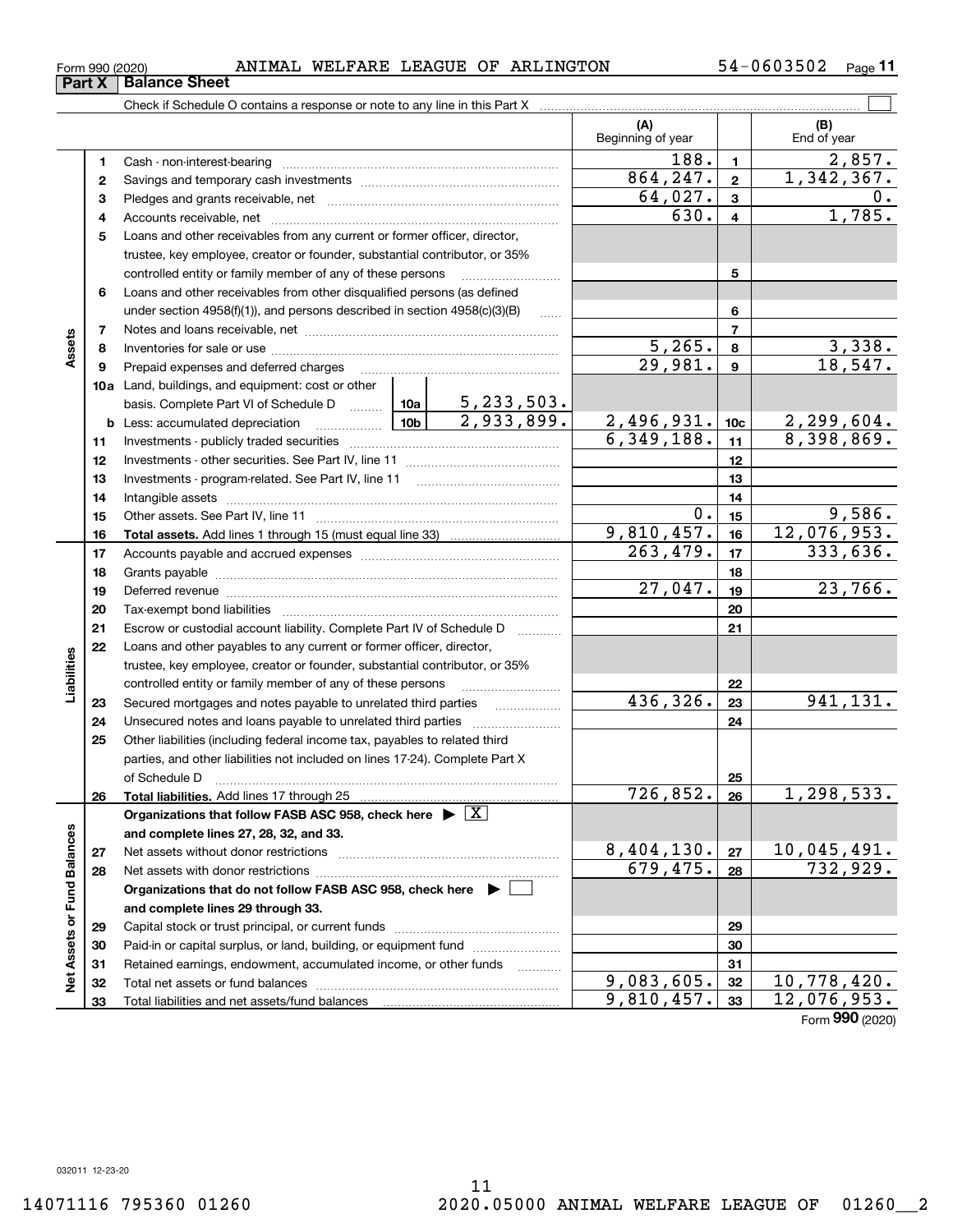Form 990 (2020) ANIMAL WELFARE LEAGUE OF ARLINGTON 54-0603502

## Part X Balance Sheet

Check if Schedule O contains a response or note to any line in this Part X

| | | | | | (A) Beginning of year | | (B) End of year |
|---|---|---|---|---|---|---|---|
| Assets | 1 | Cash - non-interest-bearing | | | 188. | 1 | 2,857. |
| | 2 | Savings and temporary cash investments | | | 864,247. | 2 | 1,342,367. |
| | 3 | Pledges and grants receivable, net | | | 64,027. | 3 | 0. |
| | 4 | Accounts receivable, net | | | 630. | 4 | 1,785. |
| | 5 | Loans and other receivables from any current or former officer, director, trustee, key employee, creator or founder, substantial contributor, or 35% controlled entity or family member of any of these persons | | | | 5 | |
| | 6 | Loans and other receivables from other disqualified persons (as defined under section 4958(f)(1)), and persons described in section 4958(c)(3)(B) | | | | 6 | |
| | 7 | Notes and loans receivable, net | | | | 7 | |
| | 8 | Inventories for sale or use | | | 5,265. | 8 | 3,338. |
| | 9 | Prepaid expenses and deferred charges | | | 29,981. | 9 | 18,547. |
| | 10a | Land, buildings, and equipment: cost or other basis. Complete Part VI of Schedule D | 10a | 5,233,503. | | | |
| | b | Less: accumulated depreciation | 10b | 2,933,899. | 2,496,931. | 10c | 2,299,604. |
| | 11 | Investments - publicly traded securities | | | 6,349,188. | 11 | 8,398,869. |
| | 12 | Investments - other securities. See Part IV, line 11 | | | | 12 | |
| | 13 | Investments - program-related. See Part IV, line 11 | | | | 13 | |
| | 14 | Intangible assets | | | | 14 | |
| | 15 | Other assets. See Part IV, line 11 | | | 0. | 15 | 9,586. |
| | 16 | **Total assets.** Add lines 1 through 15 (must equal line 33) | | | 9,810,457. | 16 | 12,076,953. |
| Liabilities | 17 | Accounts payable and accrued expenses | | | 263,479. | 17 | 333,636. |
| | 18 | Grants payable | | | | 18 | |
| | 19 | Deferred revenue | | | 27,047. | 19 | 23,766. |
| | 20 | Tax-exempt bond liabilities | | | | 20 | |
| | 21 | Escrow or custodial account liability. Complete Part IV of Schedule D | | | | 21 | |
| | 22 | Loans and other payables to any current or former officer, director, trustee, key employee, creator or founder, substantial contributor, or 35% controlled entity or family member of any of these persons | | | | 22 | |
| | 23 | Secured mortgages and notes payable to unrelated third parties | | | 436,326. | 23 | 941,131. |
| | 24 | Unsecured notes and loans payable to unrelated third parties | | | | 24 | |
| | 25 | Other liabilities (including federal income tax, payables to related third parties, and other liabilities not included on lines 17-24). Complete Part X of Schedule D | | | | 25 | |
| | 26 | **Total liabilities.** Add lines 17 through 25 | | | 726,852. | 26 | 1,298,533. |
| Net Assets or Fund Balances | | **Organizations that follow FASB ASC 958, check here** [X] **and complete lines 27, 28, 32, and 33.** | | | | | |
| | 27 | Net assets without donor restrictions | | | 8,404,130. | 27 | 10,045,491. |
| | 28 | Net assets with donor restrictions | | | 679,475. | 28 | 732,929. |
| | | **Organizations that do not follow FASB ASC 958, check here** [ ] **and complete lines 29 through 33.** | | | | | |
| | 29 | Capital stock or trust principal, or current funds | | | | 29 | |
| | 30 | Paid-in or capital surplus, or land, building, or equipment fund | | | | 30 | |
| | 31 | Retained earnings, endowment, accumulated income, or other funds | | | | 31 | |
| | 32 | Total net assets or fund balances | | | 9,083,605. | 32 | 10,778,420. |
| | 33 | Total liabilities and net assets/fund balances | | | 9,810,457. | 33 | 12,076,953. |

Form **990** (2020)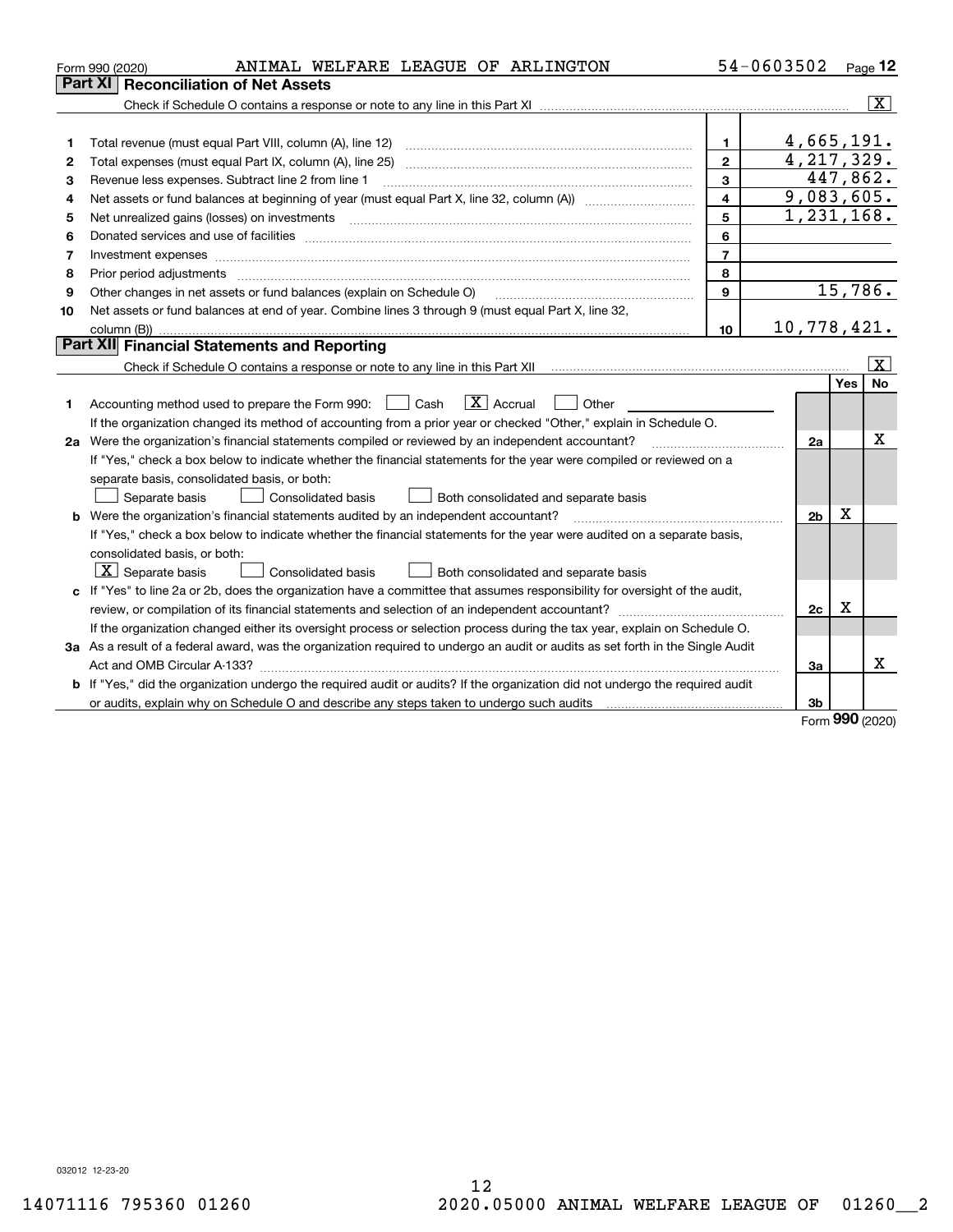Form 990 (2020) ANIMAL WELFARE LEAGUE OF ARLINGTON 54-0603502 Page 12

## Part XI Reconciliation of Net Assets

Check if Schedule O contains a response or note to any line in this Part XI .......... [X]

| | | | |
|---|---|---|---|
| 1 | Total revenue (must equal Part VIII, column (A), line 12) | 1 | 4,665,191. |
| 2 | Total expenses (must equal Part IX, column (A), line 25) | 2 | 4,217,329. |
| 3 | Revenue less expenses. Subtract line 2 from line 1 | 3 | 447,862. |
| 4 | Net assets or fund balances at beginning of year (must equal Part X, line 32, column (A)) | 4 | 9,083,605. |
| 5 | Net unrealized gains (losses) on investments | 5 | 1,231,168. |
| 6 | Donated services and use of facilities | 6 | |
| 7 | Investment expenses | 7 | |
| 8 | Prior period adjustments | 8 | |
| 9 | Other changes in net assets or fund balances (explain on Schedule O) | 9 | 15,786. |
| 10 | Net assets or fund balances at end of year. Combine lines 3 through 9 (must equal Part X, line 32, column (B)) | 10 | 10,778,421. |

## Part XII Financial Statements and Reporting

Check if Schedule O contains a response or note to any line in this Part XII .......... [X]

| | | | Yes | No |
|---|---|---|---|---|
| 1 | Accounting method used to prepare the Form 990: [ ] Cash [X] Accrual [ ] Other<br>If the organization changed its method of accounting from a prior year or checked "Other," explain in Schedule O. | | | |
| 2a | Were the organization's financial statements compiled or reviewed by an independent accountant?<br>If "Yes," check a box below to indicate whether the financial statements for the year were compiled or reviewed on a separate basis, consolidated basis, or both:<br>[ ] Separate basis [ ] Consolidated basis [ ] Both consolidated and separate basis | 2a | | X |
| b | Were the organization's financial statements audited by an independent accountant?<br>If "Yes," check a box below to indicate whether the financial statements for the year were audited on a separate basis, consolidated basis, or both:<br>[X] Separate basis [ ] Consolidated basis [ ] Both consolidated and separate basis | 2b | X | |
| c | If "Yes" to line 2a or 2b, does the organization have a committee that assumes responsibility for oversight of the audit, review, or compilation of its financial statements and selection of an independent accountant?<br>If the organization changed either its oversight process or selection process during the tax year, explain on Schedule O. | 2c | X | |
| 3a | As a result of a federal award, was the organization required to undergo an audit or audits as set forth in the Single Audit Act and OMB Circular A-133? | 3a | | X |
| b | If "Yes," did the organization undergo the required audit or audits? If the organization did not undergo the required audit or audits, explain why on Schedule O and describe any steps taken to undergo such audits | 3b | | |

Form 990 (2020)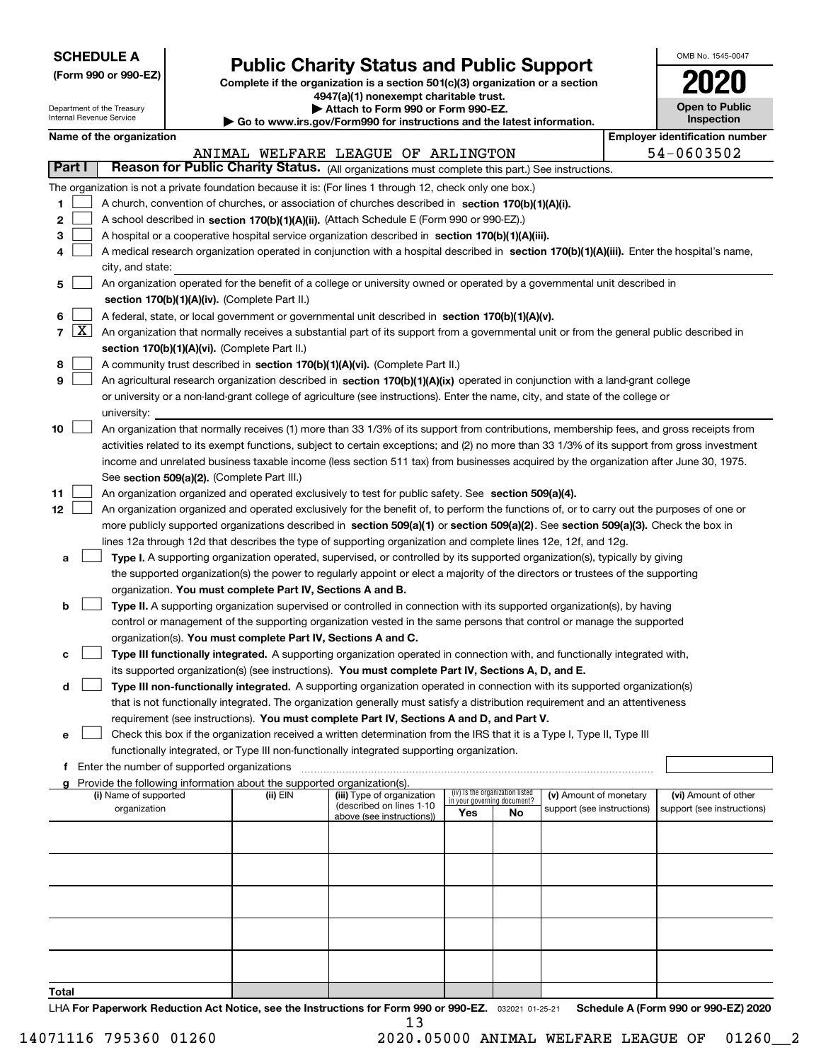**SCHEDULE A**
**(Form 990 or 990-EZ)**

Department of the Treasury
Internal Revenue Service

# Public Charity Status and Public Support

**Complete if the organization is a section 501(c)(3) organization or a section 4947(a)(1) nonexempt charitable trust.**
**▶ Attach to Form 990 or Form 990-EZ.**
**▶ Go to www.irs.gov/Form990 for instructions and the latest information.**

OMB No. 1545-0047
**2020**
**Open to Public Inspection**

**Name of the organization:** ANIMAL WELFARE LEAGUE OF ARLINGTON
**Employer identification number:** 54-0603502

## Part I — Reason for Public Charity Status. (All organizations must complete this part.) See instructions.

The organization is not a private foundation because it is: (For lines 1 through 12, check only one box.)

1. [ ] A church, convention of churches, or association of churches described in **section 170(b)(1)(A)(i).**
2. [ ] A school described in **section 170(b)(1)(A)(ii).** (Attach Schedule E (Form 990 or 990-EZ).)
3. [ ] A hospital or a cooperative hospital service organization described in **section 170(b)(1)(A)(iii).**
4. [ ] A medical research organization operated in conjunction with a hospital described in **section 170(b)(1)(A)(iii).** Enter the hospital's name, city, and state:
5. [ ] An organization operated for the benefit of a college or university owned or operated by a governmental unit described in **section 170(b)(1)(A)(iv).** (Complete Part II.)
6. [ ] A federal, state, or local government or governmental unit described in **section 170(b)(1)(A)(v).**
7. [X] An organization that normally receives a substantial part of its support from a governmental unit or from the general public described in **section 170(b)(1)(A)(vi).** (Complete Part II.)
8. [ ] A community trust described in **section 170(b)(1)(A)(vi).** (Complete Part II.)
9. [ ] An agricultural research organization described in **section 170(b)(1)(A)(ix)** operated in conjunction with a land-grant college or university or a non-land-grant college of agriculture (see instructions). Enter the name, city, and state of the college or university:
10. [ ] An organization that normally receives (1) more than 33 1/3% of its support from contributions, membership fees, and gross receipts from activities related to its exempt functions, subject to certain exceptions; and (2) no more than 33 1/3% of its support from gross investment income and unrelated business taxable income (less section 511 tax) from businesses acquired by the organization after June 30, 1975. See **section 509(a)(2).** (Complete Part III.)
11. [ ] An organization organized and operated exclusively to test for public safety. See **section 509(a)(4).**
12. [ ] An organization organized and operated exclusively for the benefit of, to perform the functions of, or to carry out the purposes of one or more publicly supported organizations described in **section 509(a)(1)** or **section 509(a)(2).** See **section 509(a)(3).** Check the box in lines 12a through 12d that describes the type of supporting organization and complete lines 12e, 12f, and 12g.
   - a [ ] **Type I.** A supporting organization operated, supervised, or controlled by its supported organization(s), typically by giving the supported organization(s) the power to regularly appoint or elect a majority of the directors or trustees of the supporting organization. **You must complete Part IV, Sections A and B.**
   - b [ ] **Type II.** A supporting organization supervised or controlled in connection with its supported organization(s), by having control or management of the supporting organization vested in the same persons that control or manage the supported organization(s). **You must complete Part IV, Sections A and C.**
   - c [ ] **Type III functionally integrated.** A supporting organization operated in connection with, and functionally integrated with, its supported organization(s) (see instructions). **You must complete Part IV, Sections A, D, and E.**
   - d [ ] **Type III non-functionally integrated.** A supporting organization operated in connection with its supported organization(s) that is not functionally integrated. The organization generally must satisfy a distribution requirement and an attentiveness requirement (see instructions). **You must complete Part IV, Sections A and D, and Part V.**
   - e [ ] Check this box if the organization received a written determination from the IRS that it is a Type I, Type II, Type III functionally integrated, or Type III non-functionally integrated supporting organization.
   - f Enter the number of supported organizations
   - g Provide the following information about the supported organization(s).

| (i) Name of supported organization | (ii) EIN | (iii) Type of organization (described on lines 1-10 above (see instructions)) | (iv) Is the organization listed in your governing document? Yes | No | (v) Amount of monetary support (see instructions) | (vi) Amount of other support (see instructions) |
|---|---|---|---|---|---|---|
| | | | | | | |
| | | | | | | |
| | | | | | | |
| | | | | | | |
| | | | | | | |
| **Total** | | | | | | |

LHA **For Paperwork Reduction Act Notice, see the Instructions for Form 990 or 990-EZ.** 032021 01-25-21 **Schedule A (Form 990 or 990-EZ) 2020**

14071116 795360 01260 2020.05000 ANIMAL WELFARE LEAGUE OF 01260__2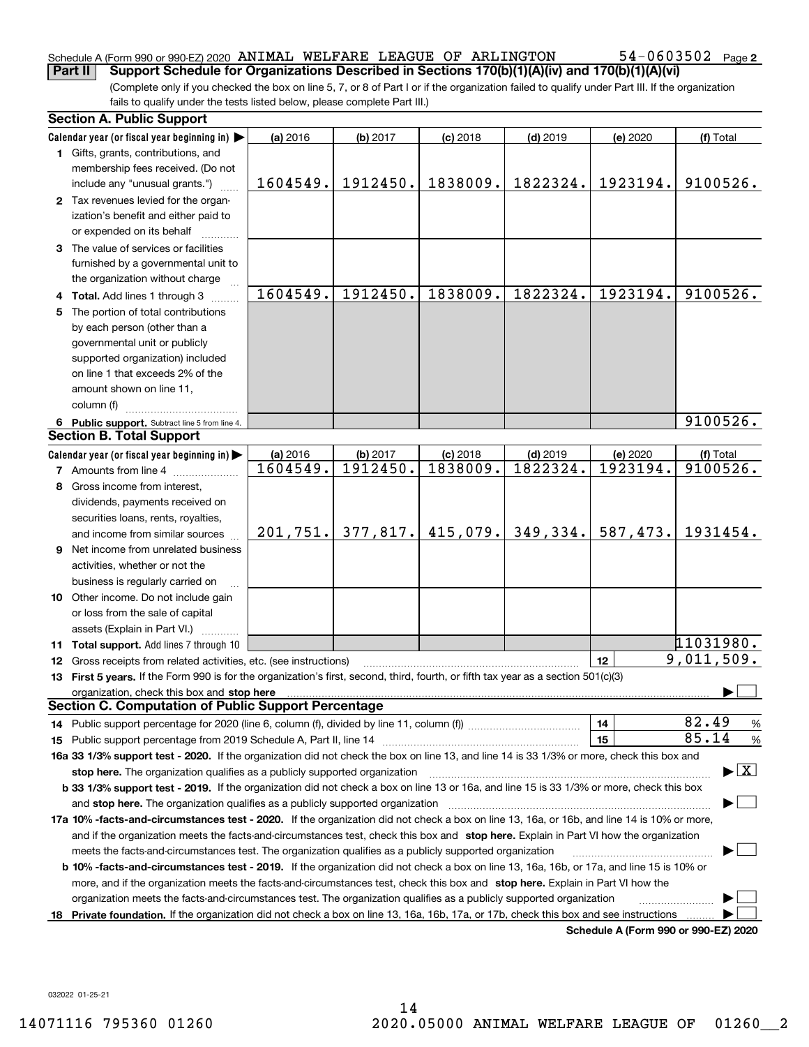Schedule A (Form 990 or 990-EZ) 2020 ANIMAL WELFARE LEAGUE OF ARLINGTON 54-0603502 Page 2

**Part II** **Support Schedule for Organizations Described in Sections 170(b)(1)(A)(iv) and 170(b)(1)(A)(vi)**

(Complete only if you checked the box on line 5, 7, or 8 of Part I or if the organization failed to qualify under Part III. If the organization fails to qualify under the tests listed below, please complete Part III.)

## Section A. Public Support

| Calendar year (or fiscal year beginning in) ▶ | (a) 2016 | (b) 2017 | (c) 2018 | (d) 2019 | (e) 2020 | (f) Total |
|---|---|---|---|---|---|---|
| **1** Gifts, grants, contributions, and membership fees received. (Do not include any "unusual grants.") | 1604549. | 1912450. | 1838009. | 1822324. | 1923194. | 9100526. |
| **2** Tax revenues levied for the organization's benefit and either paid to or expended on its behalf | | | | | | |
| **3** The value of services or facilities furnished by a governmental unit to the organization without charge | | | | | | |
| **4 Total.** Add lines 1 through 3 | 1604549. | 1912450. | 1838009. | 1822324. | 1923194. | 9100526. |
| **5** The portion of total contributions by each person (other than a governmental unit or publicly supported organization) included on line 1 that exceeds 2% of the amount shown on line 11, column (f) | | | | | | |
| **6 Public support.** Subtract line 5 from line 4. | | | | | | 9100526. |

## Section B. Total Support

| Calendar year (or fiscal year beginning in) ▶ | (a) 2016 | (b) 2017 | (c) 2018 | (d) 2019 | (e) 2020 | (f) Total |
|---|---|---|---|---|---|---|
| **7** Amounts from line 4 | 1604549. | 1912450. | 1838009. | 1822324. | 1923194. | 9100526. |
| **8** Gross income from interest, dividends, payments received on securities loans, rents, royalties, and income from similar sources | 201,751. | 377,817. | 415,079. | 349,334. | 587,473. | 1931454. |
| **9** Net income from unrelated business activities, whether or not the business is regularly carried on | | | | | | |
| **10** Other income. Do not include gain or loss from the sale of capital assets (Explain in Part VI.) | | | | | | |
| **11 Total support.** Add lines 7 through 10 | | | | | | 11031980. |

**12** Gross receipts from related activities, etc. (see instructions) | **12** | 9,011,509.

**13 First 5 years.** If the Form 990 is for the organization's first, second, third, fourth, or fifth tax year as a section 501(c)(3) organization, check this box and **stop here** ▶ ☐

## Section C. Computation of Public Support Percentage

**14** Public support percentage for 2020 (line 6, column (f), divided by line 11, column (f)) | **14** | 82.49 %

**15** Public support percentage from 2019 Schedule A, Part II, line 14 | **15** | 85.14 %

**16a 33 1/3% support test - 2020.** If the organization did not check the box on line 13, and line 14 is 33 1/3% or more, check this box and **stop here.** The organization qualifies as a publicly supported organization ▶ ☒

**b 33 1/3% support test - 2019.** If the organization did not check a box on line 13 or 16a, and line 15 is 33 1/3% or more, check this box and **stop here.** The organization qualifies as a publicly supported organization ▶ ☐

**17a 10% -facts-and-circumstances test - 2020.** If the organization did not check a box on line 13, 16a, or 16b, and line 14 is 10% or more, and if the organization meets the facts-and-circumstances test, check this box and **stop here.** Explain in Part VI how the organization meets the facts-and-circumstances test. The organization qualifies as a publicly supported organization ▶ ☐

**b 10% -facts-and-circumstances test - 2019.** If the organization did not check a box on line 13, 16a, 16b, or 17a, and line 15 is 10% or more, and if the organization meets the facts-and-circumstances test, check this box and **stop here.** Explain in Part VI how the organization meets the facts-and-circumstances test. The organization qualifies as a publicly supported organization ▶ ☐

**18 Private foundation.** If the organization did not check a box on line 13, 16a, 16b, 17a, or 17b, check this box and see instructions ▶ ☐

**Schedule A (Form 990 or 990-EZ) 2020**

032022 01-25-21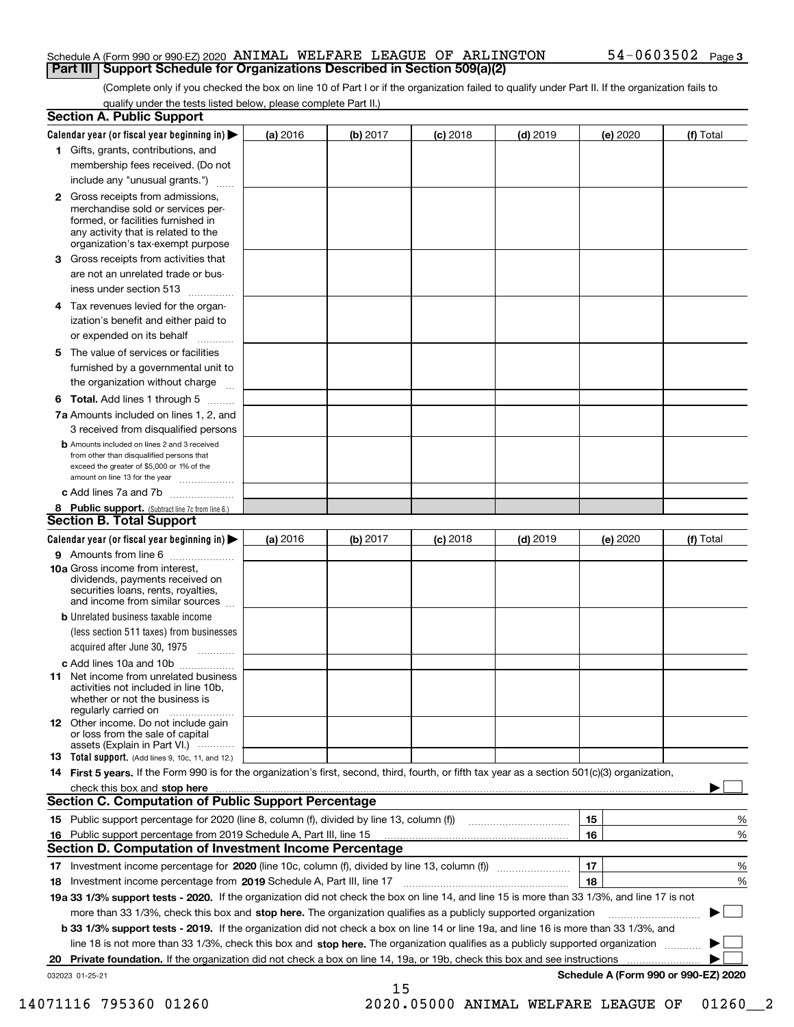Schedule A (Form 990 or 990-EZ) 2020 ANIMAL WELFARE LEAGUE OF ARLINGTON 54-0603502 Page 3

## Part III Support Schedule for Organizations Described in Section 509(a)(2)

(Complete only if you checked the box on line 10 of Part I or if the organization failed to qualify under Part II. If the organization fails to qualify under the tests listed below, please complete Part II.)

### Section A. Public Support

| Calendar year (or fiscal year beginning in) ▶ | (a) 2016 | (b) 2017 | (c) 2018 | (d) 2019 | (e) 2020 | (f) Total |
|---|---|---|---|---|---|---|
| 1 Gifts, grants, contributions, and membership fees received. (Do not include any "unusual grants.") | | | | | | |
| 2 Gross receipts from admissions, merchandise sold or services performed, or facilities furnished in any activity that is related to the organization's tax-exempt purpose | | | | | | |
| 3 Gross receipts from activities that are not an unrelated trade or business under section 513 | | | | | | |
| 4 Tax revenues levied for the organization's benefit and either paid to or expended on its behalf | | | | | | |
| 5 The value of services or facilities furnished by a governmental unit to the organization without charge | | | | | | |
| 6 **Total.** Add lines 1 through 5 | | | | | | |
| 7a Amounts included on lines 1, 2, and 3 received from disqualified persons | | | | | | |
| b Amounts included on lines 2 and 3 received from other than disqualified persons that exceed the greater of $5,000 or 1% of the amount on line 13 for the year | | | | | | |
| c Add lines 7a and 7b | | | | | | |
| 8 **Public support.** (Subtract line 7c from line 6.) | | | | | | |

### Section B. Total Support

| Calendar year (or fiscal year beginning in) ▶ | (a) 2016 | (b) 2017 | (c) 2018 | (d) 2019 | (e) 2020 | (f) Total |
|---|---|---|---|---|---|---|
| 9 Amounts from line 6 | | | | | | |
| 10a Gross income from interest, dividends, payments received on securities loans, rents, royalties, and income from similar sources | | | | | | |
| b Unrelated business taxable income (less section 511 taxes) from businesses acquired after June 30, 1975 | | | | | | |
| c Add lines 10a and 10b | | | | | | |
| 11 Net income from unrelated business activities not included in line 10b, whether or not the business is regularly carried on | | | | | | |
| 12 Other income. Do not include gain or loss from the sale of capital assets (Explain in Part VI.) | | | | | | |
| 13 **Total support.** (Add lines 9, 10c, 11, and 12.) | | | | | | |

14 **First 5 years.** If the Form 990 is for the organization's first, second, third, fourth, or fifth tax year as a section 501(c)(3) organization, check this box and **stop here** ▶ ☐

### Section C. Computation of Public Support Percentage

| | | | |
|---|---|---|---|
| 15 | Public support percentage for 2020 (line 8, column (f), divided by line 13, column (f)) | 15 | % |
| 16 | Public support percentage from 2019 Schedule A, Part III, line 15 | 16 | % |

### Section D. Computation of Investment Income Percentage

| | | | |
|---|---|---|---|
| 17 | Investment income percentage for **2020** (line 10c, column (f), divided by line 13, column (f)) | 17 | % |
| 18 | Investment income percentage from **2019** Schedule A, Part III, line 17 | 18 | % |

**19a 33 1/3% support tests - 2020.** If the organization did not check the box on line 14, and line 15 is more than 33 1/3%, and line 17 is not more than 33 1/3%, check this box and **stop here.** The organization qualifies as a publicly supported organization ▶ ☐

**b 33 1/3% support tests - 2019.** If the organization did not check a box on line 14 or line 19a, and line 16 is more than 33 1/3%, and line 18 is not more than 33 1/3%, check this box and **stop here.** The organization qualifies as a publicly supported organization ▶ ☐

**20 Private foundation.** If the organization did not check a box on line 14, 19a, or 19b, check this box and see instructions ▶ ☐

032023 01-25-21 **Schedule A (Form 990 or 990-EZ) 2020**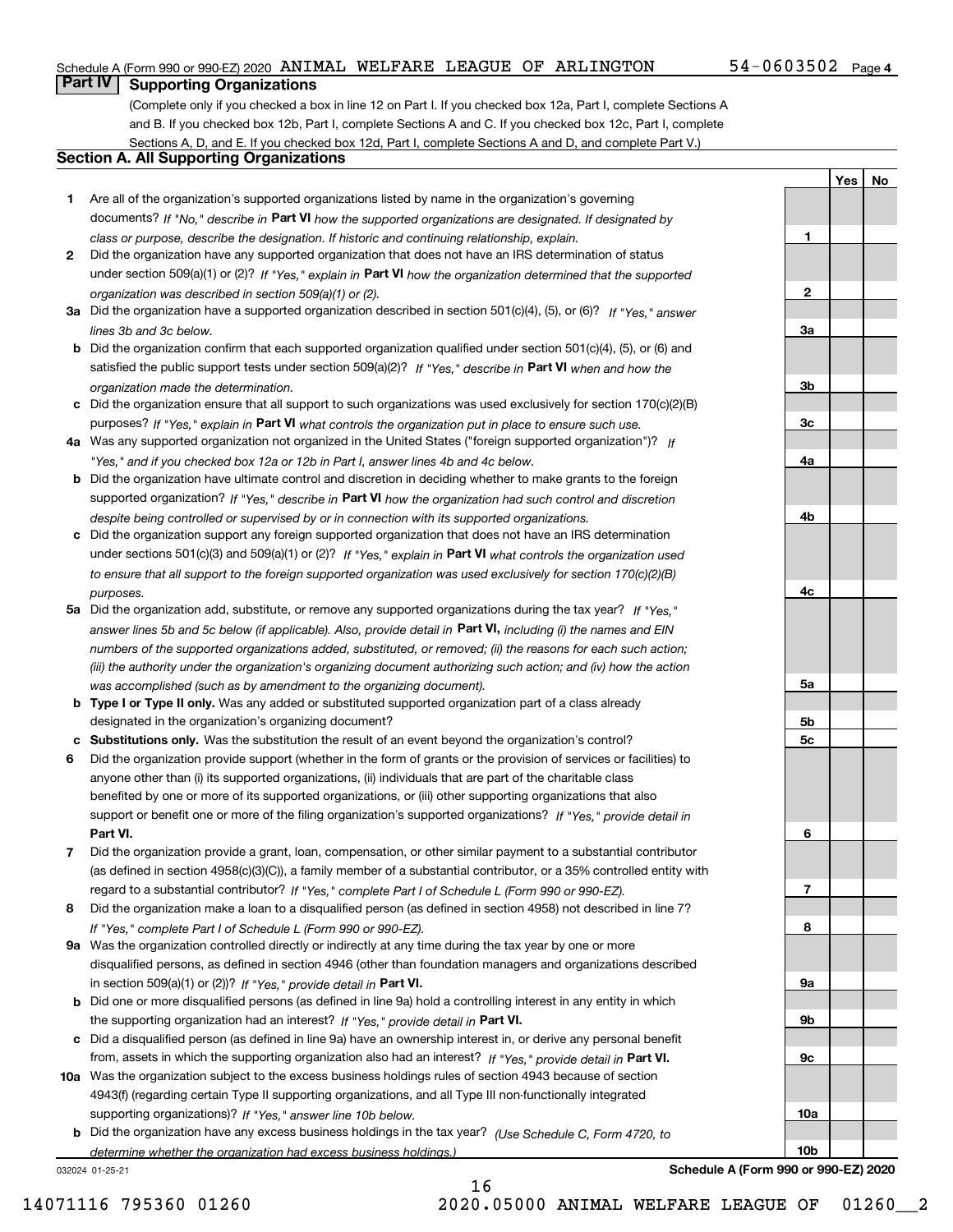Schedule A (Form 990 or 990-EZ) 2020 ANIMAL WELFARE LEAGUE OF ARLINGTON 54-0603502 Page 4

## Part IV Supporting Organizations

(Complete only if you checked a box in line 12 on Part I. If you checked box 12a, Part I, complete Sections A and B. If you checked box 12b, Part I, complete Sections A and C. If you checked box 12c, Part I, complete Sections A, D, and E. If you checked box 12d, Part I, complete Sections A and D, and complete Part V.)

### Section A. All Supporting Organizations

| | | | Yes | No |
|---|---|---|---|---|
| 1 | Are all of the organization's supported organizations listed by name in the organization's governing documents? *If "No," describe in* **Part VI** *how the supported organizations are designated. If designated by class or purpose, describe the designation. If historic and continuing relationship, explain.* | 1 | | |
| 2 | Did the organization have any supported organization that does not have an IRS determination of status under section 509(a)(1) or (2)? *If "Yes," explain in* **Part VI** *how the organization determined that the supported organization was described in section 509(a)(1) or (2).* | 2 | | |
| 3a | Did the organization have a supported organization described in section 501(c)(4), (5), or (6)? *If "Yes," answer lines 3b and 3c below.* | 3a | | |
| b | Did the organization confirm that each supported organization qualified under section 501(c)(4), (5), or (6) and satisfied the public support tests under section 509(a)(2)? *If "Yes," describe in* **Part VI** *when and how the organization made the determination.* | 3b | | |
| c | Did the organization ensure that all support to such organizations was used exclusively for section 170(c)(2)(B) purposes? *If "Yes," explain in* **Part VI** *what controls the organization put in place to ensure such use.* | 3c | | |
| 4a | Was any supported organization not organized in the United States ("foreign supported organization")? *If "Yes," and if you checked box 12a or 12b in Part I, answer lines 4b and 4c below.* | 4a | | |
| b | Did the organization have ultimate control and discretion in deciding whether to make grants to the foreign supported organization? *If "Yes," describe in* **Part VI** *how the organization had such control and discretion despite being controlled or supervised by or in connection with its supported organizations.* | 4b | | |
| c | Did the organization support any foreign supported organization that does not have an IRS determination under sections 501(c)(3) and 509(a)(1) or (2)? *If "Yes," explain in* **Part VI** *what controls the organization used to ensure that all support to the foreign supported organization was used exclusively for section 170(c)(2)(B) purposes.* | 4c | | |
| 5a | Did the organization add, substitute, or remove any supported organizations during the tax year? *If "Yes," answer lines 5b and 5c below (if applicable). Also, provide detail in* **Part VI,** *including (i) the names and EIN numbers of the supported organizations added, substituted, or removed; (ii) the reasons for each such action; (iii) the authority under the organization's organizing document authorizing such action; and (iv) how the action was accomplished (such as by amendment to the organizing document).* | 5a | | |
| b | **Type I or Type II only.** Was any added or substituted supported organization part of a class already designated in the organization's organizing document? | 5b | | |
| c | **Substitutions only.** Was the substitution the result of an event beyond the organization's control? | 5c | | |
| 6 | Did the organization provide support (whether in the form of grants or the provision of services or facilities) to anyone other than (i) its supported organizations, (ii) individuals that are part of the charitable class benefited by one or more of its supported organizations, or (iii) other supporting organizations that also support or benefit one or more of the filing organization's supported organizations? *If "Yes," provide detail in* **Part VI.** | 6 | | |
| 7 | Did the organization provide a grant, loan, compensation, or other similar payment to a substantial contributor (as defined in section 4958(c)(3)(C)), a family member of a substantial contributor, or a 35% controlled entity with regard to a substantial contributor? *If "Yes," complete Part I of Schedule L (Form 990 or 990-EZ).* | 7 | | |
| 8 | Did the organization make a loan to a disqualified person (as defined in section 4958) not described in line 7? *If "Yes," complete Part I of Schedule L (Form 990 or 990-EZ).* | 8 | | |
| 9a | Was the organization controlled directly or indirectly at any time during the tax year by one or more disqualified persons, as defined in section 4946 (other than foundation managers and organizations described in section 509(a)(1) or (2))? *If "Yes," provide detail in* **Part VI.** | 9a | | |
| b | Did one or more disqualified persons (as defined in line 9a) hold a controlling interest in any entity in which the supporting organization had an interest? *If "Yes," provide detail in* **Part VI.** | 9b | | |
| c | Did a disqualified person (as defined in line 9a) have an ownership interest in, or derive any personal benefit from, assets in which the supporting organization also had an interest? *If "Yes," provide detail in* **Part VI.** | 9c | | |
| 10a | Was the organization subject to the excess business holdings rules of section 4943 because of section 4943(f) (regarding certain Type II supporting organizations, and all Type III non-functionally integrated supporting organizations)? *If "Yes," answer line 10b below.* | 10a | | |
| b | Did the organization have any excess business holdings in the tax year? *(Use Schedule C, Form 4720, to determine whether the organization had excess business holdings.)* | 10b | | |

032024 01-25-21 **Schedule A (Form 990 or 990-EZ) 2020**

14071116 795360 01260 2020.05000 ANIMAL WELFARE LEAGUE OF 01260__2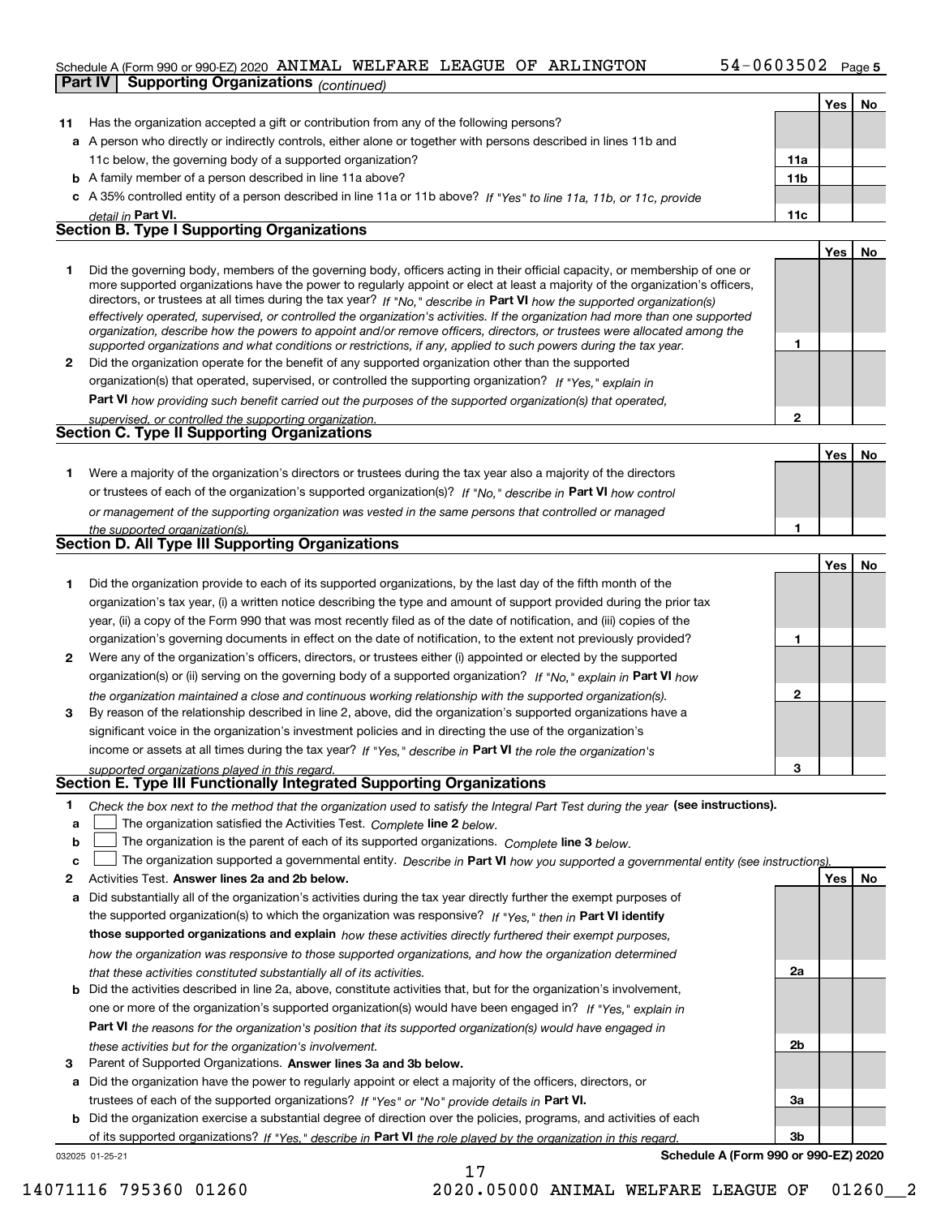Schedule A (Form 990 or 990-EZ) 2020 ANIMAL WELFARE LEAGUE OF ARLINGTON 54-0603502 Page 5

**Part IV | Supporting Organizations** *(continued)*

| | | | Yes | No |
|---|---|---|---|---|
| **11** | Has the organization accepted a gift or contribution from any of the following persons? | | | |
| **a** | A person who directly or indirectly controls, either alone or together with persons described in lines 11b and 11c below, the governing body of a supported organization? | **11a** | | |
| **b** | A family member of a person described in line 11a above? | **11b** | | |
| **c** | A 35% controlled entity of a person described in line 11a or 11b above? *If "Yes" to line 11a, 11b, or 11c, provide detail in* **Part VI.** | **11c** | | |

**Section B. Type I Supporting Organizations**

| | | | Yes | No |
|---|---|---|---|---|
| **1** | Did the governing body, members of the governing body, officers acting in their official capacity, or membership of one or more supported organizations have the power to regularly appoint or elect at least a majority of the organization's officers, directors, or trustees at all times during the tax year? *If "No," describe in* **Part VI** *how the supported organization(s) effectively operated, supervised, or controlled the organization's activities. If the organization had more than one supported organization, describe how the powers to appoint and/or remove officers, directors, or trustees were allocated among the supported organizations and what conditions or restrictions, if any, applied to such powers during the tax year.* | **1** | | |
| **2** | Did the organization operate for the benefit of any supported organization other than the supported organization(s) that operated, supervised, or controlled the supporting organization? *If "Yes," explain in* **Part VI** *how providing such benefit carried out the purposes of the supported organization(s) that operated, supervised, or controlled the supporting organization.* | **2** | | |

**Section C. Type II Supporting Organizations**

| | | | Yes | No |
|---|---|---|---|---|
| **1** | Were a majority of the organization's directors or trustees during the tax year also a majority of the directors or trustees of each of the organization's supported organization(s)? *If "No," describe in* **Part VI** *how control or management of the supporting organization was vested in the same persons that controlled or managed the supported organization(s).* | **1** | | |

**Section D. All Type III Supporting Organizations**

| | | | Yes | No |
|---|---|---|---|---|
| **1** | Did the organization provide to each of its supported organizations, by the last day of the fifth month of the organization's tax year, (i) a written notice describing the type and amount of support provided during the prior tax year, (ii) a copy of the Form 990 that was most recently filed as of the date of notification, and (iii) copies of the organization's governing documents in effect on the date of notification, to the extent not previously provided? | **1** | | |
| **2** | Were any of the organization's officers, directors, or trustees either (i) appointed or elected by the supported organization(s) or (ii) serving on the governing body of a supported organization? *If "No," explain in* **Part VI** *how the organization maintained a close and continuous working relationship with the supported organization(s).* | **2** | | |
| **3** | By reason of the relationship described in line 2, above, did the organization's supported organizations have a significant voice in the organization's investment policies and in directing the use of the organization's income or assets at all times during the tax year? *If "Yes," describe in* **Part VI** *the role the organization's supported organizations played in this regard.* | **3** | | |

**Section E. Type III Functionally Integrated Supporting Organizations**

**1** *Check the box next to the method that the organization used to satisfy the Integral Part Test during the year* **(see instructions).**

**a** ☐ The organization satisfied the Activities Test. *Complete* **line 2** *below.*

**b** ☐ The organization is the parent of each of its supported organizations. *Complete* **line 3** *below.*

**c** ☐ The organization supported a governmental entity. *Describe in* **Part VI** *how you supported a governmental entity (see instructions).*

| | | | Yes | No |
|---|---|---|---|---|
| **2** | Activities Test. **Answer lines 2a and 2b below.** | | | |
| **a** | Did substantially all of the organization's activities during the tax year directly further the exempt purposes of the supported organization(s) to which the organization was responsive? *If "Yes," then in* **Part VI identify those supported organizations and explain** *how these activities directly furthered their exempt purposes, how the organization was responsive to those supported organizations, and how the organization determined that these activities constituted substantially all of its activities.* | **2a** | | |
| **b** | Did the activities described in line 2a, above, constitute activities that, but for the organization's involvement, one or more of the organization's supported organization(s) would have been engaged in? *If "Yes," explain in* **Part VI** *the reasons for the organization's position that its supported organization(s) would have engaged in these activities but for the organization's involvement.* | **2b** | | |
| **3** | Parent of Supported Organizations. **Answer lines 3a and 3b below.** | | | |
| **a** | Did the organization have the power to regularly appoint or elect a majority of the officers, directors, or trustees of each of the supported organizations? *If "Yes" or "No" provide details in* **Part VI.** | **3a** | | |
| **b** | Did the organization exercise a substantial degree of direction over the policies, programs, and activities of each of its supported organizations? *If "Yes," describe in* **Part VI** *the role played by the organization in this regard.* | **3b** | | |

032025 01-25-21 **Schedule A (Form 990 or 990-EZ) 2020**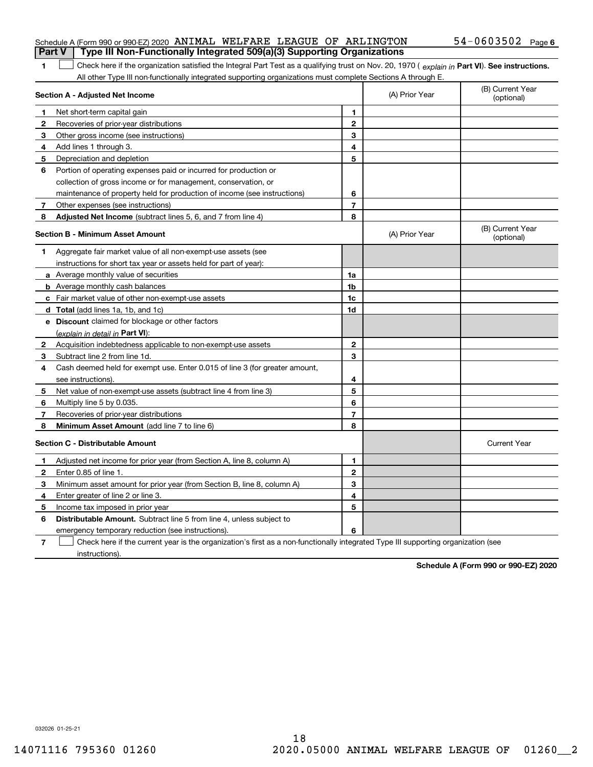Schedule A (Form 990 or 990-EZ) 2020 ANIMAL WELFARE LEAGUE OF ARLINGTON 54-0603502 Page 6

**Part V | Type III Non-Functionally Integrated 509(a)(3) Supporting Organizations**

**1** ☐ Check here if the organization satisfied the Integral Part Test as a qualifying trust on Nov. 20, 1970 ( *explain in* **Part VI**). **See instructions.** All other Type III non-functionally integrated supporting organizations must complete Sections A through E.

| Section A - Adjusted Net Income | | | (A) Prior Year | (B) Current Year (optional) |
|---|---|---|---|---|
| 1 | Net short-term capital gain | 1 | | |
| 2 | Recoveries of prior-year distributions | 2 | | |
| 3 | Other gross income (see instructions) | 3 | | |
| 4 | Add lines 1 through 3. | 4 | | |
| 5 | Depreciation and depletion | 5 | | |
| 6 | Portion of operating expenses paid or incurred for production or collection of gross income or for management, conservation, or maintenance of property held for production of income (see instructions) | 6 | | |
| 7 | Other expenses (see instructions) | 7 | | |
| 8 | **Adjusted Net Income** (subtract lines 5, 6, and 7 from line 4) | 8 | | |

| Section B - Minimum Asset Amount | | | (A) Prior Year | (B) Current Year (optional) |
|---|---|---|---|---|
| 1 | Aggregate fair market value of all non-exempt-use assets (see instructions for short tax year or assets held for part of year): | | | |
| a | Average monthly value of securities | 1a | | |
| b | Average monthly cash balances | 1b | | |
| c | Fair market value of other non-exempt-use assets | 1c | | |
| d | **Total** (add lines 1a, 1b, and 1c) | 1d | | |
| e | **Discount** claimed for blockage or other factors (*explain in detail in* **Part VI**): | | | |
| 2 | Acquisition indebtedness applicable to non-exempt-use assets | 2 | | |
| 3 | Subtract line 2 from line 1d. | 3 | | |
| 4 | Cash deemed held for exempt use. Enter 0.015 of line 3 (for greater amount, see instructions). | 4 | | |
| 5 | Net value of non-exempt-use assets (subtract line 4 from line 3) | 5 | | |
| 6 | Multiply line 5 by 0.035. | 6 | | |
| 7 | Recoveries of prior-year distributions | 7 | | |
| 8 | **Minimum Asset Amount** (add line 7 to line 6) | 8 | | |

| Section C - Distributable Amount | | | | Current Year |
|---|---|---|---|---|
| 1 | Adjusted net income for prior year (from Section A, line 8, column A) | 1 | | |
| 2 | Enter 0.85 of line 1. | 2 | | |
| 3 | Minimum asset amount for prior year (from Section B, line 8, column A) | 3 | | |
| 4 | Enter greater of line 2 or line 3. | 4 | | |
| 5 | Income tax imposed in prior year | 5 | | |
| 6 | **Distributable Amount.** Subtract line 5 from line 4, unless subject to emergency temporary reduction (see instructions). | 6 | | |

**7** ☐ Check here if the current year is the organization's first as a non-functionally integrated Type III supporting organization (see instructions).

**Schedule A (Form 990 or 990-EZ) 2020**

032026 01-25-21

14071116 795360 01260 2020.05000 ANIMAL WELFARE LEAGUE OF 01260__2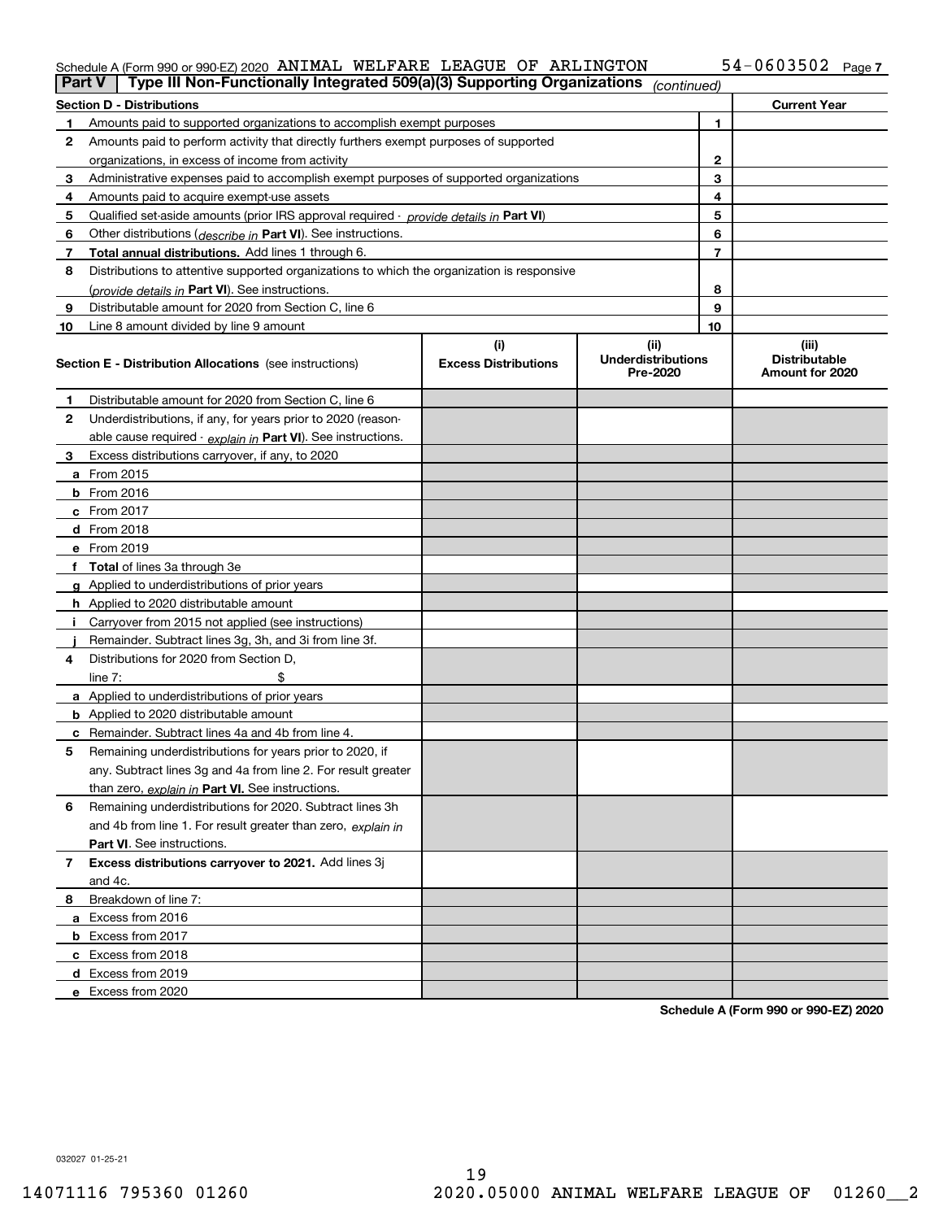Schedule A (Form 990 or 990-EZ) 2020 ANIMAL WELFARE LEAGUE OF ARLINGTON 54-0603502 Page 7

**Part V | Type III Non-Functionally Integrated 509(a)(3) Supporting Organizations** *(continued)*

| **Section D - Distributions** | | **Current Year** |
|---|---|---|
| **1** Amounts paid to supported organizations to accomplish exempt purposes | 1 | |
| **2** Amounts paid to perform activity that directly furthers exempt purposes of supported organizations, in excess of income from activity | 2 | |
| **3** Administrative expenses paid to accomplish exempt purposes of supported organizations | 3 | |
| **4** Amounts paid to acquire exempt-use assets | 4 | |
| **5** Qualified set-aside amounts (prior IRS approval required - *provide details in* **Part VI**) | 5 | |
| **6** Other distributions (*describe in* **Part VI**). See instructions. | 6 | |
| **7** **Total annual distributions.** Add lines 1 through 6. | 7 | |
| **8** Distributions to attentive supported organizations to which the organization is responsive (*provide details in* **Part VI**). See instructions. | 8 | |
| **9** Distributable amount for 2020 from Section C, line 6 | 9 | |
| **10** Line 8 amount divided by line 9 amount | 10 | |

| **Section E - Distribution Allocations** (see instructions) | **(i)** **Excess Distributions** | **(ii)** **Underdistributions Pre-2020** | **(iii)** **Distributable Amount for 2020** |
|---|---|---|---|
| **1** Distributable amount for 2020 from Section C, line 6 | | | |
| **2** Underdistributions, if any, for years prior to 2020 (reasonable cause required - *explain in* **Part VI**). See instructions. | | | |
| **3** Excess distributions carryover, if any, to 2020 | | | |
| **a** From 2015 | | | |
| **b** From 2016 | | | |
| **c** From 2017 | | | |
| **d** From 2018 | | | |
| **e** From 2019 | | | |
| **f** **Total** of lines 3a through 3e | | | |
| **g** Applied to underdistributions of prior years | | | |
| **h** Applied to 2020 distributable amount | | | |
| **i** Carryover from 2015 not applied (see instructions) | | | |
| **j** Remainder. Subtract lines 3g, 3h, and 3i from line 3f. | | | |
| **4** Distributions for 2020 from Section D, line 7: $ | | | |
| **a** Applied to underdistributions of prior years | | | |
| **b** Applied to 2020 distributable amount | | | |
| **c** Remainder. Subtract lines 4a and 4b from line 4. | | | |
| **5** Remaining underdistributions for years prior to 2020, if any. Subtract lines 3g and 4a from line 2. For result greater than zero, *explain in* **Part VI.** See instructions. | | | |
| **6** Remaining underdistributions for 2020. Subtract lines 3h and 4b from line 1. For result greater than zero, *explain in* **Part VI**. See instructions. | | | |
| **7** **Excess distributions carryover to 2021.** Add lines 3j and 4c. | | | |
| **8** Breakdown of line 7: | | | |
| **a** Excess from 2016 | | | |
| **b** Excess from 2017 | | | |
| **c** Excess from 2018 | | | |
| **d** Excess from 2019 | | | |
| **e** Excess from 2020 | | | |

**Schedule A (Form 990 or 990-EZ) 2020**

032027 01-25-21

14071116 795360 01260 2020.05000 ANIMAL WELFARE LEAGUE OF 01260__2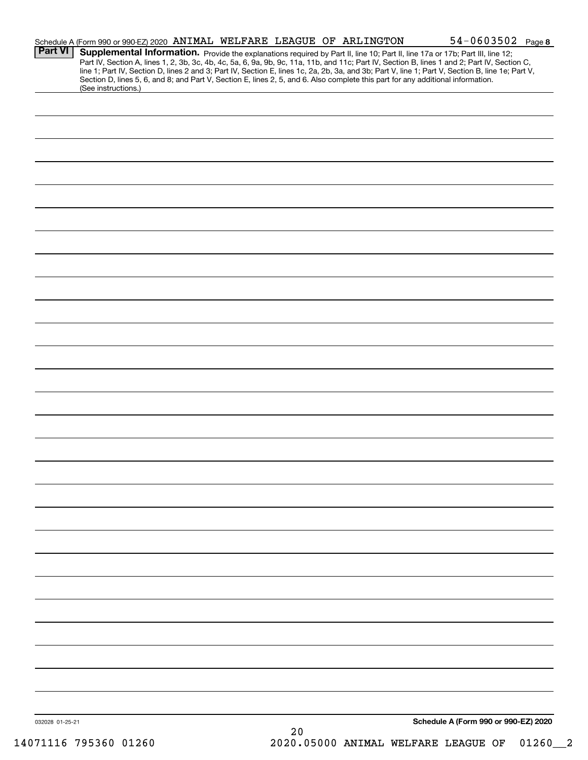Schedule A (Form 990 or 990-EZ) 2020 ANIMAL WELFARE LEAGUE OF ARLINGTON 54-0603502 Page 8

**Part VI** **Supplemental Information.** Provide the explanations required by Part II, line 10; Part II, line 17a or 17b; Part III, line 12; Part IV, Section A, lines 1, 2, 3b, 3c, 4b, 4c, 5a, 6, 9a, 9b, 9c, 11a, 11b, and 11c; Part IV, Section B, lines 1 and 2; Part IV, Section C, line 1; Part IV, Section D, lines 2 and 3; Part IV, Section E, lines 1c, 2a, 2b, 3a, and 3b; Part V, line 1; Part V, Section B, line 1e; Part V, Section D, lines 5, 6, and 8; and Part V, Section E, lines 2, 5, and 6. Also complete this part for any additional information. (See instructions.)

032028 01-25-21

**Schedule A (Form 990 or 990-EZ) 2020**

14071116 795360 01260 2020.05000 ANIMAL WELFARE LEAGUE OF 01260__2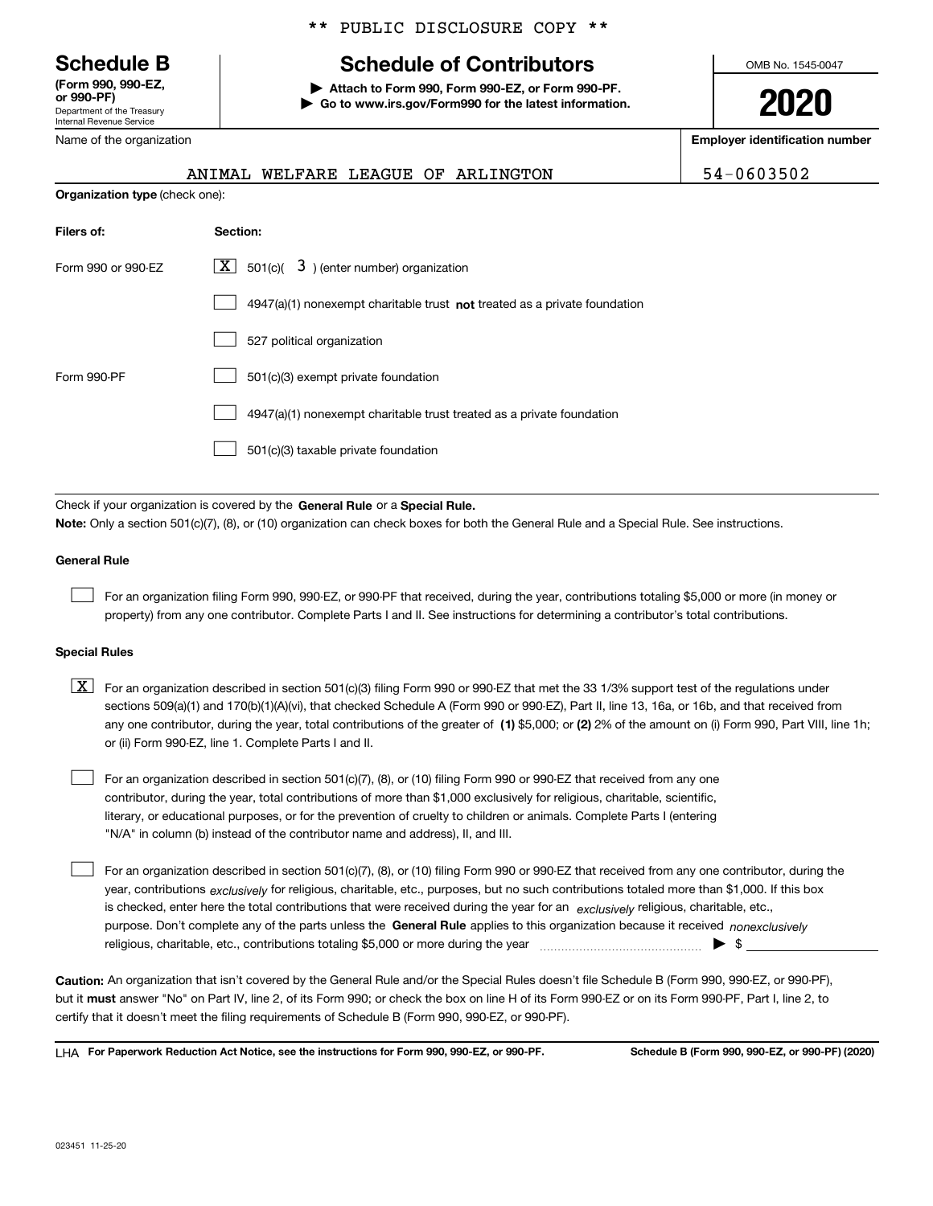** PUBLIC DISCLOSURE COPY **

**Schedule B**
**(Form 990, 990-EZ, or 990-PF)**
Department of the Treasury
Internal Revenue Service

# Schedule of Contributors

▶ **Attach to Form 990, Form 990-EZ, or Form 990-PF.**
▶ **Go to www.irs.gov/Form990 for the latest information.**

OMB No. 1545-0047

**2020**

Name of the organization: ANIMAL WELFARE LEAGUE OF ARLINGTON

**Employer identification number**: 54-0603502

**Organization type** (check one):

| **Filers of:** | **Section:** |
|---|---|
| Form 990 or 990-EZ | [X] 501(c)( 3 ) (enter number) organization |
| | [ ] 4947(a)(1) nonexempt charitable trust **not** treated as a private foundation |
| | [ ] 527 political organization |
| Form 990-PF | [ ] 501(c)(3) exempt private foundation |
| | [ ] 4947(a)(1) nonexempt charitable trust treated as a private foundation |
| | [ ] 501(c)(3) taxable private foundation |

Check if your organization is covered by the **General Rule** or a **Special Rule.**

**Note:** Only a section 501(c)(7), (8), or (10) organization can check boxes for both the General Rule and a Special Rule. See instructions.

**General Rule**

[ ] For an organization filing Form 990, 990-EZ, or 990-PF that received, during the year, contributions totaling $5,000 or more (in money or property) from any one contributor. Complete Parts I and II. See instructions for determining a contributor's total contributions.

**Special Rules**

[X] For an organization described in section 501(c)(3) filing Form 990 or 990-EZ that met the 33 1/3% support test of the regulations under sections 509(a)(1) and 170(b)(1)(A)(vi), that checked Schedule A (Form 990 or 990-EZ), Part II, line 13, 16a, or 16b, and that received from any one contributor, during the year, total contributions of the greater of **(1)** $5,000; or **(2)** 2% of the amount on (i) Form 990, Part VIII, line 1h; or (ii) Form 990-EZ, line 1. Complete Parts I and II.

[ ] For an organization described in section 501(c)(7), (8), or (10) filing Form 990 or 990-EZ that received from any one contributor, during the year, total contributions of more than $1,000 exclusively for religious, charitable, scientific, literary, or educational purposes, or for the prevention of cruelty to children or animals. Complete Parts I (entering "N/A" in column (b) instead of the contributor name and address), II, and III.

[ ] For an organization described in section 501(c)(7), (8), or (10) filing Form 990 or 990-EZ that received from any one contributor, during the year, contributions *exclusively* for religious, charitable, etc., purposes, but no such contributions totaled more than $1,000. If this box is checked, enter here the total contributions that were received during the year for an *exclusively* religious, charitable, etc., purpose. Don't complete any of the parts unless the **General Rule** applies to this organization because it received *nonexclusively* religious, charitable, etc., contributions totaling $5,000 or more during the year ▶ $

**Caution:** An organization that isn't covered by the General Rule and/or the Special Rules doesn't file Schedule B (Form 990, 990-EZ, or 990-PF), but it **must** answer "No" on Part IV, line 2, of its Form 990; or check the box on line H of its Form 990-EZ or on its Form 990-PF, Part I, line 2, to certify that it doesn't meet the filing requirements of Schedule B (Form 990, 990-EZ, or 990-PF).

LHA **For Paperwork Reduction Act Notice, see the instructions for Form 990, 990-EZ, or 990-PF.** **Schedule B (Form 990, 990-EZ, or 990-PF) (2020)**

023451 11-25-20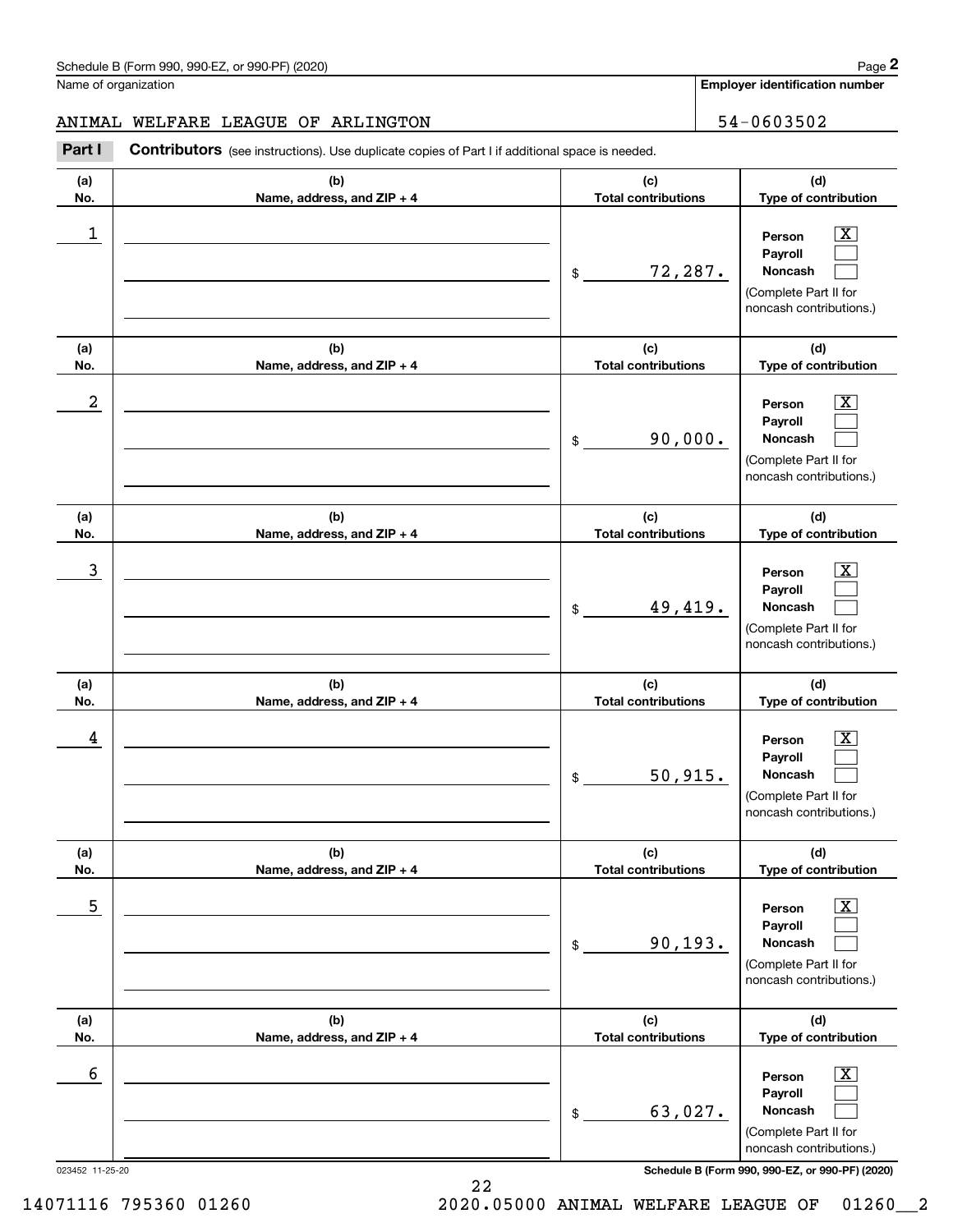Schedule B (Form 990, 990-EZ, or 990-PF) (2020)

Name of organization: ANIMAL WELFARE LEAGUE OF ARLINGTON

Employer identification number: 54-0603502

**Part I** **Contributors** (see instructions). Use duplicate copies of Part I if additional space is needed.

| (a) No. | (b) Name, address, and ZIP + 4 | (c) Total contributions | (d) Type of contribution |
|---|---|---|---|
| 1 | | $ 72,287. | Person [X] Payroll [ ] Noncash [ ] (Complete Part II for noncash contributions.) |
| 2 | | $ 90,000. | Person [X] Payroll [ ] Noncash [ ] (Complete Part II for noncash contributions.) |
| 3 | | $ 49,419. | Person [X] Payroll [ ] Noncash [ ] (Complete Part II for noncash contributions.) |
| 4 | | $ 50,915. | Person [X] Payroll [ ] Noncash [ ] (Complete Part II for noncash contributions.) |
| 5 | | $ 90,193. | Person [X] Payroll [ ] Noncash [ ] (Complete Part II for noncash contributions.) |
| 6 | | $ 63,027. | Person [X] Payroll [ ] Noncash [ ] (Complete Part II for noncash contributions.) |

023452 11-25-20

Schedule B (Form 990, 990-EZ, or 990-PF) (2020)

14071116 795360 01260 2020.05000 ANIMAL WELFARE LEAGUE OF 01260__2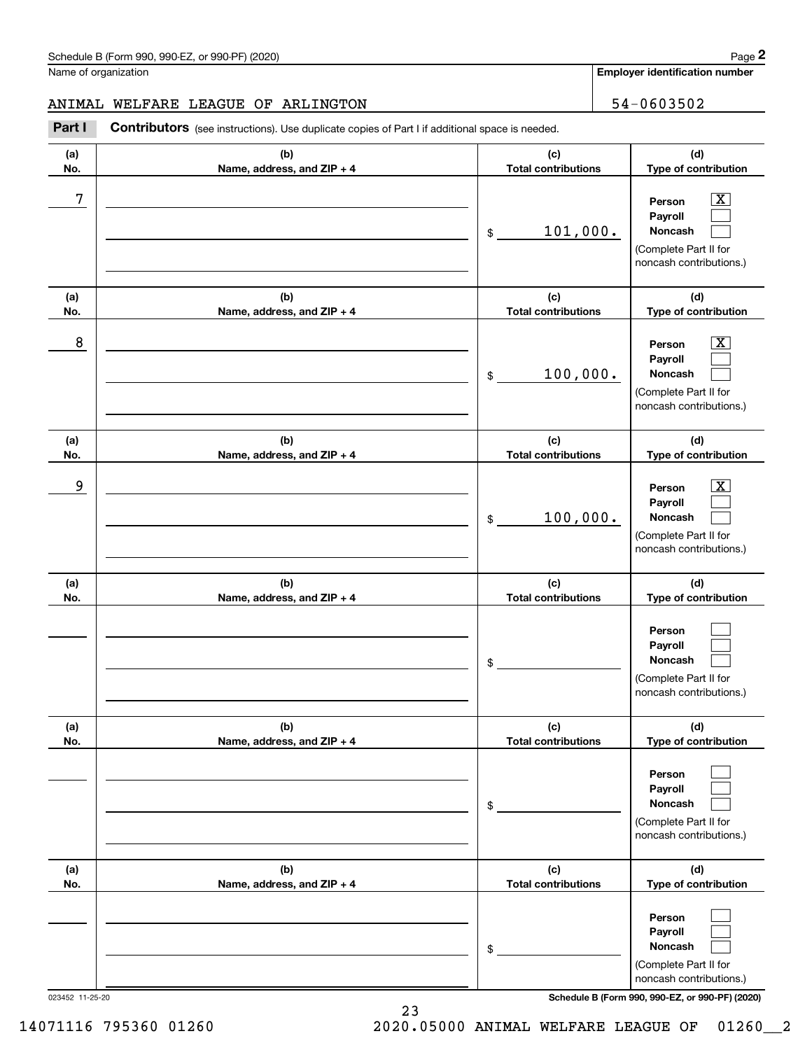Schedule B (Form 990, 990-EZ, or 990-PF) (2020)

Name of organization: ANIMAL WELFARE LEAGUE OF ARLINGTON

Employer identification number: 54-0603502

**Part I** **Contributors** (see instructions). Use duplicate copies of Part I if additional space is needed.

| (a) No. | (b) Name, address, and ZIP + 4 | (c) Total contributions | (d) Type of contribution |
|---|---|---|---|
| 7 | | $ 101,000. | Person [X] Payroll [ ] Noncash [ ] (Complete Part II for noncash contributions.) |
| 8 | | $ 100,000. | Person [X] Payroll [ ] Noncash [ ] (Complete Part II for noncash contributions.) |
| 9 | | $ 100,000. | Person [X] Payroll [ ] Noncash [ ] (Complete Part II for noncash contributions.) |
| | | $ | Person [ ] Payroll [ ] Noncash [ ] (Complete Part II for noncash contributions.) |
| | | $ | Person [ ] Payroll [ ] Noncash [ ] (Complete Part II for noncash contributions.) |
| | | $ | Person [ ] Payroll [ ] Noncash [ ] (Complete Part II for noncash contributions.) |

023452 11-25-20

Schedule B (Form 990, 990-EZ, or 990-PF) (2020)

14071116 795360 01260 2020.05000 ANIMAL WELFARE LEAGUE OF 01260__2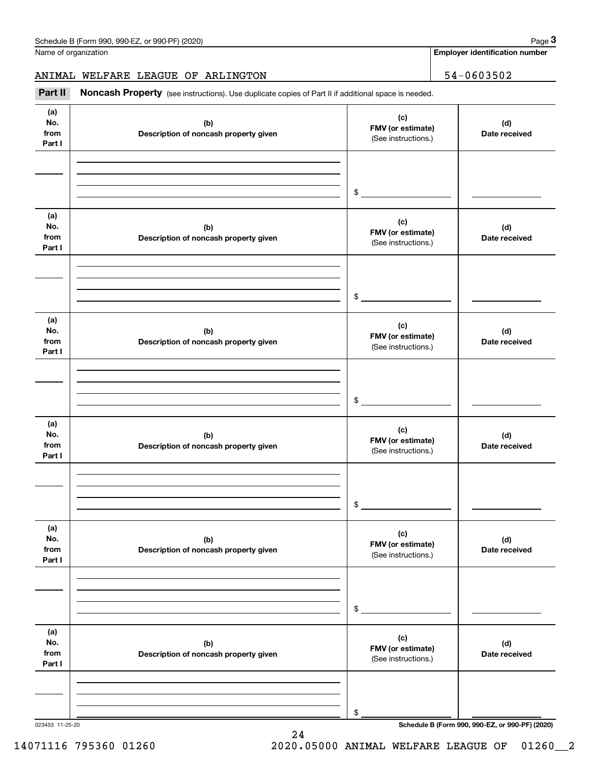Name of organization | Employer identification number

ANIMAL WELFARE LEAGUE OF ARLINGTON | 54-0603502

**Part II** **Noncash Property** (see instructions). Use duplicate copies of Part II if additional space is needed.

| (a) No. from Part I | (b) Description of noncash property given | (c) FMV (or estimate) (See instructions.) | (d) Date received |
|---|---|---|---|
| | | $ | |

| (a) No. from Part I | (b) Description of noncash property given | (c) FMV (or estimate) (See instructions.) | (d) Date received |
|---|---|---|---|
| | | $ | |

| (a) No. from Part I | (b) Description of noncash property given | (c) FMV (or estimate) (See instructions.) | (d) Date received |
|---|---|---|---|
| | | $ | |

| (a) No. from Part I | (b) Description of noncash property given | (c) FMV (or estimate) (See instructions.) | (d) Date received |
|---|---|---|---|
| | | $ | |

| (a) No. from Part I | (b) Description of noncash property given | (c) FMV (or estimate) (See instructions.) | (d) Date received |
|---|---|---|---|
| | | $ | |

| (a) No. from Part I | (b) Description of noncash property given | (c) FMV (or estimate) (See instructions.) | (d) Date received |
|---|---|---|---|
| | | $ | |

023453 11-25-20

14071116 795360 01260 2020.05000 ANIMAL WELFARE LEAGUE OF 01260__2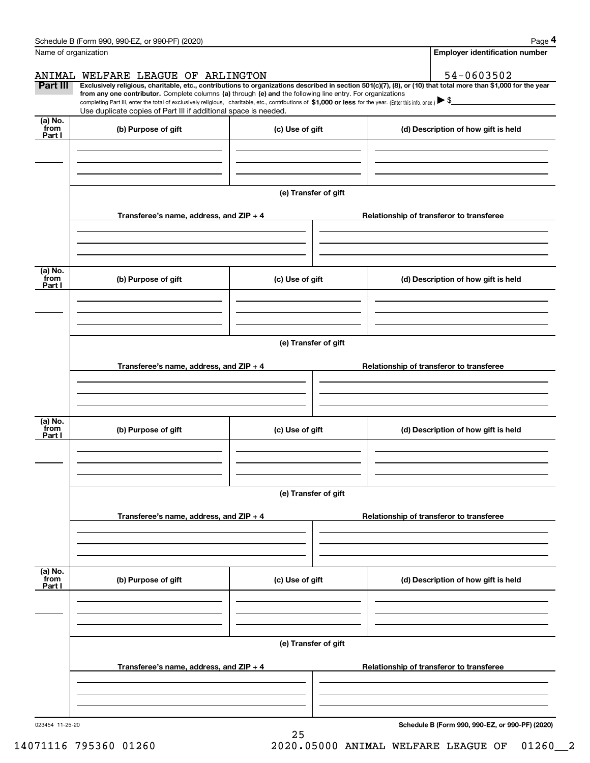Name of organization

**Employer identification number**

ANIMAL WELFARE LEAGUE OF ARLINGTON

54-0603502

**Part III** **Exclusively religious, charitable, etc., contributions to organizations described in section 501(c)(7), (8), or (10) that total more than $1,000 for the year from any one contributor.** Complete columns **(a)** through **(e) and** the following line entry. For organizations completing Part III, enter the total of exclusively religious, charitable, etc., contributions of **$1,000 or less** for the year. (Enter this info. once.) ▶ $

Use duplicate copies of Part III if additional space is needed.

| (a) No. from Part I | (b) Purpose of gift | (c) Use of gift | (d) Description of how gift is held |
|---|---|---|---|
| | | | |

(e) Transfer of gift

| Transferee's name, address, and ZIP + 4 | Relationship of transferor to transferee |
|---|---|
| | |

| (a) No. from Part I | (b) Purpose of gift | (c) Use of gift | (d) Description of how gift is held |
|---|---|---|---|
| | | | |

(e) Transfer of gift

| Transferee's name, address, and ZIP + 4 | Relationship of transferor to transferee |
|---|---|
| | |

| (a) No. from Part I | (b) Purpose of gift | (c) Use of gift | (d) Description of how gift is held |
|---|---|---|---|
| | | | |

(e) Transfer of gift

| Transferee's name, address, and ZIP + 4 | Relationship of transferor to transferee |
|---|---|
| | |

| (a) No. from Part I | (b) Purpose of gift | (c) Use of gift | (d) Description of how gift is held |
|---|---|---|---|
| | | | |

(e) Transfer of gift

| Transferee's name, address, and ZIP + 4 | Relationship of transferor to transferee |
|---|---|
| | |

023454 11-25-20

**Schedule B (Form 990, 990-EZ, or 990-PF) (2020)**

14071116 795360 01260 2020.05000 ANIMAL WELFARE LEAGUE OF 01260__2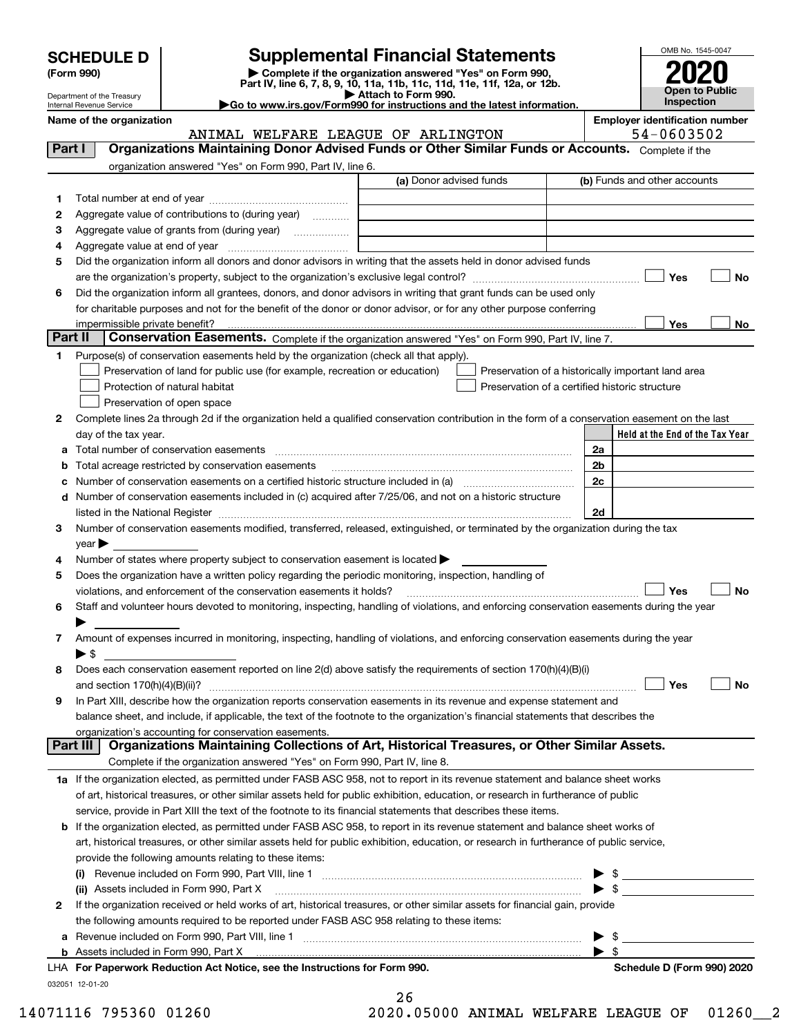# SCHEDULE D (Form 990)

Department of the Treasury
Internal Revenue Service

## Supplemental Financial Statements

▶ Complete if the organization answered "Yes" on Form 990, Part IV, line 6, 7, 8, 9, 10, 11a, 11b, 11c, 11d, 11e, 11f, 12a, or 12b.
▶ Attach to Form 990.
▶Go to www.irs.gov/Form990 for instructions and the latest information.

OMB No. 1545-0047

**2020**

**Open to Public Inspection**

**Name of the organization:** ANIMAL WELFARE LEAGUE OF ARLINGTON

**Employer identification number:** 54-0603502

## Part I — Organizations Maintaining Donor Advised Funds or Other Similar Funds or Accounts.

Complete if the organization answered "Yes" on Form 990, Part IV, line 6.

| | | (a) Donor advised funds | (b) Funds and other accounts |
|---|---|---|---|
| 1 | Total number at end of year | | |
| 2 | Aggregate value of contributions to (during year) | | |
| 3 | Aggregate value of grants from (during year) | | |
| 4 | Aggregate value at end of year | | |

5 Did the organization inform all donors and donor advisors in writing that the assets held in donor advised funds are the organization's property, subject to the organization's exclusive legal control? ☐ Yes ☐ No

6 Did the organization inform all grantees, donors, and donor advisors in writing that grant funds can be used only for charitable purposes and not for the benefit of the donor or donor advisor, or for any other purpose conferring impermissible private benefit? ☐ Yes ☐ No

## Part II — Conservation Easements.

Complete if the organization answered "Yes" on Form 990, Part IV, line 7.

1 Purpose(s) of conservation easements held by the organization (check all that apply).

- ☐ Preservation of land for public use (for example, recreation or education)
- ☐ Protection of natural habitat
- ☐ Preservation of open space
- ☐ Preservation of a historically important land area
- ☐ Preservation of a certified historic structure

2 Complete lines 2a through 2d if the organization held a qualified conservation contribution in the form of a conservation easement on the last day of the tax year.

| | | | Held at the End of the Tax Year |
|---|---|---|---|
| a | Total number of conservation easements | 2a | |
| b | Total acreage restricted by conservation easements | 2b | |
| c | Number of conservation easements on a certified historic structure included in (a) | 2c | |
| d | Number of conservation easements included in (c) acquired after 7/25/06, and not on a historic structure listed in the National Register | 2d | |

3 Number of conservation easements modified, transferred, released, extinguished, or terminated by the organization during the tax year ▶

4 Number of states where property subject to conservation easement is located ▶

5 Does the organization have a written policy regarding the periodic monitoring, inspection, handling of violations, and enforcement of the conservation easements it holds? ☐ Yes ☐ No

6 Staff and volunteer hours devoted to monitoring, inspecting, handling of violations, and enforcing conservation easements during the year ▶

7 Amount of expenses incurred in monitoring, inspecting, handling of violations, and enforcing conservation easements during the year ▶ $

8 Does each conservation easement reported on line 2(d) above satisfy the requirements of section 170(h)(4)(B)(i) and section 170(h)(4)(B)(ii)? ☐ Yes ☐ No

9 In Part XIII, describe how the organization reports conservation easements in its revenue and expense statement and balance sheet, and include, if applicable, the text of the footnote to the organization's financial statements that describes the organization's accounting for conservation easements.

## Part III — Organizations Maintaining Collections of Art, Historical Treasures, or Other Similar Assets.

Complete if the organization answered "Yes" on Form 990, Part IV, line 8.

1a If the organization elected, as permitted under FASB ASC 958, not to report in its revenue statement and balance sheet works of art, historical treasures, or other similar assets held for public exhibition, education, or research in furtherance of public service, provide in Part XIII the text of the footnote to its financial statements that describes these items.

b If the organization elected, as permitted under FASB ASC 958, to report in its revenue statement and balance sheet works of art, historical treasures, or other similar assets held for public exhibition, education, or research in furtherance of public service, provide the following amounts relating to these items:

(i) Revenue included on Form 990, Part VIII, line 1 ▶ $

(ii) Assets included in Form 990, Part X ▶ $

2 If the organization received or held works of art, historical treasures, or other similar assets for financial gain, provide the following amounts required to be reported under FASB ASC 958 relating to these items:

a Revenue included on Form 990, Part VIII, line 1 ▶ $

b Assets included in Form 990, Part X ▶ $

LHA For Paperwork Reduction Act Notice, see the Instructions for Form 990. Schedule D (Form 990) 2020

032051 12-01-20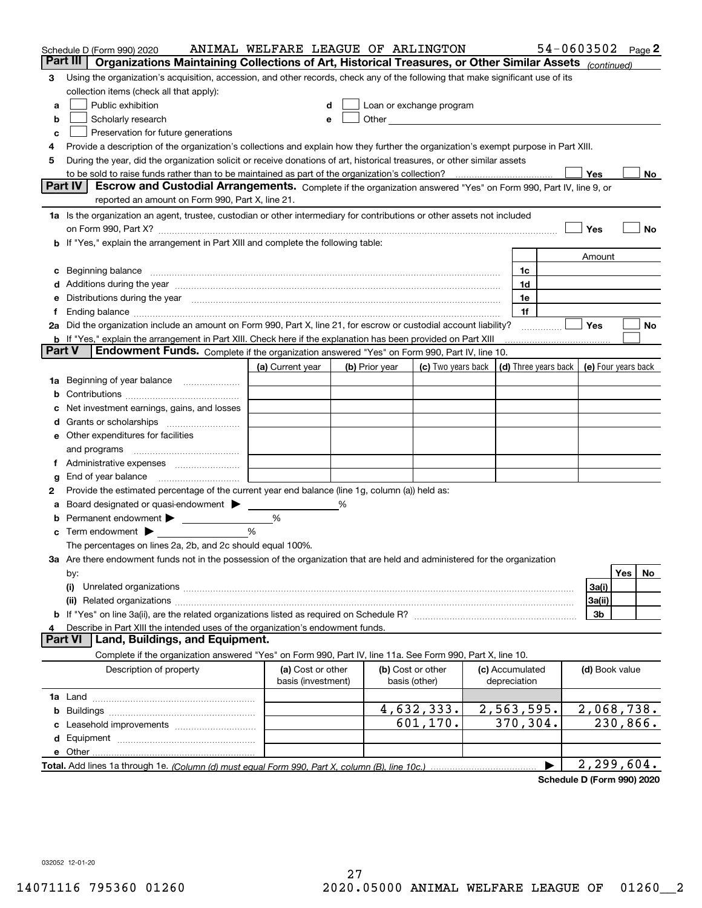Schedule D (Form 990) 2020 ANIMAL WELFARE LEAGUE OF ARLINGTON 54-0603502 Page 2

## Part III Organizations Maintaining Collections of Art, Historical Treasures, or Other Similar Assets *(continued)*

3 Using the organization's acquisition, accession, and other records, check any of the following that make significant use of its collection items (check all that apply):

- a ☐ Public exhibition
- b ☐ Scholarly research
- c ☐ Preservation for future generations
- d ☐ Loan or exchange program
- e ☐ Other

4 Provide a description of the organization's collections and explain how they further the organization's exempt purpose in Part XIII.

5 During the year, did the organization solicit or receive donations of art, historical treasures, or other similar assets to be sold to raise funds rather than to be maintained as part of the organization's collection? ☐ Yes ☐ No

## Part IV Escrow and Custodial Arrangements.

Complete if the organization answered "Yes" on Form 990, Part IV, line 9, or reported an amount on Form 990, Part X, line 21.

1a Is the organization an agent, trustee, custodian or other intermediary for contributions or other assets not included on Form 990, Part X? ☐ Yes ☐ No

b If "Yes," explain the arrangement in Part XIII and complete the following table:

| | | Amount |
|---|---|---|
| c Beginning balance | 1c | |
| d Additions during the year | 1d | |
| e Distributions during the year | 1e | |
| f Ending balance | 1f | |

2a Did the organization include an amount on Form 990, Part X, line 21, for escrow or custodial account liability? ☐ Yes ☐ No

b If "Yes," explain the arrangement in Part XIII. Check here if the explanation has been provided on Part XIII ☐

## Part V Endowment Funds.

Complete if the organization answered "Yes" on Form 990, Part IV, line 10.

| | (a) Current year | (b) Prior year | (c) Two years back | (d) Three years back | (e) Four years back |
|---|---|---|---|---|---|
| 1a Beginning of year balance | | | | | |
| b Contributions | | | | | |
| c Net investment earnings, gains, and losses | | | | | |
| d Grants or scholarships | | | | | |
| e Other expenditures for facilities and programs | | | | | |
| f Administrative expenses | | | | | |
| g End of year balance | | | | | |

2 Provide the estimated percentage of the current year end balance (line 1g, column (a)) held as:

a Board designated or quasi-endowment ▶ %

b Permanent endowment ▶ %

c Term endowment ▶ %

The percentages on lines 2a, 2b, and 2c should equal 100%.

3a Are there endowment funds not in the possession of the organization that are held and administered for the organization by:

| | | Yes | No |
|---|---|---|---|
| (i) Unrelated organizations | 3a(i) | | |
| (ii) Related organizations | 3a(ii) | | |
| b If "Yes" on line 3a(ii), are the related organizations listed as required on Schedule R? | 3b | | |

4 Describe in Part XIII the intended uses of the organization's endowment funds.

## Part VI Land, Buildings, and Equipment.

Complete if the organization answered "Yes" on Form 990, Part IV, line 11a. See Form 990, Part X, line 10.

| Description of property | (a) Cost or other basis (investment) | (b) Cost or other basis (other) | (c) Accumulated depreciation | (d) Book value |
|---|---|---|---|---|
| 1a Land | | | | |
| b Buildings | | 4,632,333. | 2,563,595. | 2,068,738. |
| c Leasehold improvements | | 601,170. | 370,304. | 230,866. |
| d Equipment | | | | |
| e Other | | | | |
| **Total.** Add lines 1a through 1e. *(Column (d) must equal Form 990, Part X, column (B), line 10c.)* | | | ▶ | 2,299,604. |

**Schedule D (Form 990) 2020**

032052 12-01-20

14071116 795360 01260 2020.05000 ANIMAL WELFARE LEAGUE OF 01260__2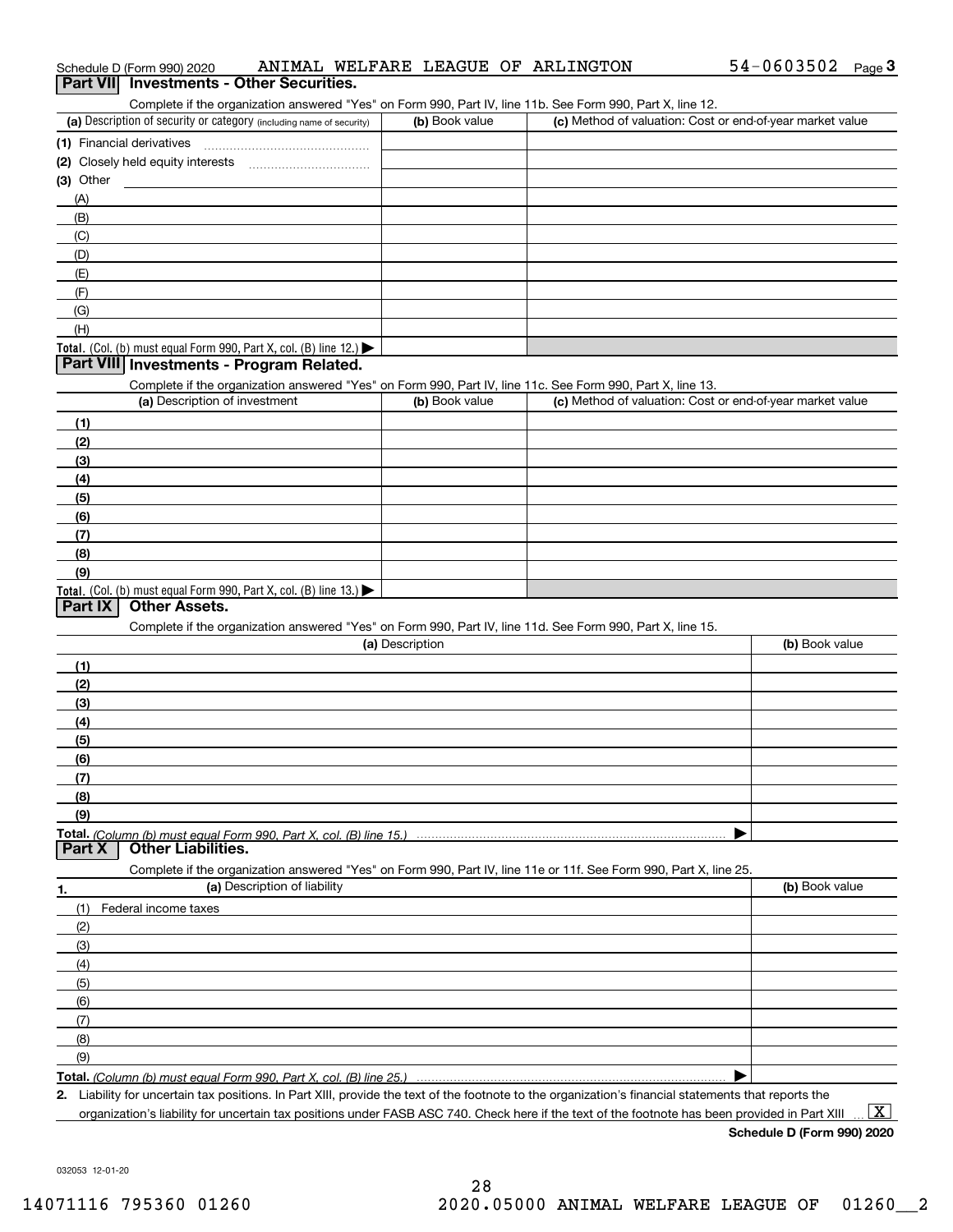Schedule D (Form 990) 2020 ANIMAL WELFARE LEAGUE OF ARLINGTON 54-0603502 Page 3

## Part VII Investments - Other Securities.

Complete if the organization answered "Yes" on Form 990, Part IV, line 11b. See Form 990, Part X, line 12.

| (a) Description of security or category (including name of security) | (b) Book value | (c) Method of valuation: Cost or end-of-year market value |
|---|---|---|
| (1) Financial derivatives | | |
| (2) Closely held equity interests | | |
| (3) Other | | |
| (A) | | |
| (B) | | |
| (C) | | |
| (D) | | |
| (E) | | |
| (F) | | |
| (G) | | |
| (H) | | |
| **Total.** (Col. (b) must equal Form 990, Part X, col. (B) line 12.) | | |

## Part VIII Investments - Program Related.

Complete if the organization answered "Yes" on Form 990, Part IV, line 11c. See Form 990, Part X, line 13.

| (a) Description of investment | (b) Book value | (c) Method of valuation: Cost or end-of-year market value |
|---|---|---|
| (1) | | |
| (2) | | |
| (3) | | |
| (4) | | |
| (5) | | |
| (6) | | |
| (7) | | |
| (8) | | |
| (9) | | |
| **Total.** (Col. (b) must equal Form 990, Part X, col. (B) line 13.) | | |

## Part IX Other Assets.

Complete if the organization answered "Yes" on Form 990, Part IV, line 11d. See Form 990, Part X, line 15.

| (a) Description | (b) Book value |
|---|---|
| (1) | |
| (2) | |
| (3) | |
| (4) | |
| (5) | |
| (6) | |
| (7) | |
| (8) | |
| (9) | |
| **Total.** *(Column (b) must equal Form 990, Part X, col. (B) line 15.)* | |

## Part X Other Liabilities.

Complete if the organization answered "Yes" on Form 990, Part IV, line 11e or 11f. See Form 990, Part X, line 25.

| 1. (a) Description of liability | (b) Book value |
|---|---|
| (1) Federal income taxes | |
| (2) | |
| (3) | |
| (4) | |
| (5) | |
| (6) | |
| (7) | |
| (8) | |
| (9) | |
| **Total.** *(Column (b) must equal Form 990, Part X, col. (B) line 25.)* | |

**2.** Liability for uncertain tax positions. In Part XIII, provide the text of the footnote to the organization's financial statements that reports the organization's liability for uncertain tax positions under FASB ASC 740. Check here if the text of the footnote has been provided in Part XIII ... [X]

**Schedule D (Form 990) 2020**

032053 12-01-20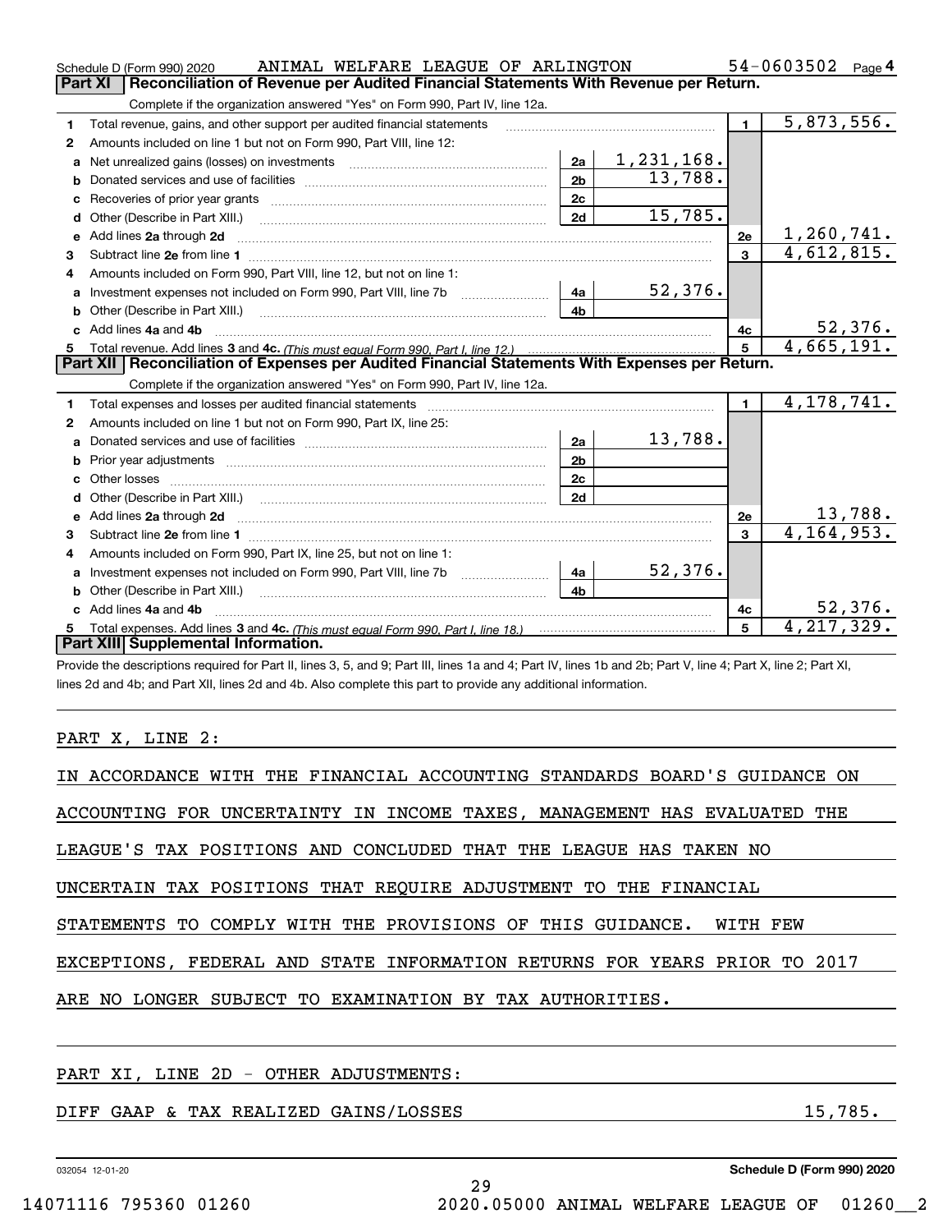Schedule D (Form 990) 2020    ANIMAL WELFARE LEAGUE OF ARLINGTON    54-0603502    Page 4

## Part XI  Reconciliation of Revenue per Audited Financial Statements With Revenue per Return.

Complete if the organization answered "Yes" on Form 990, Part IV, line 12a.

| | | | | | |
|---|---|---|---|---|---|
| 1 | Total revenue, gains, and other support per audited financial statements | | | 1 | 5,873,556. |
| 2 | Amounts included on line 1 but not on Form 990, Part VIII, line 12: | | | | |
| a | Net unrealized gains (losses) on investments | 2a | 1,231,168. | | |
| b | Donated services and use of facilities | 2b | 13,788. | | |
| c | Recoveries of prior year grants | 2c | | | |
| d | Other (Describe in Part XIII.) | 2d | 15,785. | | |
| e | Add lines 2a through 2d | | | 2e | 1,260,741. |
| 3 | Subtract line 2e from line 1 | | | 3 | 4,612,815. |
| 4 | Amounts included on Form 990, Part VIII, line 12, but not on line 1: | | | | |
| a | Investment expenses not included on Form 990, Part VIII, line 7b | 4a | 52,376. | | |
| b | Other (Describe in Part XIII.) | 4b | | | |
| c | Add lines 4a and 4b | | | 4c | 52,376. |
| 5 | Total revenue. Add lines 3 and 4c. *(This must equal Form 990, Part I, line 12.)* | | | 5 | 4,665,191. |

## Part XII  Reconciliation of Expenses per Audited Financial Statements With Expenses per Return.

Complete if the organization answered "Yes" on Form 990, Part IV, line 12a.

| | | | | | |
|---|---|---|---|---|---|
| 1 | Total expenses and losses per audited financial statements | | | 1 | 4,178,741. |
| 2 | Amounts included on line 1 but not on Form 990, Part IX, line 25: | | | | |
| a | Donated services and use of facilities | 2a | 13,788. | | |
| b | Prior year adjustments | 2b | | | |
| c | Other losses | 2c | | | |
| d | Other (Describe in Part XIII.) | 2d | | | |
| e | Add lines 2a through 2d | | | 2e | 13,788. |
| 3 | Subtract line 2e from line 1 | | | 3 | 4,164,953. |
| 4 | Amounts included on Form 990, Part IX, line 25, but not on line 1: | | | | |
| a | Investment expenses not included on Form 990, Part VIII, line 7b | 4a | 52,376. | | |
| b | Other (Describe in Part XIII.) | 4b | | | |
| c | Add lines 4a and 4b | | | 4c | 52,376. |
| 5 | Total expenses. Add lines 3 and 4c. *(This must equal Form 990, Part I, line 18.)* | | | 5 | 4,217,329. |

## Part XIII  Supplemental Information.

Provide the descriptions required for Part II, lines 3, 5, and 9; Part III, lines 1a and 4; Part IV, lines 1b and 2b; Part V, line 4; Part X, line 2; Part XI, lines 2d and 4b; and Part XII, lines 2d and 4b. Also complete this part to provide any additional information.

PART X, LINE 2:

IN ACCORDANCE WITH THE FINANCIAL ACCOUNTING STANDARDS BOARD'S GUIDANCE ON ACCOUNTING FOR UNCERTAINTY IN INCOME TAXES, MANAGEMENT HAS EVALUATED THE LEAGUE'S TAX POSITIONS AND CONCLUDED THAT THE LEAGUE HAS TAKEN NO UNCERTAIN TAX POSITIONS THAT REQUIRE ADJUSTMENT TO THE FINANCIAL STATEMENTS TO COMPLY WITH THE PROVISIONS OF THIS GUIDANCE. WITH FEW EXCEPTIONS, FEDERAL AND STATE INFORMATION RETURNS FOR YEARS PRIOR TO 2017 ARE NO LONGER SUBJECT TO EXAMINATION BY TAX AUTHORITIES.

PART XI, LINE 2D - OTHER ADJUSTMENTS:

DIFF GAAP & TAX REALIZED GAINS/LOSSES    15,785.

032054 12-01-20    Schedule D (Form 990) 2020

14071116 795360 01260    2020.05000 ANIMAL WELFARE LEAGUE OF 01260__2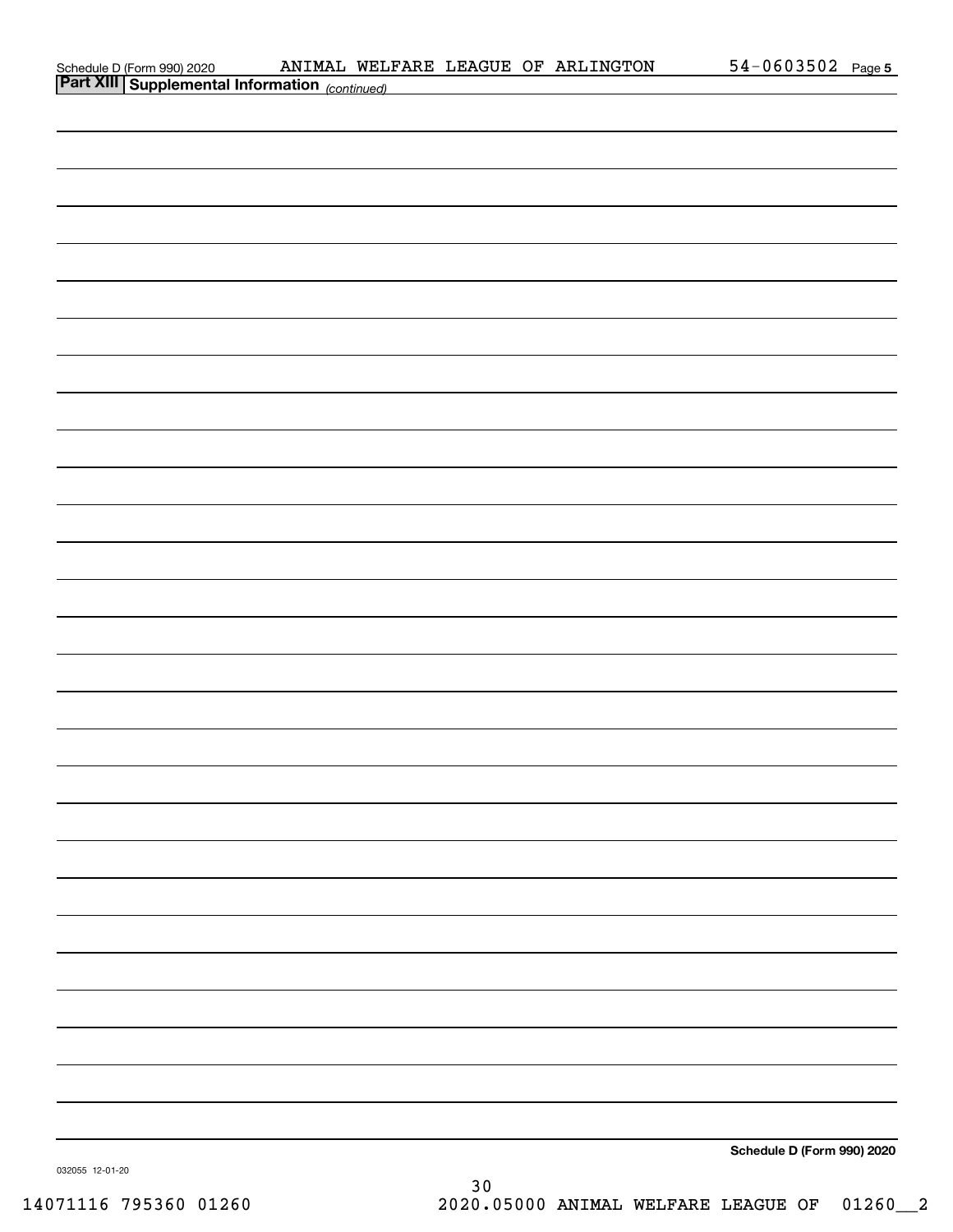Schedule D (Form 990) 2020 ANIMAL WELFARE LEAGUE OF ARLINGTON 54-0603502 Page 5

**Part XIII | Supplemental Information** *(continued)*

**Schedule D (Form 990) 2020**

032055 12-01-20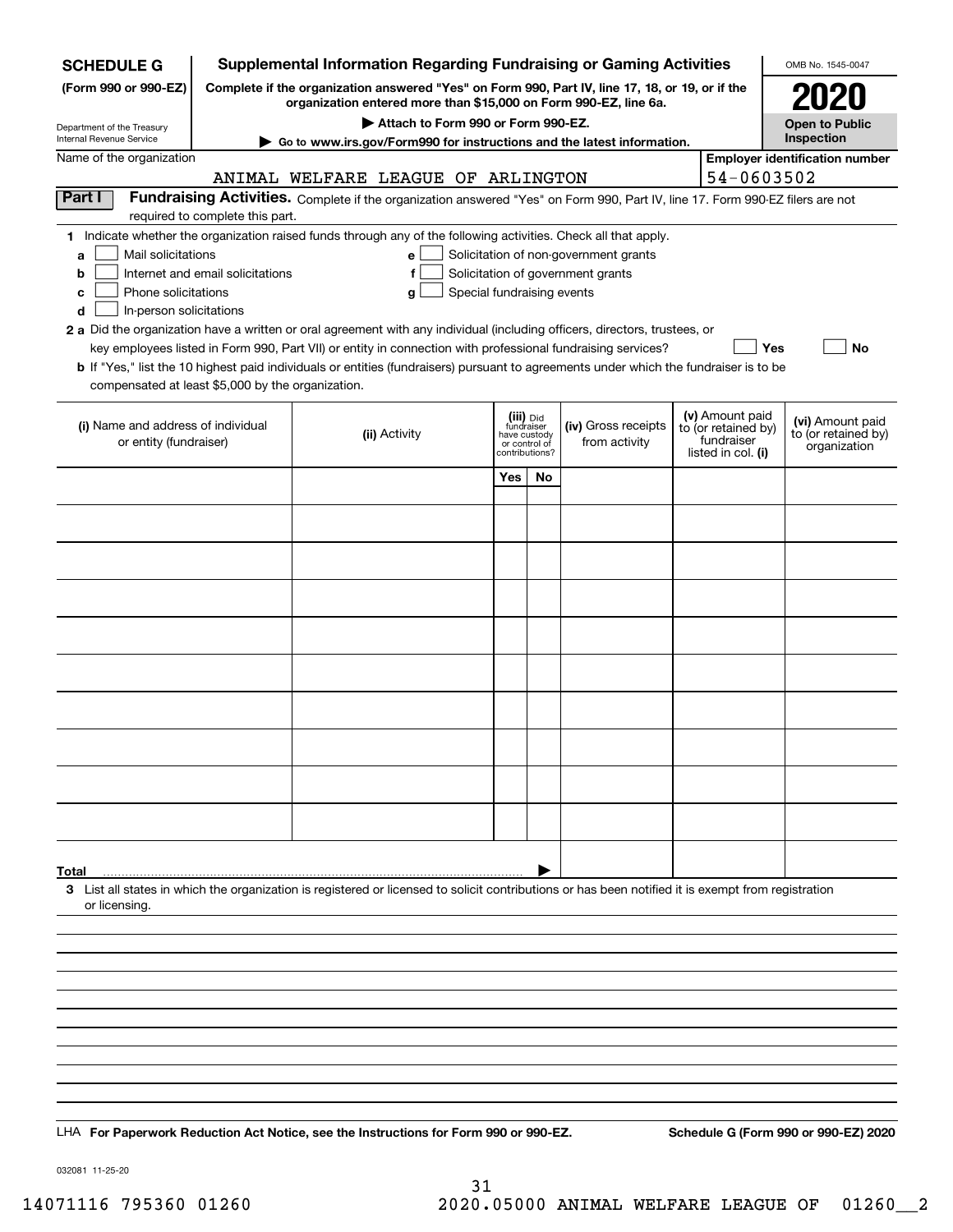**SCHEDULE G**
**(Form 990 or 990-EZ)**

Department of the Treasury
Internal Revenue Service

# Supplemental Information Regarding Fundraising or Gaming Activities

**Complete if the organization answered "Yes" on Form 990, Part IV, line 17, 18, or 19, or if the organization entered more than $15,000 on Form 990-EZ, line 6a.**

▶ **Attach to Form 990 or Form 990-EZ.**

▶ **Go to www.irs.gov/Form990 for instructions and the latest information.**

OMB No. 1545-0047

**2020**

**Open to Public Inspection**

Name of the organization: ANIMAL WELFARE LEAGUE OF ARLINGTON

**Employer identification number:** 54-0603502

**Part I** **Fundraising Activities.** Complete if the organization answered "Yes" on Form 990, Part IV, line 17. Form 990-EZ filers are not required to complete this part.

**1** Indicate whether the organization raised funds through any of the following activities. Check all that apply.

- **a** ☐ Mail solicitations
- **b** ☐ Internet and email solicitations
- **c** ☐ Phone solicitations
- **d** ☐ In-person solicitations
- **e** ☐ Solicitation of non-government grants
- **f** ☐ Solicitation of government grants
- **g** ☐ Special fundraising events

**2 a** Did the organization have a written or oral agreement with any individual (including officers, directors, trustees, or key employees listed in Form 990, Part VII) or entity in connection with professional fundraising services? ☐ **Yes** ☐ **No**

**b** If "Yes," list the 10 highest paid individuals or entities (fundraisers) pursuant to agreements under which the fundraiser is to be compensated at least $5,000 by the organization.

| (i) Name and address of individual or entity (fundraiser) | (ii) Activity | (iii) Did fundraiser have custody or control of contributions? Yes | No | (iv) Gross receipts from activity | (v) Amount paid to (or retained by) fundraiser listed in col. (i) | (vi) Amount paid to (or retained by) organization |
|---|---|---|---|---|---|---|
| | | | | | | |
| | | | | | | |
| | | | | | | |
| | | | | | | |
| | | | | | | |
| | | | | | | |
| | | | | | | |
| | | | | | | |
| | | | | | | |
| | | | | | | |
| **Total** ▶ | | | | | | |

**3** List all states in which the organization is registered or licensed to solicit contributions or has been notified it is exempt from registration or licensing.

LHA **For Paperwork Reduction Act Notice, see the Instructions for Form 990 or 990-EZ.** **Schedule G (Form 990 or 990-EZ) 2020**

032081 11-25-20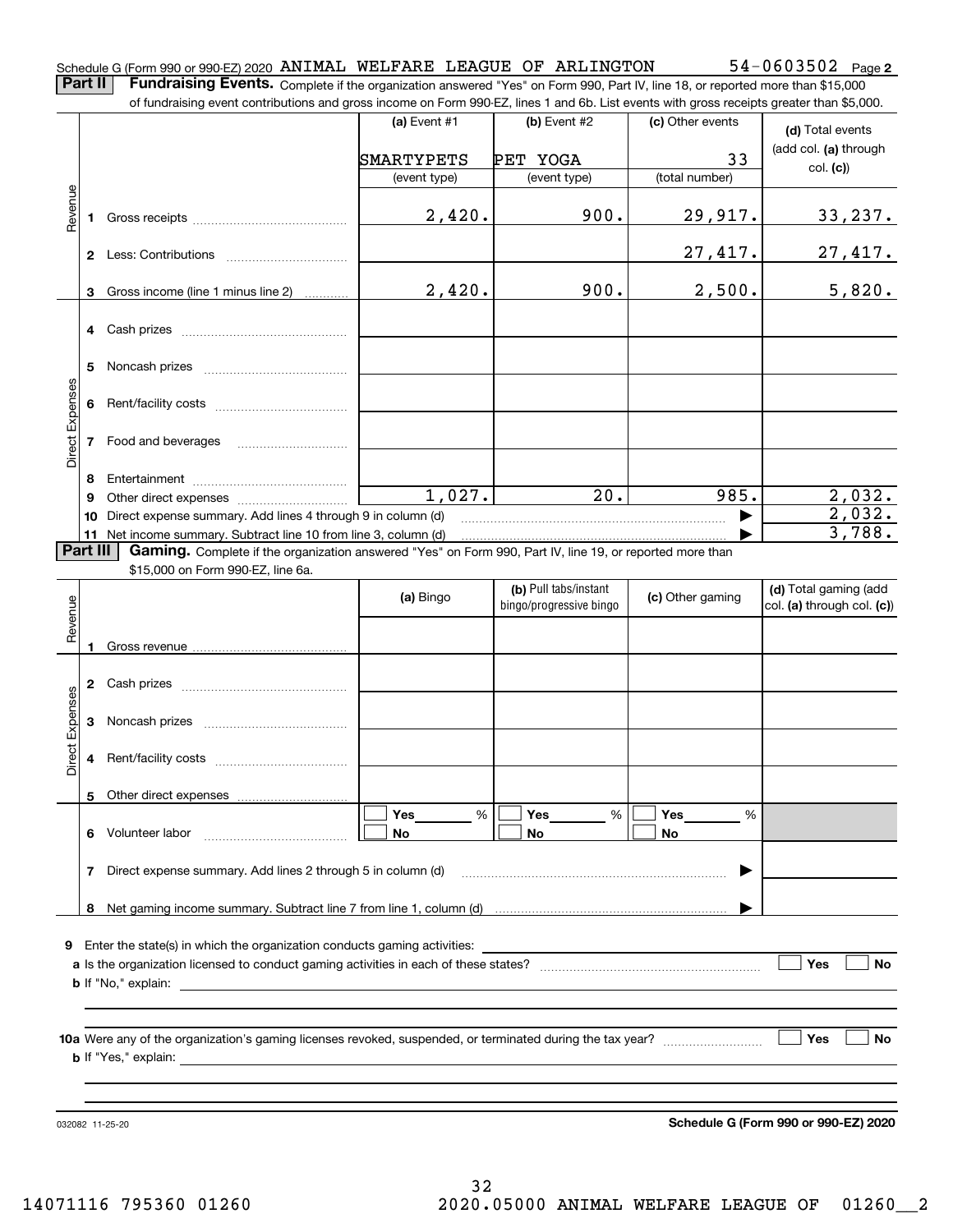Schedule G (Form 990 or 990-EZ) 2020 ANIMAL WELFARE LEAGUE OF ARLINGTON 54-0603502 Page 2

**Part II** **Fundraising Events.** Complete if the organization answered "Yes" on Form 990, Part IV, line 18, or reported more than $15,000 of fundraising event contributions and gross income on Form 990-EZ, lines 1 and 6b. List events with gross receipts greater than $5,000.

| | | (a) Event #1 | (b) Event #2 | (c) Other events | (d) Total events (add col. (a) through col. (c)) |
|---|---|---|---|---|---|
| | | SMARTYPETS | PET YOGA | 33 | |
| | | (event type) | (event type) | (total number) | |
| Revenue | 1 Gross receipts | 2,420. | 900. | 29,917. | 33,237. |
| | 2 Less: Contributions | | | 27,417. | 27,417. |
| | 3 Gross income (line 1 minus line 2) | 2,420. | 900. | 2,500. | 5,820. |
| Direct Expenses | 4 Cash prizes | | | | |
| | 5 Noncash prizes | | | | |
| | 6 Rent/facility costs | | | | |
| | 7 Food and beverages | | | | |
| | 8 Entertainment | | | | |
| | 9 Other direct expenses | 1,027. | 20. | 985. | 2,032. |
| | 10 Direct expense summary. Add lines 4 through 9 in column (d) | | | ▶ | 2,032. |
| | 11 Net income summary. Subtract line 10 from line 3, column (d) | | | ▶ | 3,788. |

**Part III** **Gaming.** Complete if the organization answered "Yes" on Form 990, Part IV, line 19, or reported more than $15,000 on Form 990-EZ, line 6a.

| | | (a) Bingo | (b) Pull tabs/instant bingo/progressive bingo | (c) Other gaming | (d) Total gaming (add col. (a) through col. (c)) |
|---|---|---|---|---|---|
| Revenue | 1 Gross revenue | | | | |
| Direct Expenses | 2 Cash prizes | | | | |
| | 3 Noncash prizes | | | | |
| | 4 Rent/facility costs | | | | |
| | 5 Other direct expenses | | | | |
| | 6 Volunteer labor | ☐ Yes ____ % ☐ No | ☐ Yes ____ % ☐ No | ☐ Yes ____ % ☐ No | |
| | 7 Direct expense summary. Add lines 2 through 5 in column (d) | | | ▶ | |
| | 8 Net gaming income summary. Subtract line 7 from line 1, column (d) | | | ▶ | |

9 Enter the state(s) in which the organization conducts gaming activities: ____________________

a Is the organization licensed to conduct gaming activities in each of these states? ☐ Yes ☐ No

b If "No," explain: ____________________

10a Were any of the organization's gaming licenses revoked, suspended, or terminated during the tax year? ☐ Yes ☐ No

b If "Yes," explain: ____________________

032082 11-25-20 **Schedule G (Form 990 or 990-EZ) 2020**

14071116 795360 01260 2020.05000 ANIMAL WELFARE LEAGUE OF 01260__2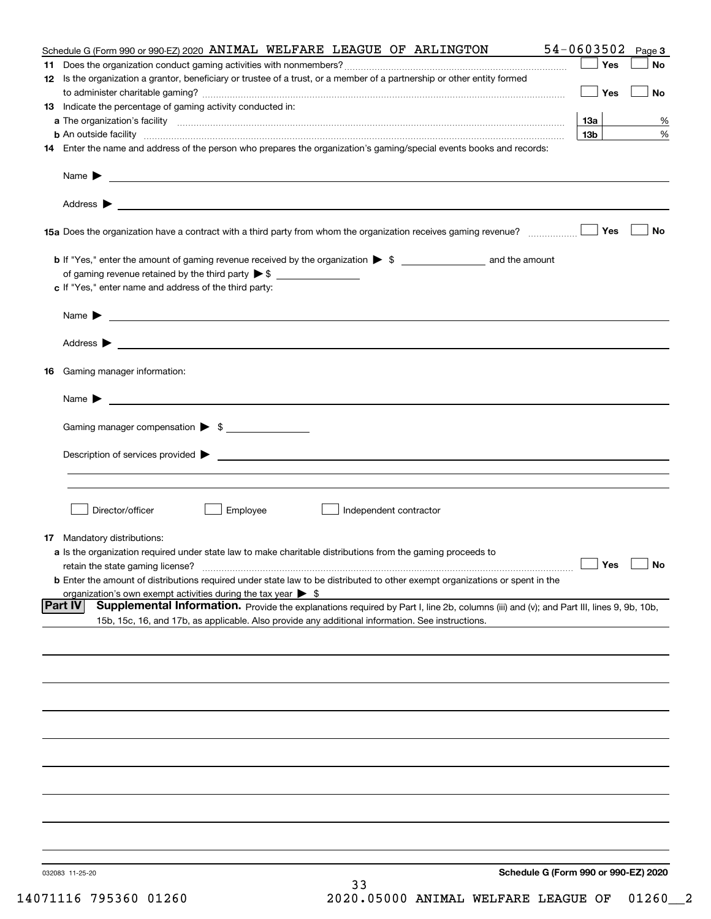Schedule G (Form 990 or 990-EZ) 2020 ANIMAL WELFARE LEAGUE OF ARLINGTON 54-0603502 Page 3

**11** Does the organization conduct gaming activities with nonmembers? ☐ Yes ☐ No

**12** Is the organization a grantor, beneficiary or trustee of a trust, or a member of a partnership or other entity formed to administer charitable gaming? ☐ Yes ☐ No

**13** Indicate the percentage of gaming activity conducted in:

**a** The organization's facility **13a** %

**b** An outside facility **13b** %

**14** Enter the name and address of the person who prepares the organization's gaming/special events books and records:

Name ▶

Address ▶

**15a** Does the organization have a contract with a third party from whom the organization receives gaming revenue? ☐ Yes ☐ No

**b** If "Yes," enter the amount of gaming revenue received by the organization ▶ $ ________ and the amount of gaming revenue retained by the third party ▶ $ ________

**c** If "Yes," enter name and address of the third party:

Name ▶

Address ▶

**16** Gaming manager information:

Name ▶

Gaming manager compensation ▶ $ ________

Description of services provided ▶

☐ Director/officer ☐ Employee ☐ Independent contractor

**17** Mandatory distributions:

**a** Is the organization required under state law to make charitable distributions from the gaming proceeds to retain the state gaming license? ☐ Yes ☐ No

**b** Enter the amount of distributions required under state law to be distributed to other exempt organizations or spent in the organization's own exempt activities during the tax year ▶ $

**Part IV** **Supplemental Information.** Provide the explanations required by Part I, line 2b, columns (iii) and (v); and Part III, lines 9, 9b, 10b, 15b, 15c, 16, and 17b, as applicable. Also provide any additional information. See instructions.

032083 11-25-20

**Schedule G (Form 990 or 990-EZ) 2020**

14071116 795360 01260 2020.05000 ANIMAL WELFARE LEAGUE OF 01260__2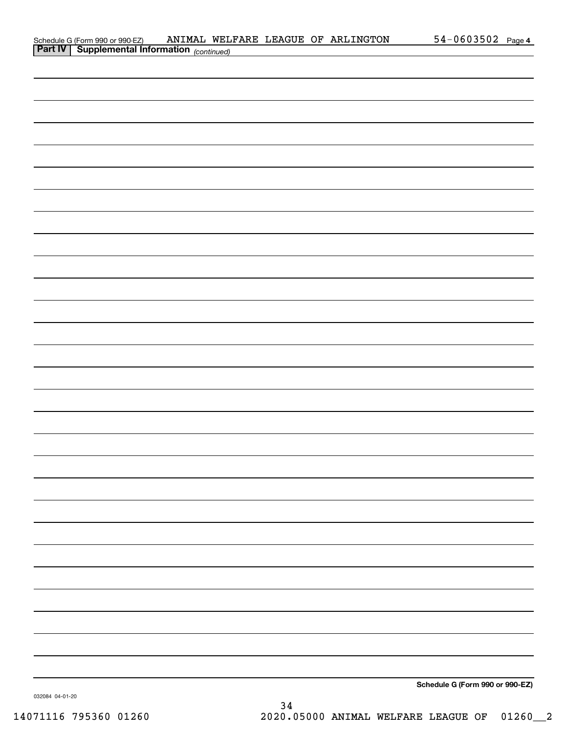Schedule G (Form 990 or 990-EZ) ANIMAL WELFARE LEAGUE OF ARLINGTON 54-0603502 Page 4

**Part IV | Supplemental Information** *(continued)*

**Schedule G (Form 990 or 990-EZ)**

032084 04-01-20

14071116 795360 01260 2020.05000 ANIMAL WELFARE LEAGUE OF 01260__2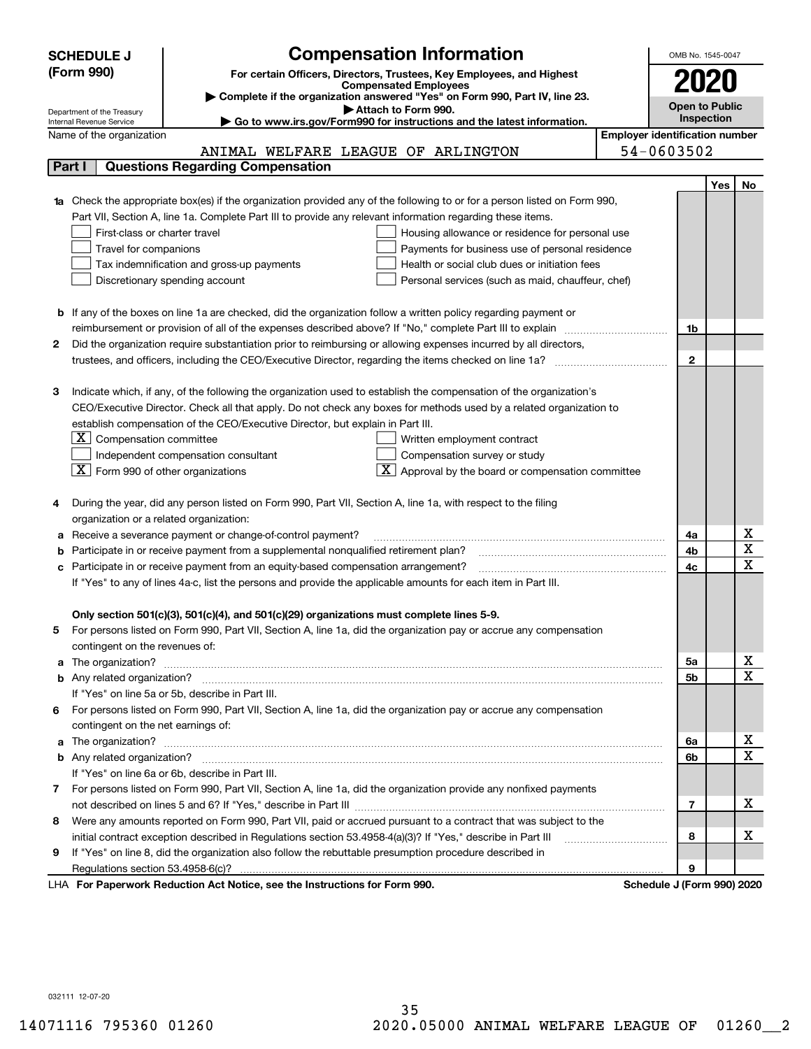**SCHEDULE J (Form 990)**

Department of the Treasury
Internal Revenue Service

# Compensation Information

**For certain Officers, Directors, Trustees, Key Employees, and Highest Compensated Employees**

▶ **Complete if the organization answered "Yes" on Form 990, Part IV, line 23.**
▶ **Attach to Form 990.**
▶ **Go to www.irs.gov/Form990 for instructions and the latest information.**

OMB No. 1545-0047

**2020**

**Open to Public Inspection**

Name of the organization: ANIMAL WELFARE LEAGUE OF ARLINGTON

Employer identification number: 54-0603502

## Part I — Questions Regarding Compensation

| | | | Yes | No |
|---|---|---|---|---|
| **1a** | Check the appropriate box(es) if the organization provided any of the following to or for a person listed on Form 990, Part VII, Section A, line 1a. Complete Part III to provide any relevant information regarding these items. <br> ☐ First-class or charter travel ☐ Housing allowance or residence for personal use <br> ☐ Travel for companions ☐ Payments for business use of personal residence <br> ☐ Tax indemnification and gross-up payments ☐ Health or social club dues or initiation fees <br> ☐ Discretionary spending account ☐ Personal services (such as maid, chauffeur, chef) | | | |
| **b** | If any of the boxes on line 1a are checked, did the organization follow a written policy regarding payment or reimbursement or provision of all of the expenses described above? If "No," complete Part III to explain | 1b | | |
| **2** | Did the organization require substantiation prior to reimbursing or allowing expenses incurred by all directors, trustees, and officers, including the CEO/Executive Director, regarding the items checked on line 1a? | 2 | | |
| **3** | Indicate which, if any, of the following the organization used to establish the compensation of the organization's CEO/Executive Director. Check all that apply. Do not check any boxes for methods used by a related organization to establish compensation of the CEO/Executive Director, but explain in Part III. <br> ☒ Compensation committee ☐ Written employment contract <br> ☐ Independent compensation consultant ☐ Compensation survey or study <br> ☒ Form 990 of other organizations ☒ Approval by the board or compensation committee | | | |
| **4** | During the year, did any person listed on Form 990, Part VII, Section A, line 1a, with respect to the filing organization or a related organization: | | | |
| **a** | Receive a severance payment or change-of-control payment? | 4a | | X |
| **b** | Participate in or receive payment from a supplemental nonqualified retirement plan? | 4b | | X |
| **c** | Participate in or receive payment from an equity-based compensation arrangement? | 4c | | X |
| | If "Yes" to any of lines 4a-c, list the persons and provide the applicable amounts for each item in Part III. | | | |
| | **Only section 501(c)(3), 501(c)(4), and 501(c)(29) organizations must complete lines 5-9.** | | | |
| **5** | For persons listed on Form 990, Part VII, Section A, line 1a, did the organization pay or accrue any compensation contingent on the revenues of: | | | |
| **a** | The organization? | 5a | | X |
| **b** | Any related organization? | 5b | | X |
| | If "Yes" on line 5a or 5b, describe in Part III. | | | |
| **6** | For persons listed on Form 990, Part VII, Section A, line 1a, did the organization pay or accrue any compensation contingent on the net earnings of: | | | |
| **a** | The organization? | 6a | | X |
| **b** | Any related organization? | 6b | | X |
| | If "Yes" on line 6a or 6b, describe in Part III. | | | |
| **7** | For persons listed on Form 990, Part VII, Section A, line 1a, did the organization provide any nonfixed payments not described on lines 5 and 6? If "Yes," describe in Part III | 7 | | X |
| **8** | Were any amounts reported on Form 990, Part VII, paid or accrued pursuant to a contract that was subject to the initial contract exception described in Regulations section 53.4958-4(a)(3)? If "Yes," describe in Part III | 8 | | X |
| **9** | If "Yes" on line 8, did the organization also follow the rebuttable presumption procedure described in Regulations section 53.4958-6(c)? | 9 | | |

LHA **For Paperwork Reduction Act Notice, see the Instructions for Form 990.** **Schedule J (Form 990) 2020**

032111 12-07-20

14071116 795360 01260 2020.05000 ANIMAL WELFARE LEAGUE OF 01260__2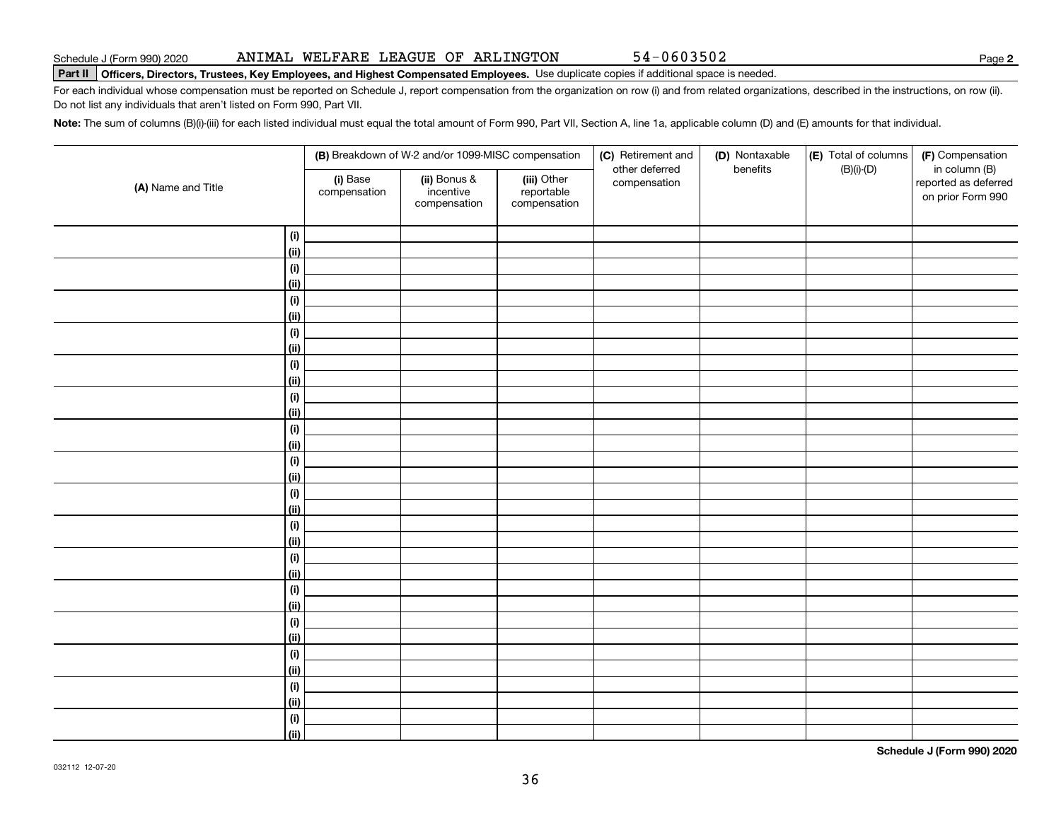Schedule J (Form 990) 2020 ANIMAL WELFARE LEAGUE OF ARLINGTON 54-0603502 Page **2**

**Part II** **Officers, Directors, Trustees, Key Employees, and Highest Compensated Employees.** Use duplicate copies if additional space is needed.

For each individual whose compensation must be reported on Schedule J, report compensation from the organization on row (i) and from related organizations, described in the instructions, on row (ii). Do not list any individuals that aren't listed on Form 990, Part VII.

**Note:** The sum of columns (B)(i)-(iii) for each listed individual must equal the total amount of Form 990, Part VII, Section A, line 1a, applicable column (D) and (E) amounts for that individual.

| (A) Name and Title | | (B) Breakdown of W-2 and/or 1099-MISC compensation | | | (C) Retirement and other deferred compensation | (D) Nontaxable benefits | (E) Total of columns (B)(i)-(D) | (F) Compensation in column (B) reported as deferred on prior Form 990 |
|---|---|---|---|---|---|---|---|---|
| | | (i) Base compensation | (ii) Bonus & incentive compensation | (iii) Other reportable compensation | | | | |
| | (i) | | | | | | | |
| | (ii) | | | | | | | |
| | (i) | | | | | | | |
| | (ii) | | | | | | | |
| | (i) | | | | | | | |
| | (ii) | | | | | | | |
| | (i) | | | | | | | |
| | (ii) | | | | | | | |
| | (i) | | | | | | | |
| | (ii) | | | | | | | |
| | (i) | | | | | | | |
| | (ii) | | | | | | | |
| | (i) | | | | | | | |
| | (ii) | | | | | | | |
| | (i) | | | | | | | |
| | (ii) | | | | | | | |
| | (i) | | | | | | | |
| | (ii) | | | | | | | |
| | (i) | | | | | | | |
| | (ii) | | | | | | | |
| | (i) | | | | | | | |
| | (ii) | | | | | | | |
| | (i) | | | | | | | |
| | (ii) | | | | | | | |
| | (i) | | | | | | | |
| | (ii) | | | | | | | |
| | (i) | | | | | | | |
| | (ii) | | | | | | | |
| | (i) | | | | | | | |
| | (ii) | | | | | | | |
| | (i) | | | | | | | |
| | (ii) | | | | | | | |

**Schedule J (Form 990) 2020**

032112 12-07-20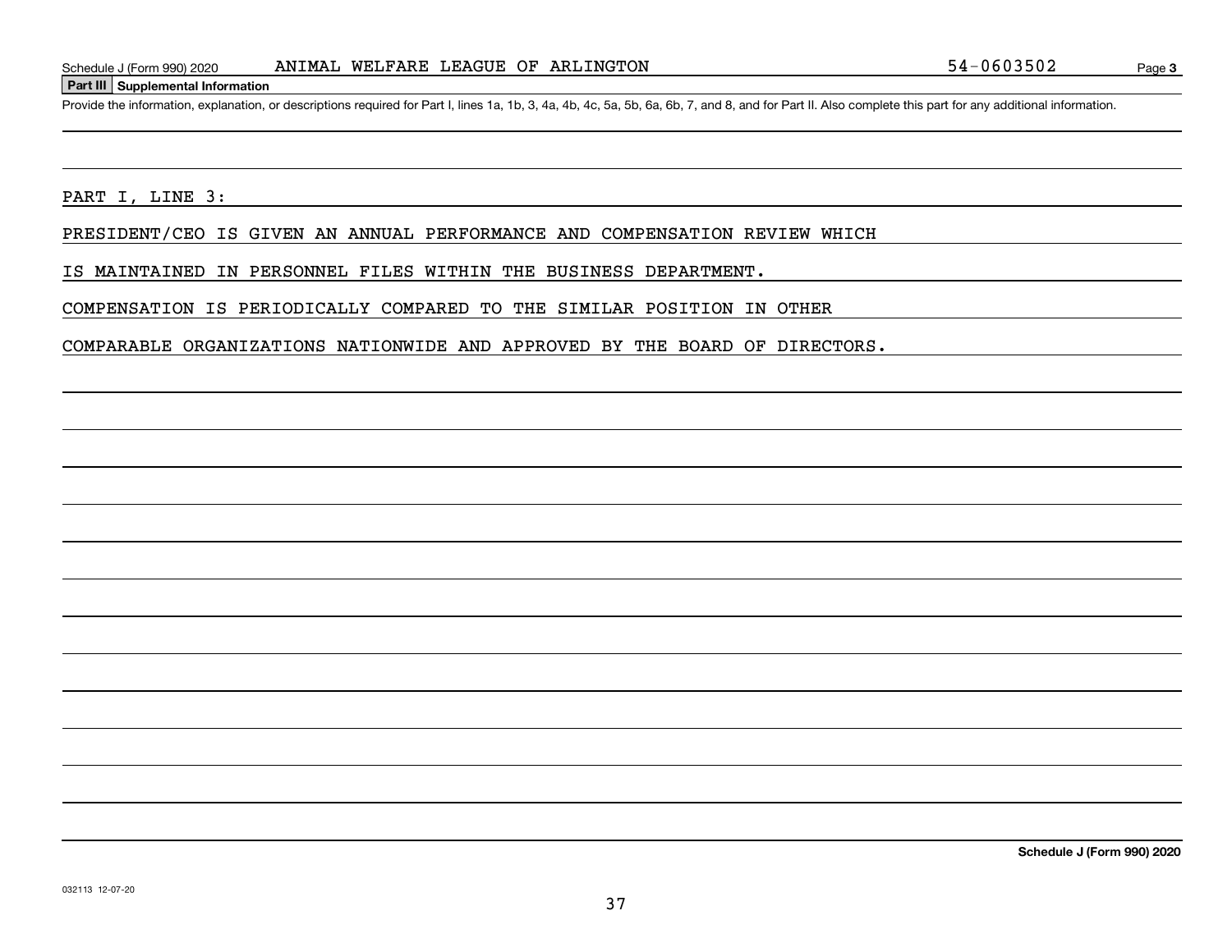## Part III Supplemental Information

Provide the information, explanation, or descriptions required for Part I, lines 1a, 1b, 3, 4a, 4b, 4c, 5a, 5b, 6a, 6b, 7, and 8, and for Part II. Also complete this part for any additional information.

PART I, LINE 3:

PRESIDENT/CEO IS GIVEN AN ANNUAL PERFORMANCE AND COMPENSATION REVIEW WHICH IS MAINTAINED IN PERSONNEL FILES WITHIN THE BUSINESS DEPARTMENT. COMPENSATION IS PERIODICALLY COMPARED TO THE SIMILAR POSITION IN OTHER COMPARABLE ORGANIZATIONS NATIONWIDE AND APPROVED BY THE BOARD OF DIRECTORS.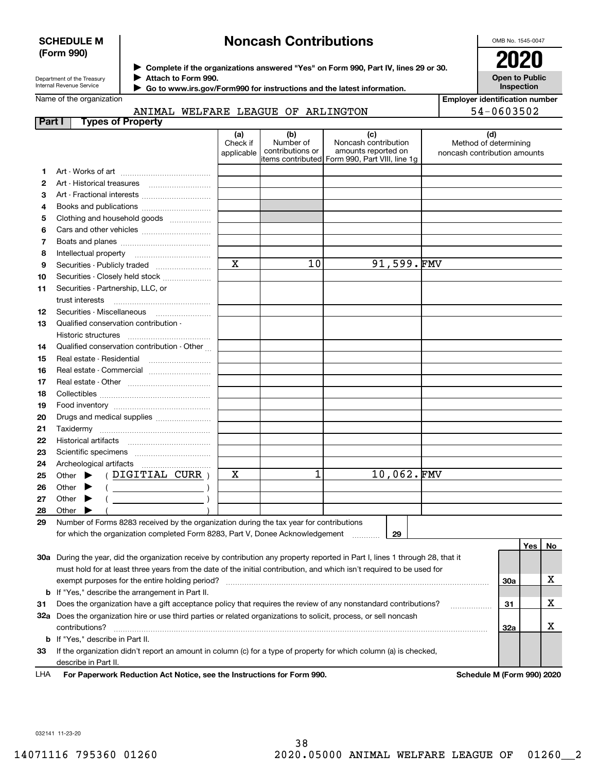**SCHEDULE M (Form 990)**

Department of the Treasury
Internal Revenue Service

# Noncash Contributions

▶ Complete if the organizations answered "Yes" on Form 990, Part IV, lines 29 or 30.
▶ Attach to Form 990.
▶ Go to www.irs.gov/Form990 for instructions and the latest information.

OMB No. 1545-0047

**2020**

**Open to Public Inspection**

Name of the organization: ANIMAL WELFARE LEAGUE OF ARLINGTON

Employer identification number: 54-0603502

## Part I Types of Property

| | | (a) Check if applicable | (b) Number of contributions or items contributed | (c) Noncash contribution amounts reported on Form 990, Part VIII, line 1g | (d) Method of determining noncash contribution amounts |
|---|---|---|---|---|---|
| 1 | Art - Works of art | | | | |
| 2 | Art - Historical treasures | | | | |
| 3 | Art - Fractional interests | | | | |
| 4 | Books and publications | | | | |
| 5 | Clothing and household goods | | | | |
| 6 | Cars and other vehicles | | | | |
| 7 | Boats and planes | | | | |
| 8 | Intellectual property | | | | |
| 9 | Securities - Publicly traded | X | 10 | 91,599. | FMV |
| 10 | Securities - Closely held stock | | | | |
| 11 | Securities - Partnership, LLC, or trust interests | | | | |
| 12 | Securities - Miscellaneous | | | | |
| 13 | Qualified conservation contribution - Historic structures | | | | |
| 14 | Qualified conservation contribution - Other | | | | |
| 15 | Real estate - Residential | | | | |
| 16 | Real estate - Commercial | | | | |
| 17 | Real estate - Other | | | | |
| 18 | Collectibles | | | | |
| 19 | Food inventory | | | | |
| 20 | Drugs and medical supplies | | | | |
| 21 | Taxidermy | | | | |
| 22 | Historical artifacts | | | | |
| 23 | Scientific specimens | | | | |
| 24 | Archeological artifacts | | | | |
| 25 | Other ▶ ( DIGITIAL CURR ) | X | 1 | 10,062. | FMV |
| 26 | Other ▶ ( ) | | | | |
| 27 | Other ▶ ( ) | | | | |
| 28 | Other ▶ ( ) | | | | |

29 Number of Forms 8283 received by the organization during the tax year for contributions for which the organization completed Form 8283, Part V, Donee Acknowledgement ..... **29**

| | | | Yes | No |
|---|---|---|---|---|
| 30a | During the year, did the organization receive by contribution any property reported in Part I, lines 1 through 28, that it must hold for at least three years from the date of the initial contribution, and which isn't required to be used for exempt purposes for the entire holding period? | 30a | | X |
| b | If "Yes," describe the arrangement in Part II. | | | |
| 31 | Does the organization have a gift acceptance policy that requires the review of any nonstandard contributions? | 31 | | X |
| 32a | Does the organization hire or use third parties or related organizations to solicit, process, or sell noncash contributions? | 32a | | X |
| b | If "Yes," describe in Part II. | | | |
| 33 | If the organization didn't report an amount in column (c) for a type of property for which column (a) is checked, describe in Part II. | | | |

LHA For Paperwork Reduction Act Notice, see the Instructions for Form 990. Schedule M (Form 990) 2020

032141 11-23-20

14071116 795360 01260 2020.05000 ANIMAL WELFARE LEAGUE OF 01260__2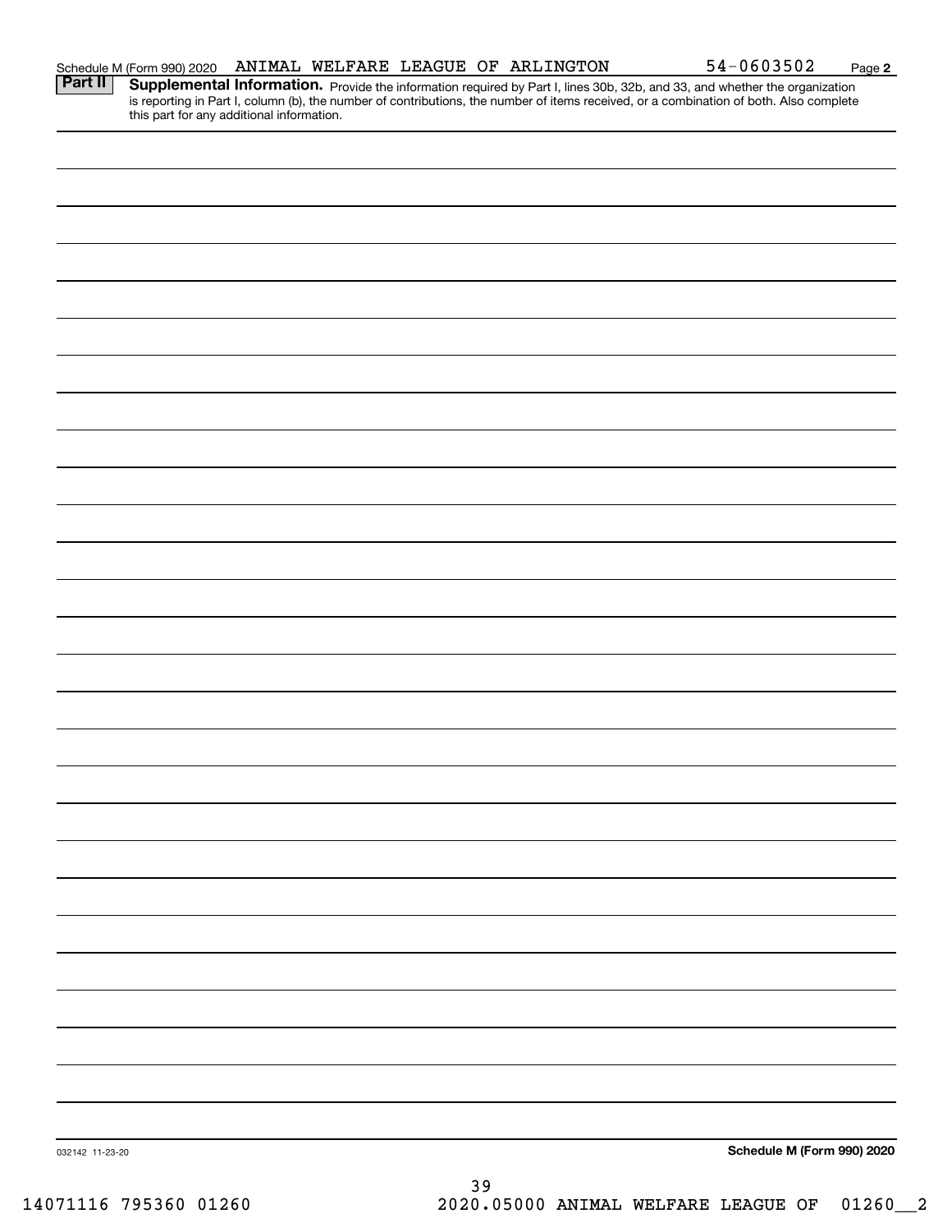Schedule M (Form 990) 2020 ANIMAL WELFARE LEAGUE OF ARLINGTON 54-0603502 Page 2

**Part II** **Supplemental Information.** Provide the information required by Part I, lines 30b, 32b, and 33, and whether the organization is reporting in Part I, column (b), the number of contributions, the number of items received, or a combination of both. Also complete this part for any additional information.

032142 11-23-20

**Schedule M (Form 990) 2020**

14071116 795360 01260 2020.05000 ANIMAL WELFARE LEAGUE OF 01260__2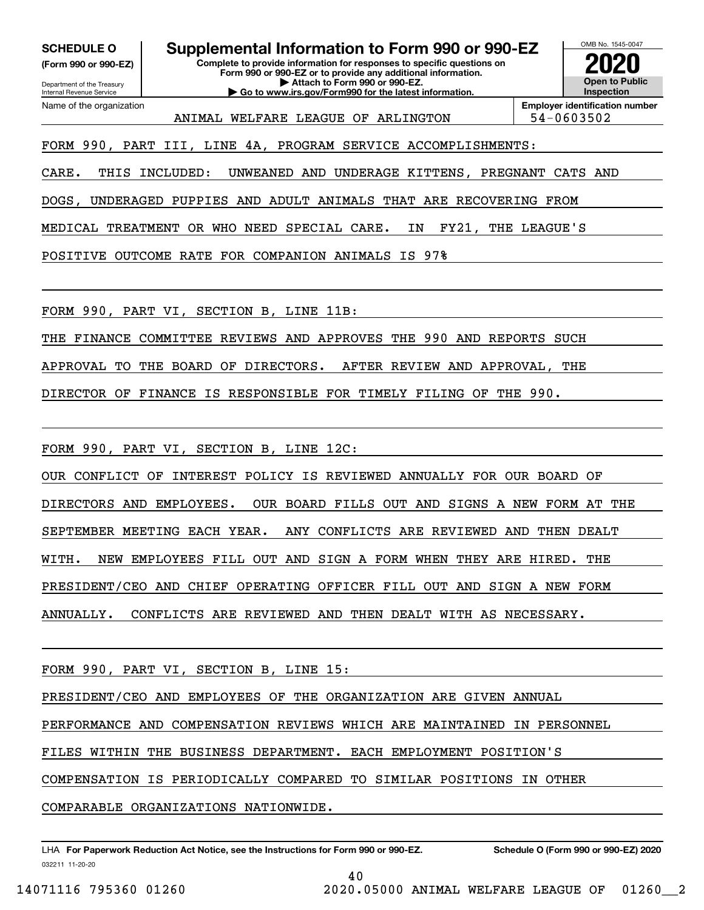**SCHEDULE O**
**(Form 990 or 990-EZ)**

Department of the Treasury
Internal Revenue Service

# Supplemental Information to Form 990 or 990-EZ

**Complete to provide information for responses to specific questions on Form 990 or 990-EZ or to provide any additional information.**
**▶ Attach to Form 990 or 990-EZ.**
**▶ Go to www.irs.gov/Form990 for the latest information.**

OMB No. 1545-0047
**2020**
**Open to Public Inspection**

Name of the organization: ANIMAL WELFARE LEAGUE OF ARLINGTON

**Employer identification number:** 54-0603502

FORM 990, PART III, LINE 4A, PROGRAM SERVICE ACCOMPLISHMENTS:

CARE. THIS INCLUDED: UNWEANED AND UNDERAGE KITTENS, PREGNANT CATS AND DOGS, UNDERAGED PUPPIES AND ADULT ANIMALS THAT ARE RECOVERING FROM MEDICAL TREATMENT OR WHO NEED SPECIAL CARE. IN FY21, THE LEAGUE'S POSITIVE OUTCOME RATE FOR COMPANION ANIMALS IS 97%

FORM 990, PART VI, SECTION B, LINE 11B:

THE FINANCE COMMITTEE REVIEWS AND APPROVES THE 990 AND REPORTS SUCH APPROVAL TO THE BOARD OF DIRECTORS. AFTER REVIEW AND APPROVAL, THE DIRECTOR OF FINANCE IS RESPONSIBLE FOR TIMELY FILING OF THE 990.

FORM 990, PART VI, SECTION B, LINE 12C:

OUR CONFLICT OF INTEREST POLICY IS REVIEWED ANNUALLY FOR OUR BOARD OF DIRECTORS AND EMPLOYEES. OUR BOARD FILLS OUT AND SIGNS A NEW FORM AT THE SEPTEMBER MEETING EACH YEAR. ANY CONFLICTS ARE REVIEWED AND THEN DEALT WITH. NEW EMPLOYEES FILL OUT AND SIGN A FORM WHEN THEY ARE HIRED. THE PRESIDENT/CEO AND CHIEF OPERATING OFFICER FILL OUT AND SIGN A NEW FORM ANNUALLY. CONFLICTS ARE REVIEWED AND THEN DEALT WITH AS NECESSARY.

FORM 990, PART VI, SECTION B, LINE 15:

PRESIDENT/CEO AND EMPLOYEES OF THE ORGANIZATION ARE GIVEN ANNUAL PERFORMANCE AND COMPENSATION REVIEWS WHICH ARE MAINTAINED IN PERSONNEL FILES WITHIN THE BUSINESS DEPARTMENT. EACH EMPLOYMENT POSITION'S COMPENSATION IS PERIODICALLY COMPARED TO SIMILAR POSITIONS IN OTHER COMPARABLE ORGANIZATIONS NATIONWIDE.

LHA **For Paperwork Reduction Act Notice, see the Instructions for Form 990 or 990-EZ.** **Schedule O (Form 990 or 990-EZ) 2020**

032211 11-20-20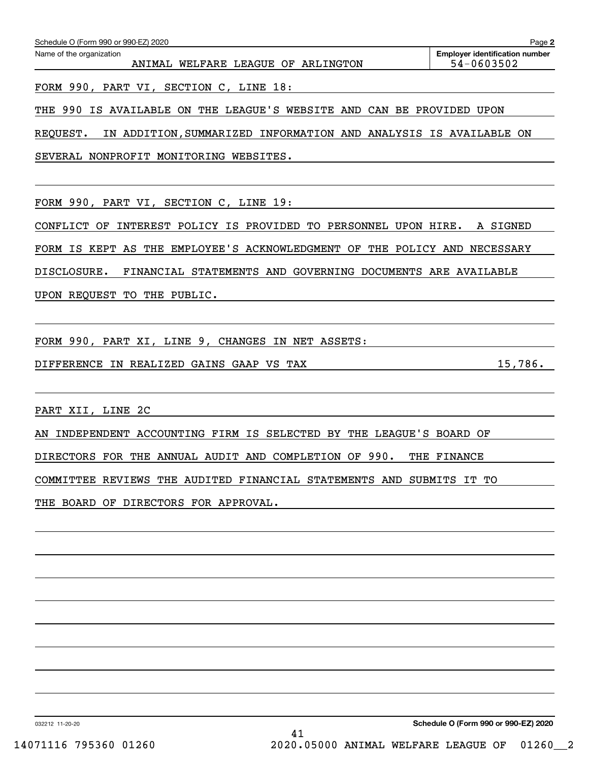Schedule O (Form 990 or 990-EZ) 2020

Name of the organization: ANIMAL WELFARE LEAGUE OF ARLINGTON

Employer identification number: 54-0603502

FORM 990, PART VI, SECTION C, LINE 18:

THE 990 IS AVAILABLE ON THE LEAGUE'S WEBSITE AND CAN BE PROVIDED UPON REQUEST. IN ADDITION,SUMMARIZED INFORMATION AND ANALYSIS IS AVAILABLE ON SEVERAL NONPROFIT MONITORING WEBSITES.

FORM 990, PART VI, SECTION C, LINE 19:

CONFLICT OF INTEREST POLICY IS PROVIDED TO PERSONNEL UPON HIRE. A SIGNED FORM IS KEPT AS THE EMPLOYEE'S ACKNOWLEDGMENT OF THE POLICY AND NECESSARY DISCLOSURE. FINANCIAL STATEMENTS AND GOVERNING DOCUMENTS ARE AVAILABLE UPON REQUEST TO THE PUBLIC.

FORM 990, PART XI, LINE 9, CHANGES IN NET ASSETS:

| | |
|---|---|
| DIFFERENCE IN REALIZED GAINS GAAP VS TAX | 15,786. |

PART XII, LINE 2C

AN INDEPENDENT ACCOUNTING FIRM IS SELECTED BY THE LEAGUE'S BOARD OF DIRECTORS FOR THE ANNUAL AUDIT AND COMPLETION OF 990. THE FINANCE COMMITTEE REVIEWS THE AUDITED FINANCIAL STATEMENTS AND SUBMITS IT TO THE BOARD OF DIRECTORS FOR APPROVAL.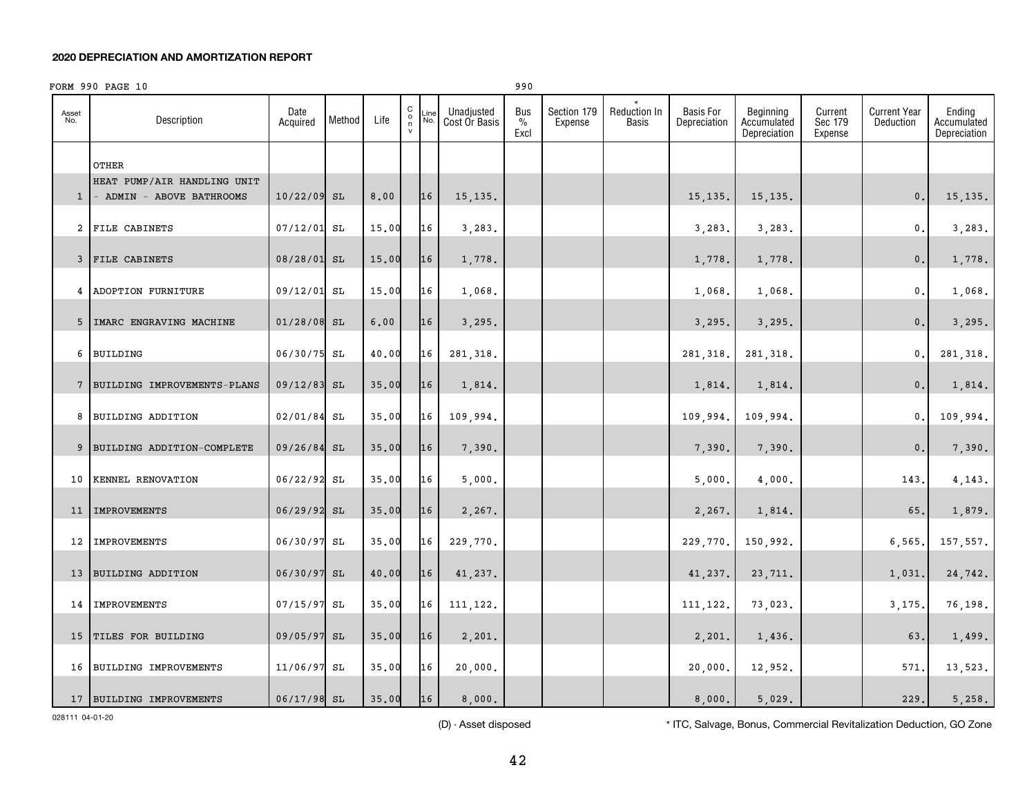## 2020 DEPRECIATION AND AMORTIZATION REPORT

FORM 990 PAGE 10 990

| Asset No. | Description | Date Acquired | Method | Life | C o n v | Line No. | Unadjusted Cost Or Basis | Bus % Excl | Section 179 Expense | * Reduction In Basis | Basis For Depreciation | Beginning Accumulated Depreciation | Current Sec 179 Expense | Current Year Deduction | Ending Accumulated Depreciation |
|---|---|---|---|---|---|---|---|---|---|---|---|---|---|---|---|
| | OTHER | | | | | | | | | | | | | | |
| 1 | HEAT PUMP/AIR HANDLING UNIT - ADMIN - ABOVE BATHROOMS | 10/22/09 | SL | 8.00 | | 16 | 15,135. | | | | 15,135. | 15,135. | | 0. | 15,135. |
| 2 | FILE CABINETS | 07/12/01 | SL | 15.00 | | 16 | 3,283. | | | | 3,283. | 3,283. | | 0. | 3,283. |
| 3 | FILE CABINETS | 08/28/01 | SL | 15.00 | | 16 | 1,778. | | | | 1,778. | 1,778. | | 0. | 1,778. |
| 4 | ADOPTION FURNITURE | 09/12/01 | SL | 15.00 | | 16 | 1,068. | | | | 1,068. | 1,068. | | 0. | 1,068. |
| 5 | IMARC ENGRAVING MACHINE | 01/28/08 | SL | 6.00 | | 16 | 3,295. | | | | 3,295. | 3,295. | | 0. | 3,295. |
| 6 | BUILDING | 06/30/75 | SL | 40.00 | | 16 | 281,318. | | | | 281,318. | 281,318. | | 0. | 281,318. |
| 7 | BUILDING IMPROVEMENTS-PLANS | 09/12/83 | SL | 35.00 | | 16 | 1,814. | | | | 1,814. | 1,814. | | 0. | 1,814. |
| 8 | BUILDING ADDITION | 02/01/84 | SL | 35.00 | | 16 | 109,994. | | | | 109,994. | 109,994. | | 0. | 109,994. |
| 9 | BUILDING ADDITION-COMPLETE | 09/26/84 | SL | 35.00 | | 16 | 7,390. | | | | 7,390. | 7,390. | | 0. | 7,390. |
| 10 | KENNEL RENOVATION | 06/22/92 | SL | 35.00 | | 16 | 5,000. | | | | 5,000. | 4,000. | | 143. | 4,143. |
| 11 | IMPROVEMENTS | 06/29/92 | SL | 35.00 | | 16 | 2,267. | | | | 2,267. | 1,814. | | 65. | 1,879. |
| 12 | IMPROVEMENTS | 06/30/97 | SL | 35.00 | | 16 | 229,770. | | | | 229,770. | 150,992. | | 6,565. | 157,557. |
| 13 | BUILDING ADDITION | 06/30/97 | SL | 40.00 | | 16 | 41,237. | | | | 41,237. | 23,711. | | 1,031. | 24,742. |
| 14 | IMPROVEMENTS | 07/15/97 | SL | 35.00 | | 16 | 111,122. | | | | 111,122. | 73,023. | | 3,175. | 76,198. |
| 15 | TILES FOR BUILDING | 09/05/97 | SL | 35.00 | | 16 | 2,201. | | | | 2,201. | 1,436. | | 63. | 1,499. |
| 16 | BUILDING IMPROVEMENTS | 11/06/97 | SL | 35.00 | | 16 | 20,000. | | | | 20,000. | 12,952. | | 571. | 13,523. |
| 17 | BUILDING IMPROVEMENTS | 06/17/98 | SL | 35.00 | | 16 | 8,000. | | | | 8,000. | 5,029. | | 229. | 5,258. |

028111 04-01-20

(D) - Asset disposed

* ITC, Salvage, Bonus, Commercial Revitalization Deduction, GO Zone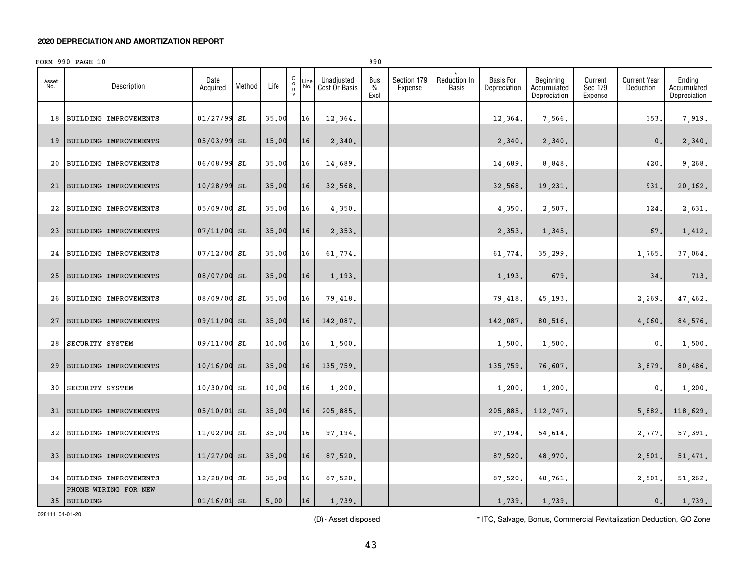## 2020 DEPRECIATION AND AMORTIZATION REPORT

FORM 990 PAGE 10 990

| Asset No. | Description | Date Acquired | Method | Life | C o n v | Line No. | Unadjusted Cost Or Basis | Bus % Excl | Section 179 Expense | * Reduction In Basis | Basis For Depreciation | Beginning Accumulated Depreciation | Current Sec 179 Expense | Current Year Deduction | Ending Accumulated Depreciation |
|---|---|---|---|---|---|---|---|---|---|---|---|---|---|---|---|
| 18 | BUILDING IMPROVEMENTS | 01/27/99 | SL | 35.00 | | 16 | 12,364. | | | | 12,364. | 7,566. | | 353. | 7,919. |
| 19 | BUILDING IMPROVEMENTS | 05/03/99 | SL | 15.00 | | 16 | 2,340. | | | | 2,340. | 2,340. | | 0. | 2,340. |
| 20 | BUILDING IMPROVEMENTS | 06/08/99 | SL | 35.00 | | 16 | 14,689. | | | | 14,689. | 8,848. | | 420. | 9,268. |
| 21 | BUILDING IMPROVEMENTS | 10/28/99 | SL | 35.00 | | 16 | 32,568. | | | | 32,568. | 19,231. | | 931. | 20,162. |
| 22 | BUILDING IMPROVEMENTS | 05/09/00 | SL | 35.00 | | 16 | 4,350. | | | | 4,350. | 2,507. | | 124. | 2,631. |
| 23 | BUILDING IMPROVEMENTS | 07/11/00 | SL | 35.00 | | 16 | 2,353. | | | | 2,353. | 1,345. | | 67. | 1,412. |
| 24 | BUILDING IMPROVEMENTS | 07/12/00 | SL | 35.00 | | 16 | 61,774. | | | | 61,774. | 35,299. | | 1,765. | 37,064. |
| 25 | BUILDING IMPROVEMENTS | 08/07/00 | SL | 35.00 | | 16 | 1,193. | | | | 1,193. | 679. | | 34. | 713. |
| 26 | BUILDING IMPROVEMENTS | 08/09/00 | SL | 35.00 | | 16 | 79,418. | | | | 79,418. | 45,193. | | 2,269. | 47,462. |
| 27 | BUILDING IMPROVEMENTS | 09/11/00 | SL | 35.00 | | 16 | 142,087. | | | | 142,087. | 80,516. | | 4,060. | 84,576. |
| 28 | SECURITY SYSTEM | 09/11/00 | SL | 10.00 | | 16 | 1,500. | | | | 1,500. | 1,500. | | 0. | 1,500. |
| 29 | BUILDING IMPROVEMENTS | 10/16/00 | SL | 35.00 | | 16 | 135,759. | | | | 135,759. | 76,607. | | 3,879. | 80,486. |
| 30 | SECURITY SYSTEM | 10/30/00 | SL | 10.00 | | 16 | 1,200. | | | | 1,200. | 1,200. | | 0. | 1,200. |
| 31 | BUILDING IMPROVEMENTS | 05/10/01 | SL | 35.00 | | 16 | 205,885. | | | | 205,885. | 112,747. | | 5,882. | 118,629. |
| 32 | BUILDING IMPROVEMENTS | 11/02/00 | SL | 35.00 | | 16 | 97,194. | | | | 97,194. | 54,614. | | 2,777. | 57,391. |
| 33 | BUILDING IMPROVEMENTS | 11/27/00 | SL | 35.00 | | 16 | 87,520. | | | | 87,520. | 48,970. | | 2,501. | 51,471. |
| 34 | BUILDING IMPROVEMENTS | 12/28/00 | SL | 35.00 | | 16 | 87,520. | | | | 87,520. | 48,761. | | 2,501. | 51,262. |
| 35 | PHONE WIRING FOR NEW BUILDING | 01/16/01 | SL | 5.00 | | 16 | 1,739. | | | | 1,739. | 1,739. | | 0. | 1,739. |

028111 04-01-20

(D) - Asset disposed

* ITC, Salvage, Bonus, Commercial Revitalization Deduction, GO Zone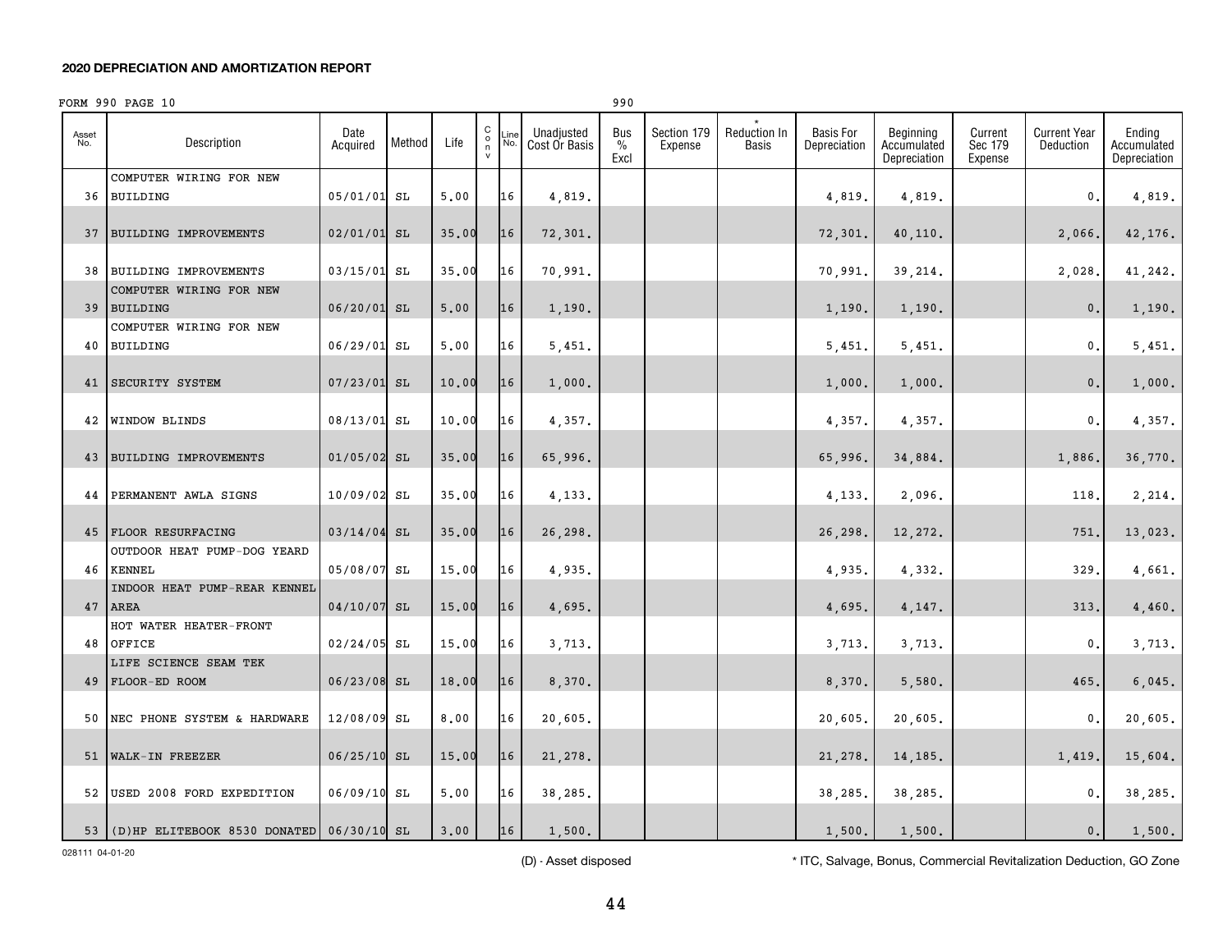**2020 DEPRECIATION AND AMORTIZATION REPORT**

FORM 990 PAGE 10 990

| Asset No. | Description | Date Acquired | Method | Life | C o n v | Line No. | Unadjusted Cost Or Basis | Bus % Excl | Section 179 Expense | * Reduction In Basis | Basis For Depreciation | Beginning Accumulated Depreciation | Current Sec 179 Expense | Current Year Deduction | Ending Accumulated Depreciation |
|---|---|---|---|---|---|---|---|---|---|---|---|---|---|---|---|
| 36 | COMPUTER WIRING FOR NEW BUILDING | 05/01/01 | SL | 5.00 | | 16 | 4,819. | | | | 4,819. | 4,819. | | 0. | 4,819. |
| 37 | BUILDING IMPROVEMENTS | 02/01/01 | SL | 35.00 | | 16 | 72,301. | | | | 72,301. | 40,110. | | 2,066. | 42,176. |
| 38 | BUILDING IMPROVEMENTS | 03/15/01 | SL | 35.00 | | 16 | 70,991. | | | | 70,991. | 39,214. | | 2,028. | 41,242. |
| 39 | COMPUTER WIRING FOR NEW BUILDING | 06/20/01 | SL | 5.00 | | 16 | 1,190. | | | | 1,190. | 1,190. | | 0. | 1,190. |
| 40 | COMPUTER WIRING FOR NEW BUILDING | 06/29/01 | SL | 5.00 | | 16 | 5,451. | | | | 5,451. | 5,451. | | 0. | 5,451. |
| 41 | SECURITY SYSTEM | 07/23/01 | SL | 10.00 | | 16 | 1,000. | | | | 1,000. | 1,000. | | 0. | 1,000. |
| 42 | WINDOW BLINDS | 08/13/01 | SL | 10.00 | | 16 | 4,357. | | | | 4,357. | 4,357. | | 0. | 4,357. |
| 43 | BUILDING IMPROVEMENTS | 01/05/02 | SL | 35.00 | | 16 | 65,996. | | | | 65,996. | 34,884. | | 1,886. | 36,770. |
| 44 | PERMANENT AWLA SIGNS | 10/09/02 | SL | 35.00 | | 16 | 4,133. | | | | 4,133. | 2,096. | | 118. | 2,214. |
| 45 | FLOOR RESURFACING | 03/14/04 | SL | 35.00 | | 16 | 26,298. | | | | 26,298. | 12,272. | | 751. | 13,023. |
| 46 | OUTDOOR HEAT PUMP-DOG YEARD KENNEL | 05/08/07 | SL | 15.00 | | 16 | 4,935. | | | | 4,935. | 4,332. | | 329. | 4,661. |
| 47 | INDOOR HEAT PUMP-REAR KENNEL AREA | 04/10/07 | SL | 15.00 | | 16 | 4,695. | | | | 4,695. | 4,147. | | 313. | 4,460. |
| 48 | HOT WATER HEATER-FRONT OFFICE | 02/24/05 | SL | 15.00 | | 16 | 3,713. | | | | 3,713. | 3,713. | | 0. | 3,713. |
| 49 | LIFE SCIENCE SEAM TEK FLOOR-ED ROOM | 06/23/08 | SL | 18.00 | | 16 | 8,370. | | | | 8,370. | 5,580. | | 465. | 6,045. |
| 50 | NEC PHONE SYSTEM & HARDWARE | 12/08/09 | SL | 8.00 | | 16 | 20,605. | | | | 20,605. | 20,605. | | 0. | 20,605. |
| 51 | WALK-IN FREEZER | 06/25/10 | SL | 15.00 | | 16 | 21,278. | | | | 21,278. | 14,185. | | 1,419. | 15,604. |
| 52 | USED 2008 FORD EXPEDITION | 06/09/10 | SL | 5.00 | | 16 | 38,285. | | | | 38,285. | 38,285. | | 0. | 38,285. |
| 53 | (D)HP ELITEBOOK 8530 DONATED | 06/30/10 | SL | 3.00 | | 16 | 1,500. | | | | 1,500. | 1,500. | | 0. | 1,500. |

028111 04-01-20

(D) - Asset disposed

\* ITC, Salvage, Bonus, Commercial Revitalization Deduction, GO Zone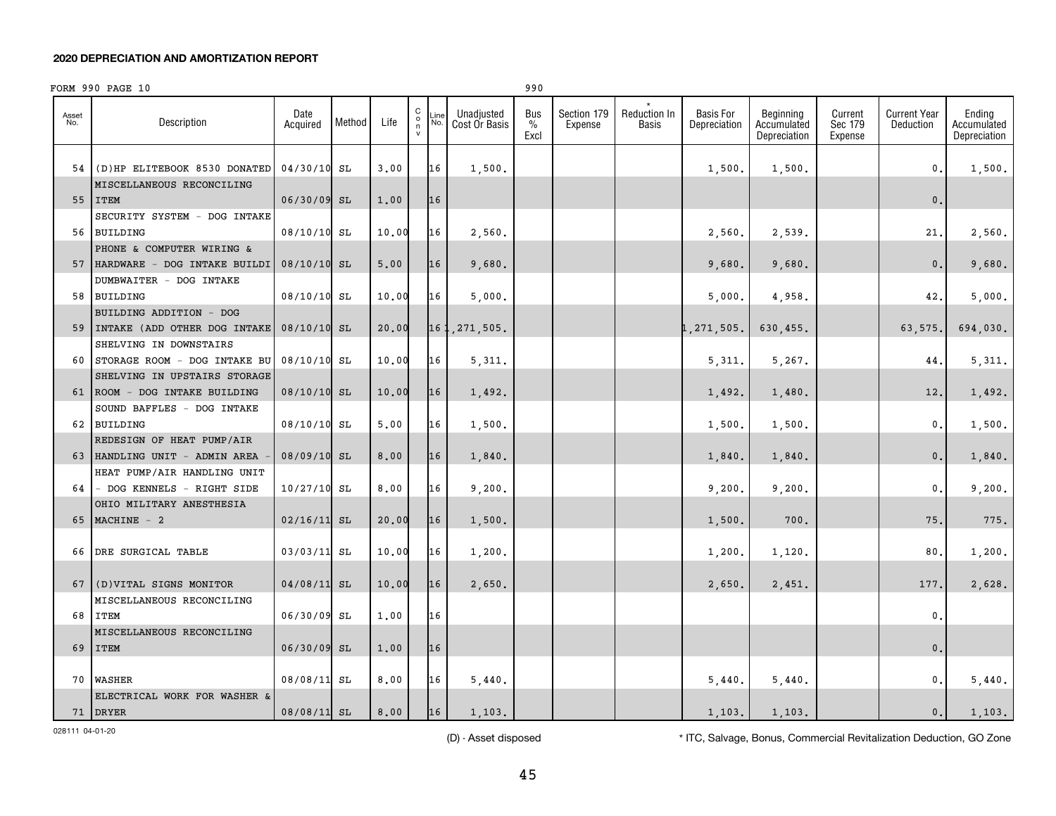**2020 DEPRECIATION AND AMORTIZATION REPORT**

FORM 990 PAGE 10 990

| Asset No. | Description | Date Acquired | Method | Life | C o n v | Line No. | Unadjusted Cost Or Basis | Bus % Excl | Section 179 Expense | * Reduction In Basis | Basis For Depreciation | Beginning Accumulated Depreciation | Current Sec 179 Expense | Current Year Deduction | Ending Accumulated Depreciation |
|---|---|---|---|---|---|---|---|---|---|---|---|---|---|---|---|
| 54 | (D)HP ELITEBOOK 8530 DONATED | 04/30/10 | SL | 3.00 | | 16 | 1,500. | | | | 1,500. | 1,500. | | 0. | 1,500. |
| 55 | MISCELLANEOUS RECONCILING ITEM | 06/30/09 | SL | 1.00 | | 16 | | | | | | | | 0. | |
| 56 | SECURITY SYSTEM - DOG INTAKE BUILDING | 08/10/10 | SL | 10.00 | | 16 | 2,560. | | | | 2,560. | 2,539. | | 21. | 2,560. |
| 57 | PHONE & COMPUTER WIRING & HARDWARE - DOG INTAKE BUILDI | 08/10/10 | SL | 5.00 | | 16 | 9,680. | | | | 9,680. | 9,680. | | 0. | 9,680. |
| 58 | DUMBWAITER - DOG INTAKE BUILDING | 08/10/10 | SL | 10.00 | | 16 | 5,000. | | | | 5,000. | 4,958. | | 42. | 5,000. |
| 59 | BUILDING ADDITION - DOG INTAKE (ADD OTHER DOG INTAKE | 08/10/10 | SL | 20.00 | | 16 | 1,271,505. | | | | 1,271,505. | 630,455. | | 63,575. | 694,030. |
| 60 | SHELVING IN DOWNSTAIRS STORAGE ROOM - DOG INTAKE BU | 08/10/10 | SL | 10.00 | | 16 | 5,311. | | | | 5,311. | 5,267. | | 44. | 5,311. |
| 61 | SHELVING IN UPSTAIRS STORAGE ROOM - DOG INTAKE BUILDING | 08/10/10 | SL | 10.00 | | 16 | 1,492. | | | | 1,492. | 1,480. | | 12. | 1,492. |
| 62 | SOUND BAFFLES - DOG INTAKE BUILDING | 08/10/10 | SL | 5.00 | | 16 | 1,500. | | | | 1,500. | 1,500. | | 0. | 1,500. |
| 63 | REDESIGN OF HEAT PUMP/AIR HANDLING UNIT - ADMIN AREA - | 08/09/10 | SL | 8.00 | | 16 | 1,840. | | | | 1,840. | 1,840. | | 0. | 1,840. |
| 64 | HEAT PUMP/AIR HANDLING UNIT - DOG KENNELS - RIGHT SIDE | 10/27/10 | SL | 8.00 | | 16 | 9,200. | | | | 9,200. | 9,200. | | 0. | 9,200. |
| 65 | OHIO MILITARY ANESTHESIA MACHINE - 2 | 02/16/11 | SL | 20.00 | | 16 | 1,500. | | | | 1,500. | 700. | | 75. | 775. |
| 66 | DRE SURGICAL TABLE | 03/03/11 | SL | 10.00 | | 16 | 1,200. | | | | 1,200. | 1,120. | | 80. | 1,200. |
| 67 | (D)VITAL SIGNS MONITOR | 04/08/11 | SL | 10.00 | | 16 | 2,650. | | | | 2,650. | 2,451. | | 177. | 2,628. |
| 68 | MISCELLANEOUS RECONCILING ITEM | 06/30/09 | SL | 1.00 | | 16 | | | | | | | | 0. | |
| 69 | MISCELLANEOUS RECONCILING ITEM | 06/30/09 | SL | 1.00 | | 16 | | | | | | | | 0. | |
| 70 | WASHER | 08/08/11 | SL | 8.00 | | 16 | 5,440. | | | | 5,440. | 5,440. | | 0. | 5,440. |
| 71 | ELECTRICAL WORK FOR WASHER & DRYER | 08/08/11 | SL | 8.00 | | 16 | 1,103. | | | | 1,103. | 1,103. | | 0. | 1,103. |

028111 04-01-20

(D) - Asset disposed

* ITC, Salvage, Bonus, Commercial Revitalization Deduction, GO Zone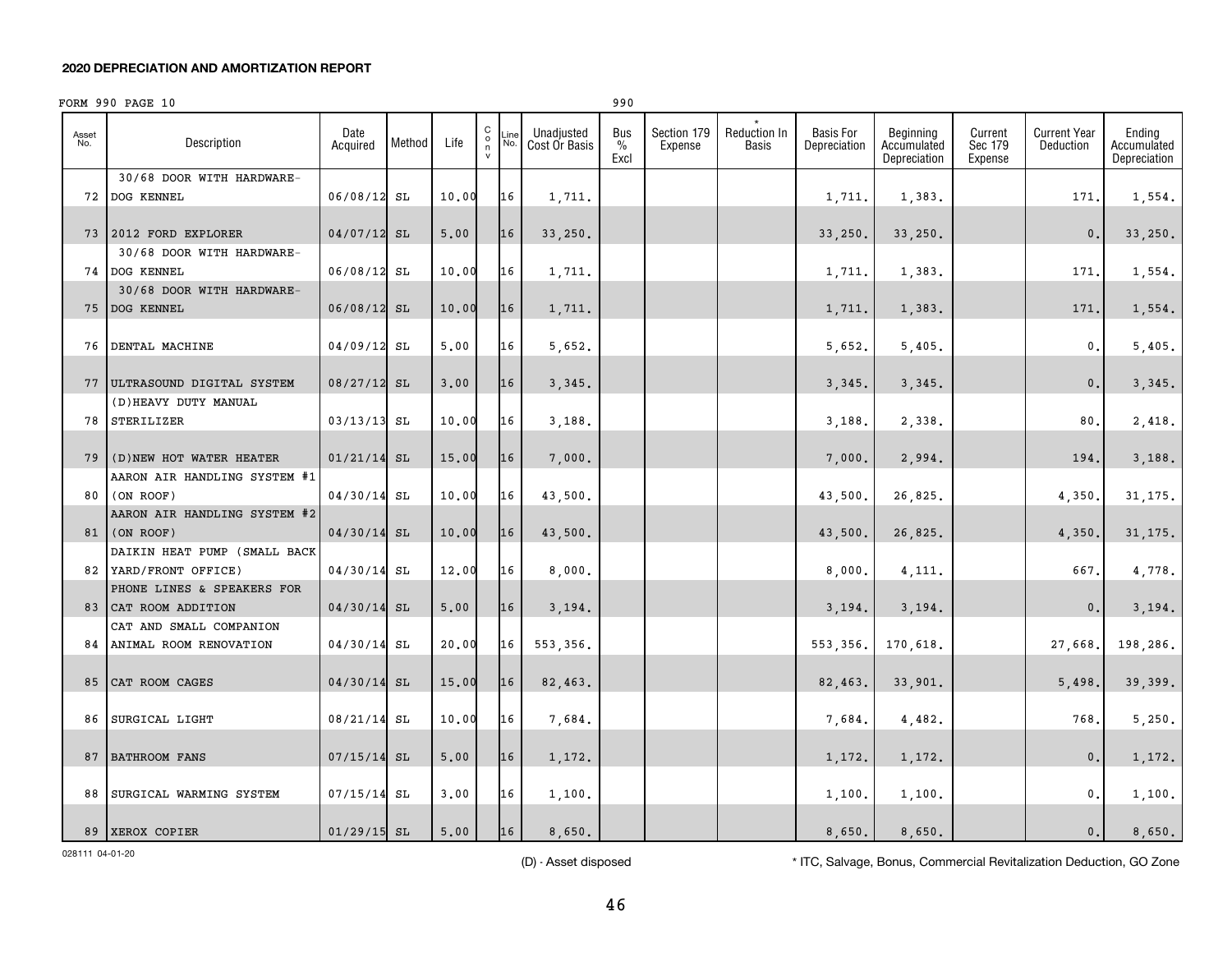**2020 DEPRECIATION AND AMORTIZATION REPORT**

FORM 990 PAGE 10 990

| Asset No. | Description | Date Acquired | Method | Life | Conv | Line No. | Unadjusted Cost Or Basis | Bus % Excl | Section 179 Expense | * Reduction In Basis | Basis For Depreciation | Beginning Accumulated Depreciation | Current Sec 179 Expense | Current Year Deduction | Ending Accumulated Depreciation |
|---|---|---|---|---|---|---|---|---|---|---|---|---|---|---|---|
| 72 | 30/68 DOOR WITH HARDWARE-DOG KENNEL | 06/08/12 | SL | 10.00 | | 16 | 1,711. | | | | 1,711. | 1,383. | | 171. | 1,554. |
| 73 | 2012 FORD EXPLORER | 04/07/12 | SL | 5.00 | | 16 | 33,250. | | | | 33,250. | 33,250. | | 0. | 33,250. |
| 74 | 30/68 DOOR WITH HARDWARE-DOG KENNEL | 06/08/12 | SL | 10.00 | | 16 | 1,711. | | | | 1,711. | 1,383. | | 171. | 1,554. |
| 75 | 30/68 DOOR WITH HARDWARE-DOG KENNEL | 06/08/12 | SL | 10.00 | | 16 | 1,711. | | | | 1,711. | 1,383. | | 171. | 1,554. |
| 76 | DENTAL MACHINE | 04/09/12 | SL | 5.00 | | 16 | 5,652. | | | | 5,652. | 5,405. | | 0. | 5,405. |
| 77 | ULTRASOUND DIGITAL SYSTEM | 08/27/12 | SL | 3.00 | | 16 | 3,345. | | | | 3,345. | 3,345. | | 0. | 3,345. |
| 78 | (D)HEAVY DUTY MANUAL STERILIZER | 03/13/13 | SL | 10.00 | | 16 | 3,188. | | | | 3,188. | 2,338. | | 80. | 2,418. |
| 79 | (D)NEW HOT WATER HEATER | 01/21/14 | SL | 15.00 | | 16 | 7,000. | | | | 7,000. | 2,994. | | 194. | 3,188. |
| 80 | AARON AIR HANDLING SYSTEM #1 (ON ROOF) | 04/30/14 | SL | 10.00 | | 16 | 43,500. | | | | 43,500. | 26,825. | | 4,350. | 31,175. |
| 81 | AARON AIR HANDLING SYSTEM #2 (ON ROOF) | 04/30/14 | SL | 10.00 | | 16 | 43,500. | | | | 43,500. | 26,825. | | 4,350. | 31,175. |
| 82 | DAIKIN HEAT PUMP (SMALL BACK YARD/FRONT OFFICE) | 04/30/14 | SL | 12.00 | | 16 | 8,000. | | | | 8,000. | 4,111. | | 667. | 4,778. |
| 83 | PHONE LINES & SPEAKERS FOR CAT ROOM ADDITION | 04/30/14 | SL | 5.00 | | 16 | 3,194. | | | | 3,194. | 3,194. | | 0. | 3,194. |
| 84 | CAT AND SMALL COMPANION ANIMAL ROOM RENOVATION | 04/30/14 | SL | 20.00 | | 16 | 553,356. | | | | 553,356. | 170,618. | | 27,668. | 198,286. |
| 85 | CAT ROOM CAGES | 04/30/14 | SL | 15.00 | | 16 | 82,463. | | | | 82,463. | 33,901. | | 5,498. | 39,399. |
| 86 | SURGICAL LIGHT | 08/21/14 | SL | 10.00 | | 16 | 7,684. | | | | 7,684. | 4,482. | | 768. | 5,250. |
| 87 | BATHROOM FANS | 07/15/14 | SL | 5.00 | | 16 | 1,172. | | | | 1,172. | 1,172. | | 0. | 1,172. |
| 88 | SURGICAL WARMING SYSTEM | 07/15/14 | SL | 3.00 | | 16 | 1,100. | | | | 1,100. | 1,100. | | 0. | 1,100. |
| 89 | XEROX COPIER | 01/29/15 | SL | 5.00 | | 16 | 8,650. | | | | 8,650. | 8,650. | | 0. | 8,650. |

028111 04-01-20

(D) - Asset disposed

* ITC, Salvage, Bonus, Commercial Revitalization Deduction, GO Zone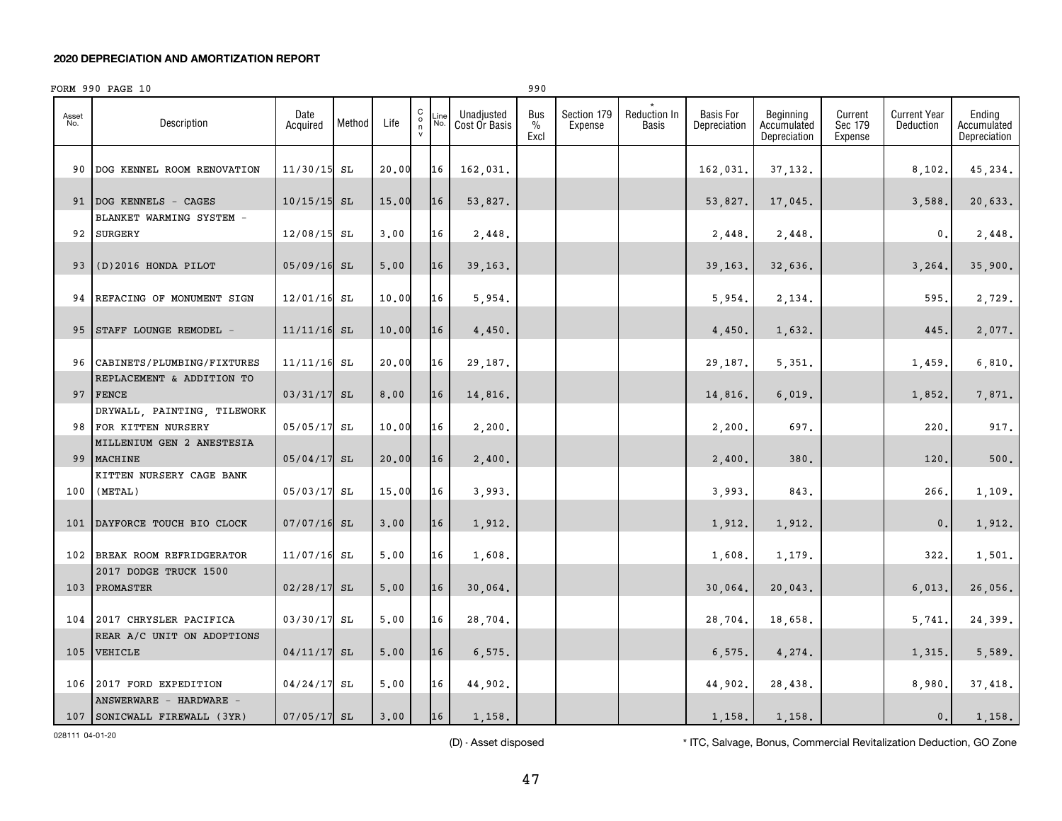## 2020 DEPRECIATION AND AMORTIZATION REPORT

FORM 990 PAGE 10 990

| Asset No. | Description | Date Acquired | Method | Life | C o n v | Line No. | Unadjusted Cost Or Basis | Bus % Excl | Section 179 Expense | * Reduction In Basis | Basis For Depreciation | Beginning Accumulated Depreciation | Current Sec 179 Expense | Current Year Deduction | Ending Accumulated Depreciation |
|---|---|---|---|---|---|---|---|---|---|---|---|---|---|---|---|
| 90 | DOG KENNEL ROOM RENOVATION | 11/30/15 | SL | 20.00 | | 16 | 162,031. | | | | 162,031. | 37,132. | | 8,102. | 45,234. |
| 91 | DOG KENNELS - CAGES | 10/15/15 | SL | 15.00 | | 16 | 53,827. | | | | 53,827. | 17,045. | | 3,588. | 20,633. |
| 92 | BLANKET WARMING SYSTEM - SURGERY | 12/08/15 | SL | 3.00 | | 16 | 2,448. | | | | 2,448. | 2,448. | | 0. | 2,448. |
| 93 | (D)2016 HONDA PILOT | 05/09/16 | SL | 5.00 | | 16 | 39,163. | | | | 39,163. | 32,636. | | 3,264. | 35,900. |
| 94 | REFACING OF MONUMENT SIGN | 12/01/16 | SL | 10.00 | | 16 | 5,954. | | | | 5,954. | 2,134. | | 595. | 2,729. |
| 95 | STAFF LOUNGE REMODEL - | 11/11/16 | SL | 10.00 | | 16 | 4,450. | | | | 4,450. | 1,632. | | 445. | 2,077. |
| 96 | CABINETS/PLUMBING/FIXTURES | 11/11/16 | SL | 20.00 | | 16 | 29,187. | | | | 29,187. | 5,351. | | 1,459. | 6,810. |
| 97 | REPLACEMENT & ADDITION TO FENCE | 03/31/17 | SL | 8.00 | | 16 | 14,816. | | | | 14,816. | 6,019. | | 1,852. | 7,871. |
| 98 | DRYWALL, PAINTING, TILEWORK FOR KITTEN NURSERY | 05/05/17 | SL | 10.00 | | 16 | 2,200. | | | | 2,200. | 697. | | 220. | 917. |
| 99 | MILLENIUM GEN 2 ANESTESIA MACHINE | 05/04/17 | SL | 20.00 | | 16 | 2,400. | | | | 2,400. | 380. | | 120. | 500. |
| 100 | KITTEN NURSERY CAGE BANK (METAL) | 05/03/17 | SL | 15.00 | | 16 | 3,993. | | | | 3,993. | 843. | | 266. | 1,109. |
| 101 | DAYFORCE TOUCH BIO CLOCK | 07/07/16 | SL | 3.00 | | 16 | 1,912. | | | | 1,912. | 1,912. | | 0. | 1,912. |
| 102 | BREAK ROOM REFRIDGERATOR | 11/07/16 | SL | 5.00 | | 16 | 1,608. | | | | 1,608. | 1,179. | | 322. | 1,501. |
| 103 | 2017 DODGE TRUCK 1500 PROMASTER | 02/28/17 | SL | 5.00 | | 16 | 30,064. | | | | 30,064. | 20,043. | | 6,013. | 26,056. |
| 104 | 2017 CHRYSLER PACIFICA | 03/30/17 | SL | 5.00 | | 16 | 28,704. | | | | 28,704. | 18,658. | | 5,741. | 24,399. |
| 105 | REAR A/C UNIT ON ADOPTIONS VEHICLE | 04/11/17 | SL | 5.00 | | 16 | 6,575. | | | | 6,575. | 4,274. | | 1,315. | 5,589. |
| 106 | 2017 FORD EXPEDITION | 04/24/17 | SL | 5.00 | | 16 | 44,902. | | | | 44,902. | 28,438. | | 8,980. | 37,418. |
| 107 | ANSWERWARE - HARDWARE - SONICWALL FIREWALL (3YR) | 07/05/17 | SL | 3.00 | | 16 | 1,158. | | | | 1,158. | 1,158. | | 0. | 1,158. |

028111 04-01-20

(D) - Asset disposed

* ITC, Salvage, Bonus, Commercial Revitalization Deduction, GO Zone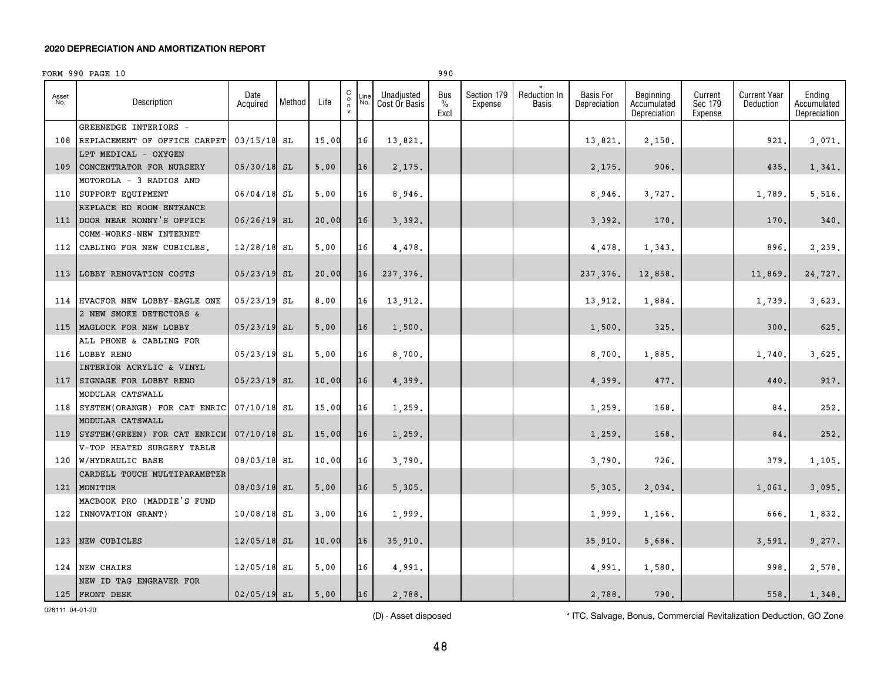## 2020 DEPRECIATION AND AMORTIZATION REPORT

FORM 990 PAGE 10 990

| Asset No. | Description | Date Acquired | Method | Life | C o n v | Line No. | Unadjusted Cost Or Basis | Bus % Excl | Section 179 Expense | * Reduction In Basis | Basis For Depreciation | Beginning Accumulated Depreciation | Current Sec 179 Expense | Current Year Deduction | Ending Accumulated Depreciation |
|---|---|---|---|---|---|---|---|---|---|---|---|---|---|---|---|
| 108 | GREENEDGE INTERIORS - REPLACEMENT OF OFFICE CARPET | 03/15/18 | SL | 15.00 | | 16 | 13,821. | | | | 13,821. | 2,150. | | 921. | 3,071. |
| 109 | LPT MEDICAL - OXYGEN CONCENTRATOR FOR NURSERY | 05/30/18 | SL | 5.00 | | 16 | 2,175. | | | | 2,175. | 906. | | 435. | 1,341. |
| 110 | MOTOROLA - 3 RADIOS AND SUPPORT EQUIPMENT | 06/04/18 | SL | 5.00 | | 16 | 8,946. | | | | 8,946. | 3,727. | | 1,789. | 5,516. |
| 111 | REPLACE ED ROOM ENTRANCE DOOR NEAR RONNY'S OFFICE | 06/26/19 | SL | 20.00 | | 16 | 3,392. | | | | 3,392. | 170. | | 170. | 340. |
| 112 | COMM-WORKS-NEW INTERNET CABLING FOR NEW CUBICLES. | 12/28/18 | SL | 5.00 | | 16 | 4,478. | | | | 4,478. | 1,343. | | 896. | 2,239. |
| 113 | LOBBY RENOVATION COSTS | 05/23/19 | SL | 20.00 | | 16 | 237,376. | | | | 237,376. | 12,858. | | 11,869. | 24,727. |
| 114 | HVACFOR NEW LOBBY-EAGLE ONE | 05/23/19 | SL | 8.00 | | 16 | 13,912. | | | | 13,912. | 1,884. | | 1,739. | 3,623. |
| 115 | 2 NEW SMOKE DETECTORS & MAGLOCK FOR NEW LOBBY | 05/23/19 | SL | 5.00 | | 16 | 1,500. | | | | 1,500. | 325. | | 300. | 625. |
| 116 | ALL PHONE & CABLING FOR LOBBY RENO | 05/23/19 | SL | 5.00 | | 16 | 8,700. | | | | 8,700. | 1,885. | | 1,740. | 3,625. |
| 117 | INTERIOR ACRYLIC & VINYL SIGNAGE FOR LOBBY RENO | 05/23/19 | SL | 10.00 | | 16 | 4,399. | | | | 4,399. | 477. | | 440. | 917. |
| 118 | MODULAR CATSWALL SYSTEM(ORANGE) FOR CAT ENRIC | 07/10/18 | SL | 15.00 | | 16 | 1,259. | | | | 1,259. | 168. | | 84. | 252. |
| 119 | MODULAR CATSWALL SYSTEM(GREEN) FOR CAT ENRICH | 07/10/18 | SL | 15.00 | | 16 | 1,259. | | | | 1,259. | 168. | | 84. | 252. |
| 120 | V-TOP HEATED SURGERY TABLE W/HYDRAULIC BASE | 08/03/18 | SL | 10.00 | | 16 | 3,790. | | | | 3,790. | 726. | | 379. | 1,105. |
| 121 | CARDELL TOUCH MULTIPARAMETER MONITOR | 08/03/18 | SL | 5.00 | | 16 | 5,305. | | | | 5,305. | 2,034. | | 1,061. | 3,095. |
| 122 | MACBOOK PRO (MADDIE'S FUND INNOVATION GRANT) | 10/08/18 | SL | 3.00 | | 16 | 1,999. | | | | 1,999. | 1,166. | | 666. | 1,832. |
| 123 | NEW CUBICLES | 12/05/18 | SL | 10.00 | | 16 | 35,910. | | | | 35,910. | 5,686. | | 3,591. | 9,277. |
| 124 | NEW CHAIRS | 12/05/18 | SL | 5.00 | | 16 | 4,991. | | | | 4,991. | 1,580. | | 998. | 2,578. |
| 125 | NEW ID TAG ENGRAVER FOR FRONT DESK | 02/05/19 | SL | 5.00 | | 16 | 2,788. | | | | 2,788. | 790. | | 558. | 1,348. |

028111 04-01-20

(D) - Asset disposed

* ITC, Salvage, Bonus, Commercial Revitalization Deduction, GO Zone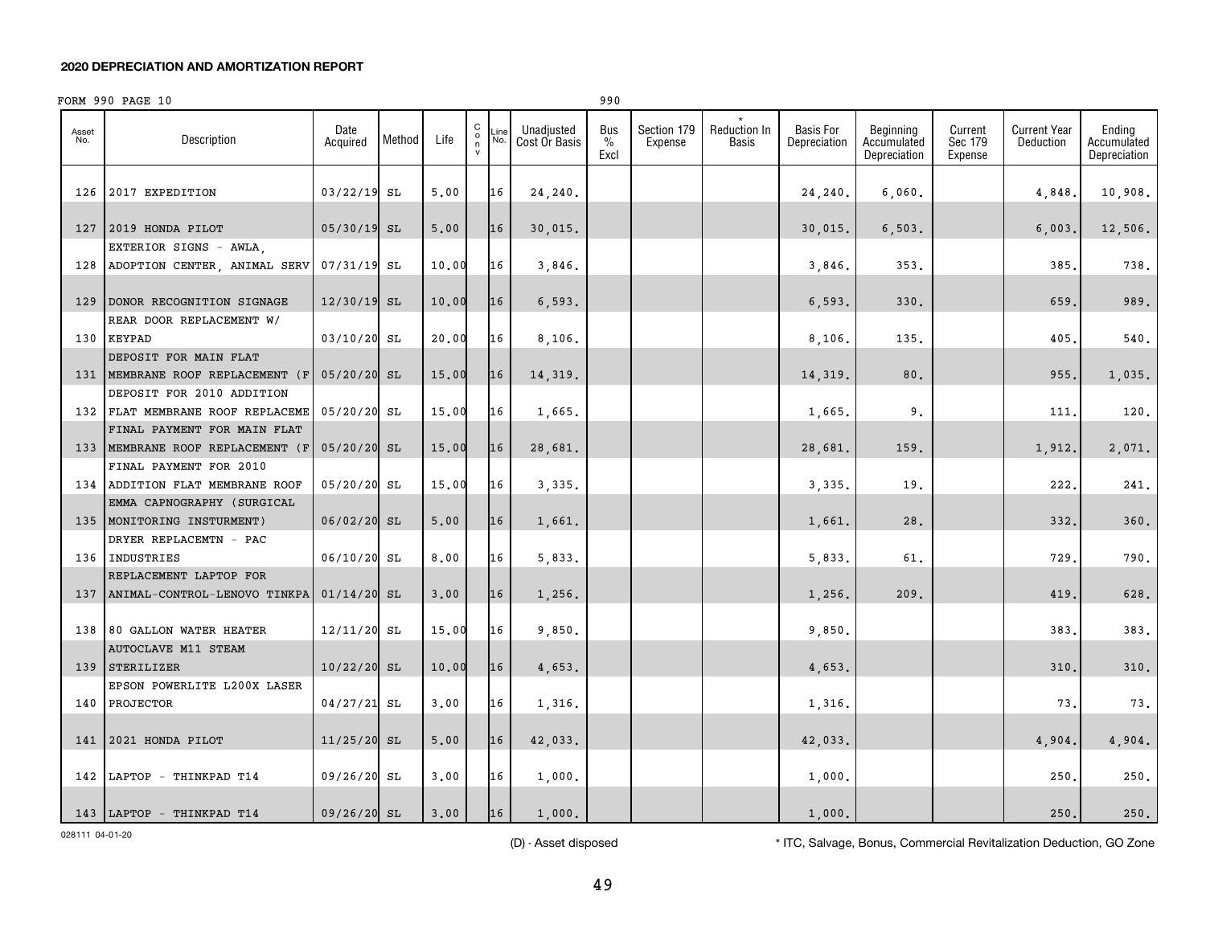**2020 DEPRECIATION AND AMORTIZATION REPORT**

FORM 990 PAGE 10 990

| Asset No. | Description | Date Acquired | Method | Life | Conv | Line No. | Unadjusted Cost Or Basis | Bus % Excl | Section 179 Expense | * Reduction In Basis | Basis For Depreciation | Beginning Accumulated Depreciation | Current Sec 179 Expense | Current Year Deduction | Ending Accumulated Depreciation |
|---|---|---|---|---|---|---|---|---|---|---|---|---|---|---|---|
| 126 | 2017 EXPEDITION | 03/22/19 | SL | 5.00 | | 16 | 24,240. | | | | 24,240. | 6,060. | | 4,848. | 10,908. |
| 127 | 2019 HONDA PILOT | 05/30/19 | SL | 5.00 | | 16 | 30,015. | | | | 30,015. | 6,503. | | 6,003. | 12,506. |
| 128 | EXTERIOR SIGNS - AWLA, ADOPTION CENTER, ANIMAL SERV | 07/31/19 | SL | 10.00 | | 16 | 3,846. | | | | 3,846. | 353. | | 385. | 738. |
| 129 | DONOR RECOGNITION SIGNAGE | 12/30/19 | SL | 10.00 | | 16 | 6,593. | | | | 6,593. | 330. | | 659. | 989. |
| 130 | REAR DOOR REPLACEMENT W/ KEYPAD | 03/10/20 | SL | 20.00 | | 16 | 8,106. | | | | 8,106. | 135. | | 405. | 540. |
| 131 | DEPOSIT FOR MAIN FLAT MEMBRANE ROOF REPLACEMENT (F | 05/20/20 | SL | 15.00 | | 16 | 14,319. | | | | 14,319. | 80. | | 955. | 1,035. |
| 132 | DEPOSIT FOR 2010 ADDITION FLAT MEMBRANE ROOF REPLACEME | 05/20/20 | SL | 15.00 | | 16 | 1,665. | | | | 1,665. | 9. | | 111. | 120. |
| 133 | FINAL PAYMENT FOR MAIN FLAT MEMBRANE ROOF REPLACEMENT (F | 05/20/20 | SL | 15.00 | | 16 | 28,681. | | | | 28,681. | 159. | | 1,912. | 2,071. |
| 134 | FINAL PAYMENT FOR 2010 ADDITION FLAT MEMBRANE ROOF | 05/20/20 | SL | 15.00 | | 16 | 3,335. | | | | 3,335. | 19. | | 222. | 241. |
| 135 | EMMA CAPNOGRAPHY (SURGICAL MONITORING INSTURMENT) | 06/02/20 | SL | 5.00 | | 16 | 1,661. | | | | 1,661. | 28. | | 332. | 360. |
| 136 | DRYER REPLACEMTN - PAC INDUSTRIES | 06/10/20 | SL | 8.00 | | 16 | 5,833. | | | | 5,833. | 61. | | 729. | 790. |
| 137 | REPLACEMENT LAPTOP FOR ANIMAL-CONTROL-LENOVO TINKPA | 01/14/20 | SL | 3.00 | | 16 | 1,256. | | | | 1,256. | 209. | | 419. | 628. |
| 138 | 80 GALLON WATER HEATER | 12/11/20 | SL | 15.00 | | 16 | 9,850. | | | | 9,850. | | | 383. | 383. |
| 139 | AUTOCLAVE M11 STEAM STERILIZER | 10/22/20 | SL | 10.00 | | 16 | 4,653. | | | | 4,653. | | | 310. | 310. |
| 140 | EPSON POWERLITE L200X LASER PROJECTOR | 04/27/21 | SL | 3.00 | | 16 | 1,316. | | | | 1,316. | | | 73. | 73. |
| 141 | 2021 HONDA PILOT | 11/25/20 | SL | 5.00 | | 16 | 42,033. | | | | 42,033. | | | 4,904. | 4,904. |
| 142 | LAPTOP - THINKPAD T14 | 09/26/20 | SL | 3.00 | | 16 | 1,000. | | | | 1,000. | | | 250. | 250. |
| 143 | LAPTOP - THINKPAD T14 | 09/26/20 | SL | 3.00 | | 16 | 1,000. | | | | 1,000. | | | 250. | 250. |

028111 04-01-20

(D) - Asset disposed

* ITC, Salvage, Bonus, Commercial Revitalization Deduction, GO Zone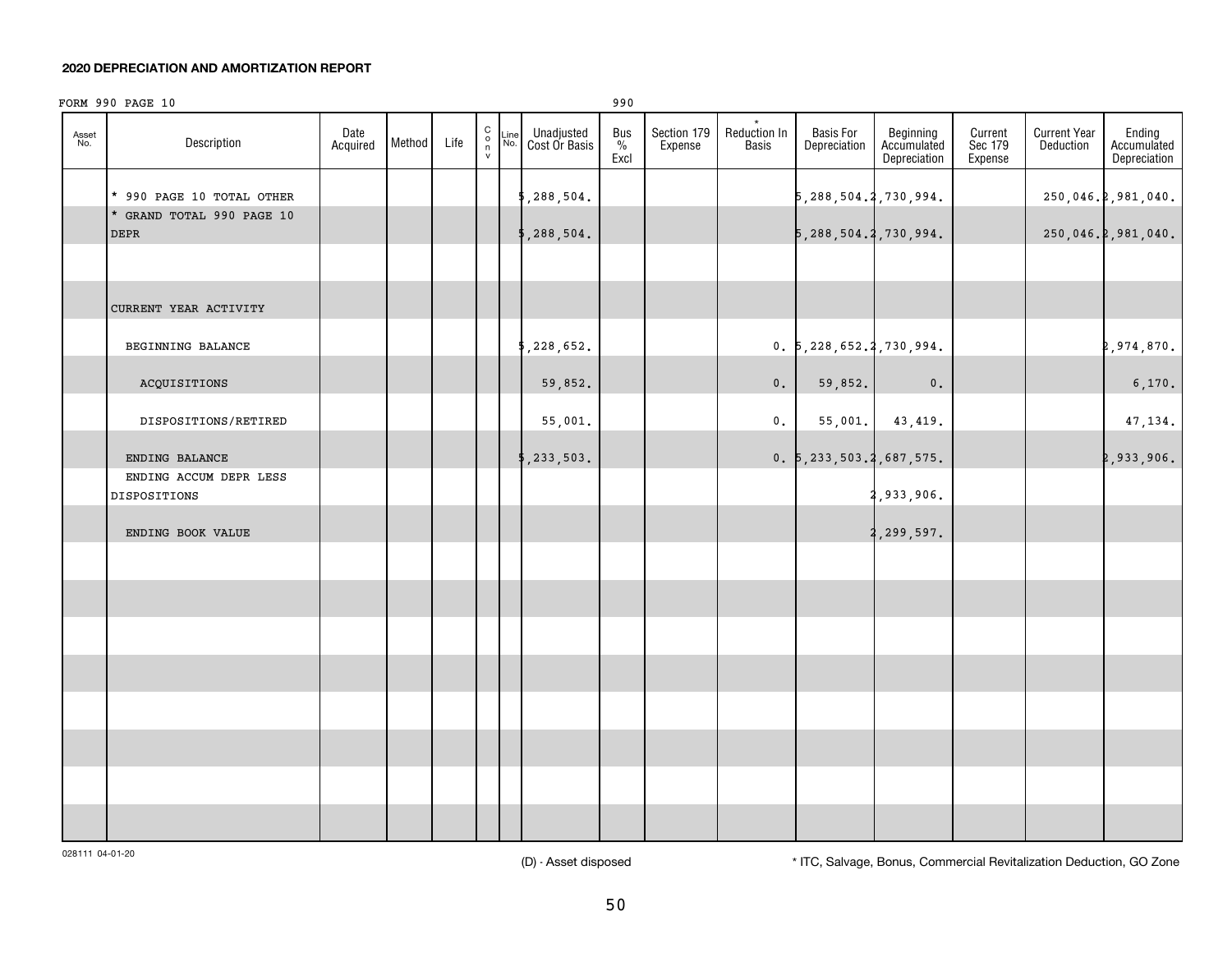**2020 DEPRECIATION AND AMORTIZATION REPORT**

FORM 990 PAGE 10 990

| Asset No. | Description | Date Acquired | Method | Life | Conv | Line No. | Unadjusted Cost Or Basis | Bus % Excl | Section 179 Expense | * Reduction In Basis | Basis For Depreciation | Beginning Accumulated Depreciation | Current Sec 179 Expense | Current Year Deduction | Ending Accumulated Depreciation |
|---|---|---|---|---|---|---|---|---|---|---|---|---|---|---|---|
| | * 990 PAGE 10 TOTAL OTHER | | | | | | 5,288,504. | | | | 5,288,504. | 2,730,994. | | 250,046. | 2,981,040. |
| | * GRAND TOTAL 990 PAGE 10 DEPR | | | | | | 5,288,504. | | | | 5,288,504. | 2,730,994. | | 250,046. | 2,981,040. |
| | | | | | | | | | | | | | | | |
| | CURRENT YEAR ACTIVITY | | | | | | | | | | | | | | |
| | BEGINNING BALANCE | | | | | | 5,228,652. | | | 0. | 5,228,652. | 2,730,994. | | | 2,974,870. |
| | ACQUISITIONS | | | | | | 59,852. | | | 0. | 59,852. | 0. | | | 6,170. |
| | DISPOSITIONS/RETIRED | | | | | | 55,001. | | | 0. | 55,001. | 43,419. | | | 47,134. |
| | ENDING BALANCE | | | | | | 5,233,503. | | | 0. | 5,233,503. | 2,687,575. | | | 2,933,906. |
| | ENDING ACCUM DEPR LESS DISPOSITIONS | | | | | | | | | | | 2,933,906. | | | |
| | ENDING BOOK VALUE | | | | | | | | | | | 2,299,597. | | | |

028111 04-01-20

(D) - Asset disposed

* ITC, Salvage, Bonus, Commercial Revitalization Deduction, GO Zone